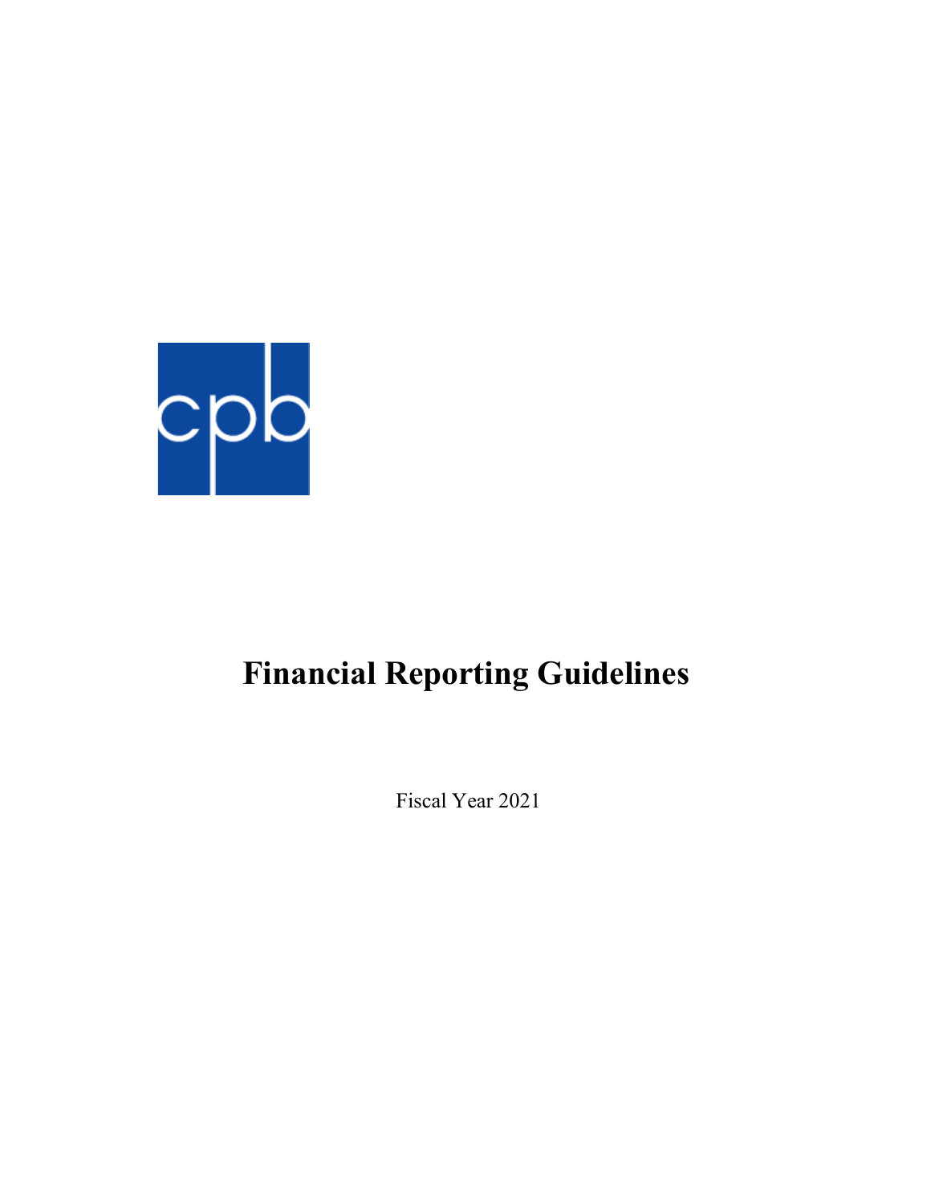cpb

# Financial Reporting Guidelines

Fiscal Year 2021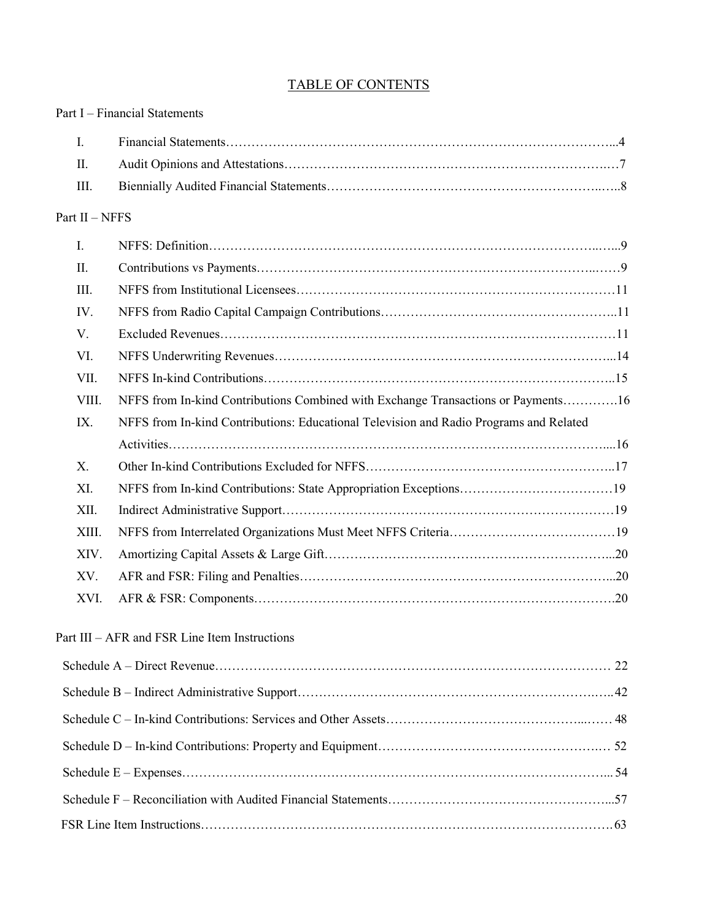# TABLE OF CONTENTS

Part I – Financial Statements

| | | |
|---|---|---|
| I. | Financial Statements | 4 |
| II. | Audit Opinions and Attestations | 7 |
| III. | Biennially Audited Financial Statements | 8 |

Part II – NFFS

| | | |
|---|---|---|
| I. | NFFS: Definition | 9 |
| II. | Contributions vs Payments | 9 |
| III. | NFFS from Institutional Licensees | 11 |
| IV. | NFFS from Radio Capital Campaign Contributions | 11 |
| V. | Excluded Revenues | 11 |
| VI. | NFFS Underwriting Revenues | 14 |
| VII. | NFFS In-kind Contributions | 15 |
| VIII. | NFFS from In-kind Contributions Combined with Exchange Transactions or Payments | 16 |
| IX. | NFFS from In-kind Contributions: Educational Television and Radio Programs and Related Activities | 16 |
| X. | Other In-kind Contributions Excluded for NFFS | 17 |
| XI. | NFFS from In-kind Contributions: State Appropriation Exceptions | 19 |
| XII. | Indirect Administrative Support | 19 |
| XIII. | NFFS from Interrelated Organizations Must Meet NFFS Criteria | 19 |
| XIV. | Amortizing Capital Assets & Large Gift | 20 |
| XV. | AFR and FSR: Filing and Penalties | 20 |
| XVI. | AFR & FSR: Components | 20 |

Part III – AFR and FSR Line Item Instructions

| | |
|---|---|
| Schedule A – Direct Revenue | 22 |
| Schedule B – Indirect Administrative Support | 42 |
| Schedule C – In-kind Contributions: Services and Other Assets | 48 |
| Schedule D – In-kind Contributions: Property and Equipment | 52 |
| Schedule E – Expenses | 54 |
| Schedule F – Reconciliation with Audited Financial Statements | 57 |
| FSR Line Item Instructions | 63 |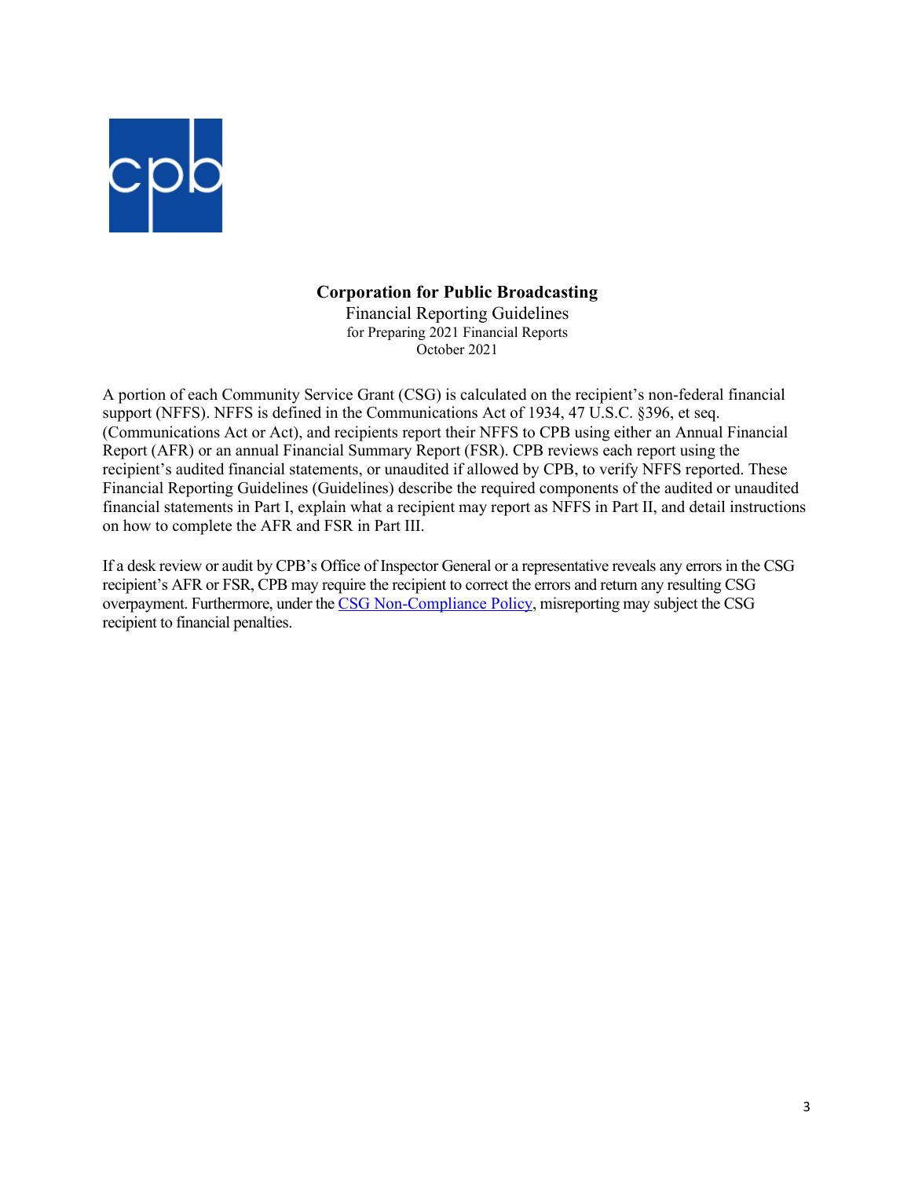**Corporation for Public Broadcasting**
Financial Reporting Guidelines
for Preparing 2021 Financial Reports
October 2021

A portion of each Community Service Grant (CSG) is calculated on the recipient's non-federal financial support (NFFS). NFFS is defined in the Communications Act of 1934, 47 U.S.C. §396, et seq. (Communications Act or Act), and recipients report their NFFS to CPB using either an Annual Financial Report (AFR) or an annual Financial Summary Report (FSR). CPB reviews each report using the recipient's audited financial statements, or unaudited if allowed by CPB, to verify NFFS reported. These Financial Reporting Guidelines (Guidelines) describe the required components of the audited or unaudited financial statements in Part I, explain what a recipient may report as NFFS in Part II, and detail instructions on how to complete the AFR and FSR in Part III.

If a desk review or audit by CPB's Office of Inspector General or a representative reveals any errors in the CSG recipient's AFR or FSR, CPB may require the recipient to correct the errors and return any resulting CSG overpayment. Furthermore, under the CSG Non-Compliance Policy, misreporting may subject the CSG recipient to financial penalties.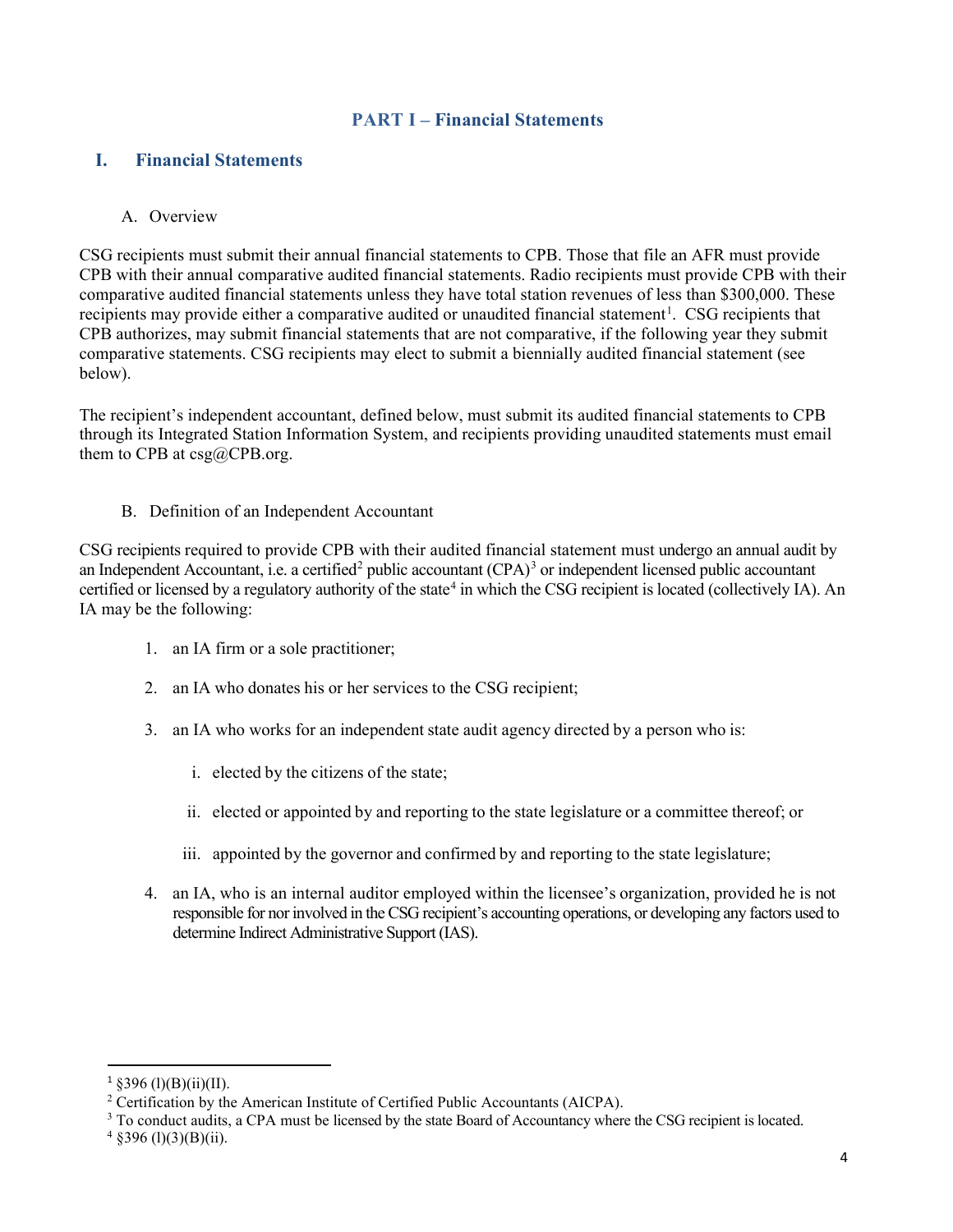## PART I – Financial Statements

## I. Financial Statements

### A. Overview

CSG recipients must submit their annual financial statements to CPB. Those that file an AFR must provide CPB with their annual comparative audited financial statements. Radio recipients must provide CPB with their comparative audited financial statements unless they have total station revenues of less than $300,000. These recipients may provide either a comparative audited or unaudited financial statement[1]. CSG recipients that CPB authorizes, may submit financial statements that are not comparative, if the following year they submit comparative statements. CSG recipients may elect to submit a biennially audited financial statement (see below).

The recipient's independent accountant, defined below, must submit its audited financial statements to CPB through its Integrated Station Information System, and recipients providing unaudited statements must email them to CPB at csg@CPB.org.

### B. Definition of an Independent Accountant

CSG recipients required to provide CPB with their audited financial statement must undergo an annual audit by an Independent Accountant, i.e. a certified[2] public accountant (CPA)[3] or independent licensed public accountant certified or licensed by a regulatory authority of the state[4] in which the CSG recipient is located (collectively IA). An IA may be the following:

1. an IA firm or a sole practitioner;
2. an IA who donates his or her services to the CSG recipient;
3. an IA who works for an independent state audit agency directed by a person who is:
   i. elected by the citizens of the state;
   ii. elected or appointed by and reporting to the state legislature or a committee thereof; or
   iii. appointed by the governor and confirmed by and reporting to the state legislature;
4. an IA, who is an internal auditor employed within the licensee's organization, provided he is not responsible for nor involved in the CSG recipient's accounting operations, or developing any factors used to determine Indirect Administrative Support (IAS).

---

[1] §396 (l)(B)(ii)(II).

[2] Certification by the American Institute of Certified Public Accountants (AICPA).

[3] To conduct audits, a CPA must be licensed by the state Board of Accountancy where the CSG recipient is located.

[4] §396 (l)(3)(B)(ii).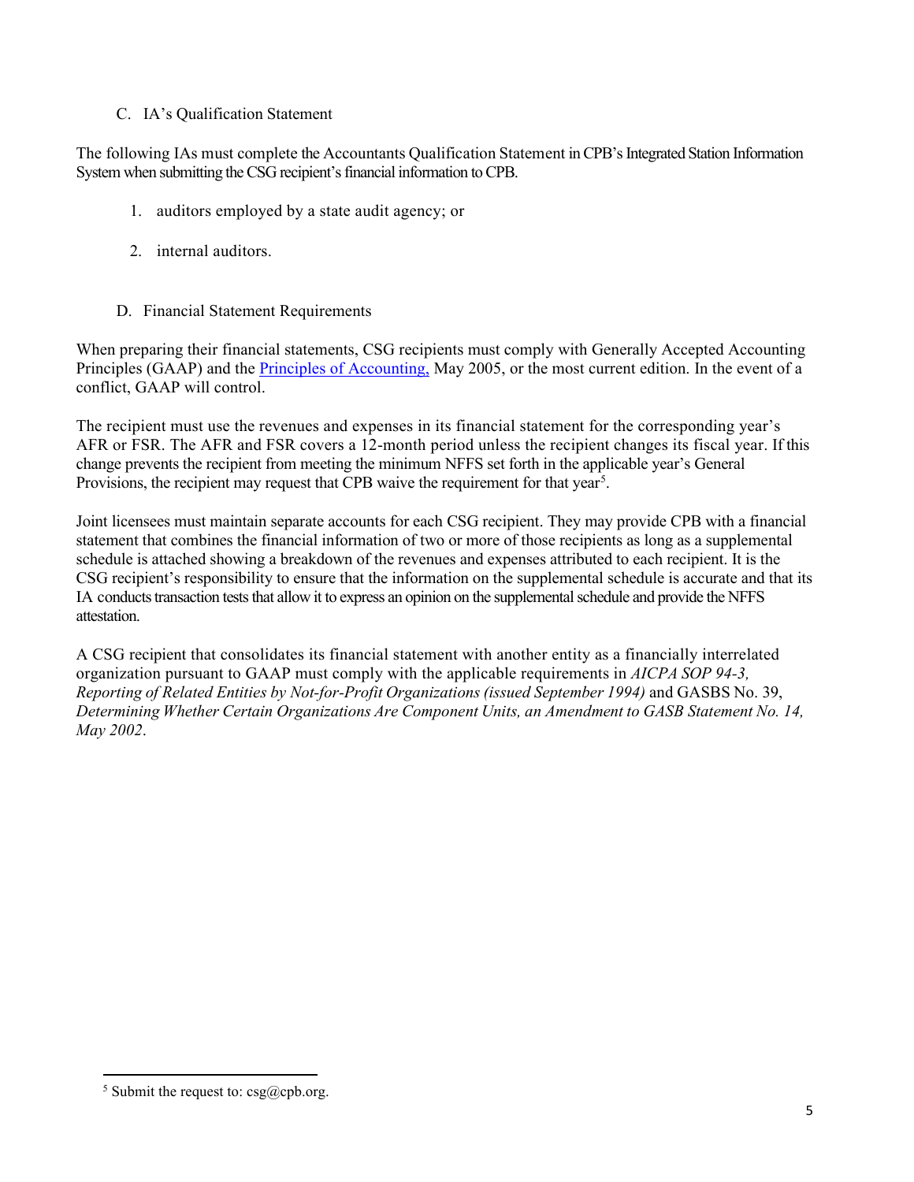### C. IA's Qualification Statement

The following IAs must complete the Accountants Qualification Statement in CPB's Integrated Station Information System when submitting the CSG recipient's financial information to CPB.

1. auditors employed by a state audit agency; or
2. internal auditors.

### D. Financial Statement Requirements

When preparing their financial statements, CSG recipients must comply with Generally Accepted Accounting Principles (GAAP) and the [Principles of Accounting,](#) May 2005, or the most current edition. In the event of a conflict, GAAP will control.

The recipient must use the revenues and expenses in its financial statement for the corresponding year's AFR or FSR. The AFR and FSR covers a 12-month period unless the recipient changes its fiscal year. If this change prevents the recipient from meeting the minimum NFFS set forth in the applicable year's General Provisions, the recipient may request that CPB waive the requirement for that year[5].

Joint licensees must maintain separate accounts for each CSG recipient. They may provide CPB with a financial statement that combines the financial information of two or more of those recipients as long as a supplemental schedule is attached showing a breakdown of the revenues and expenses attributed to each recipient. It is the CSG recipient's responsibility to ensure that the information on the supplemental schedule is accurate and that its IA conducts transaction tests that allow it to express an opinion on the supplemental schedule and provide the NFFS attestation.

A CSG recipient that consolidates its financial statement with another entity as a financially interrelated organization pursuant to GAAP must comply with the applicable requirements in *AICPA SOP 94-3, Reporting of Related Entities by Not-for-Profit Organizations (issued September 1994)* and GASBS No. 39, *Determining Whether Certain Organizations Are Component Units, an Amendment to GASB Statement No. 14, May 2002*.

---

[5] Submit the request to: csg@cpb.org.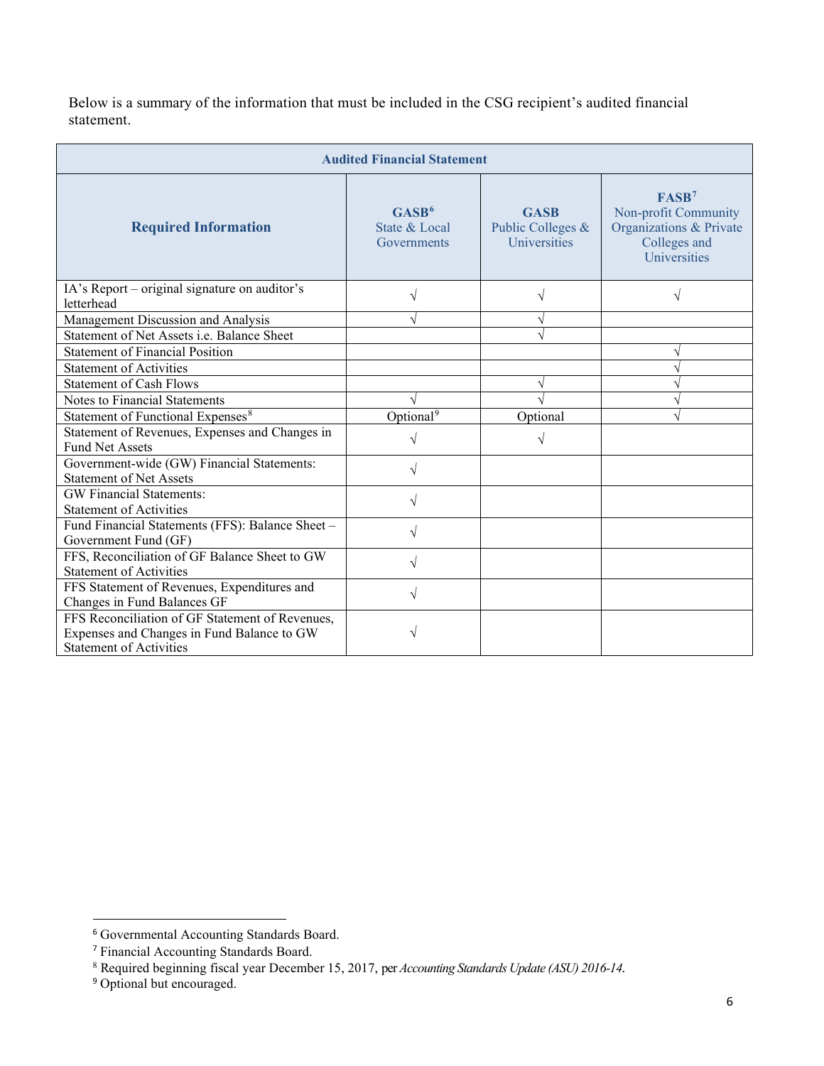Below is a summary of the information that must be included in the CSG recipient's audited financial statement.

| Audited Financial Statement | | | |
|---|---|---|---|
| **Required Information** | **GASB**[6] State & Local Governments | **GASB** Public Colleges & Universities | **FASB**[7] Non-profit Community Organizations & Private Colleges and Universities |
| IA's Report – original signature on auditor's letterhead | √ | √ | √ |
| Management Discussion and Analysis | √ | √ | |
| Statement of Net Assets i.e. Balance Sheet | | √ | |
| Statement of Financial Position | | | √ |
| Statement of Activities | | | √ |
| Statement of Cash Flows | | √ | √ |
| Notes to Financial Statements | √ | √ | √ |
| Statement of Functional Expenses[8] | Optional[9] | Optional | √ |
| Statement of Revenues, Expenses and Changes in Fund Net Assets | √ | √ | |
| Government-wide (GW) Financial Statements: Statement of Net Assets | √ | | |
| GW Financial Statements: Statement of Activities | √ | | |
| Fund Financial Statements (FFS): Balance Sheet – Government Fund (GF) | √ | | |
| FFS, Reconciliation of GF Balance Sheet to GW Statement of Activities | √ | | |
| FFS Statement of Revenues, Expenditures and Changes in Fund Balances GF | √ | | |
| FFS Reconciliation of GF Statement of Revenues, Expenses and Changes in Fund Balance to GW Statement of Activities | √ | | |

[6] Governmental Accounting Standards Board.

[7] Financial Accounting Standards Board.

[8] Required beginning fiscal year December 15, 2017, per *Accounting Standards Update (ASU) 2016-14*.

[9] Optional but encouraged.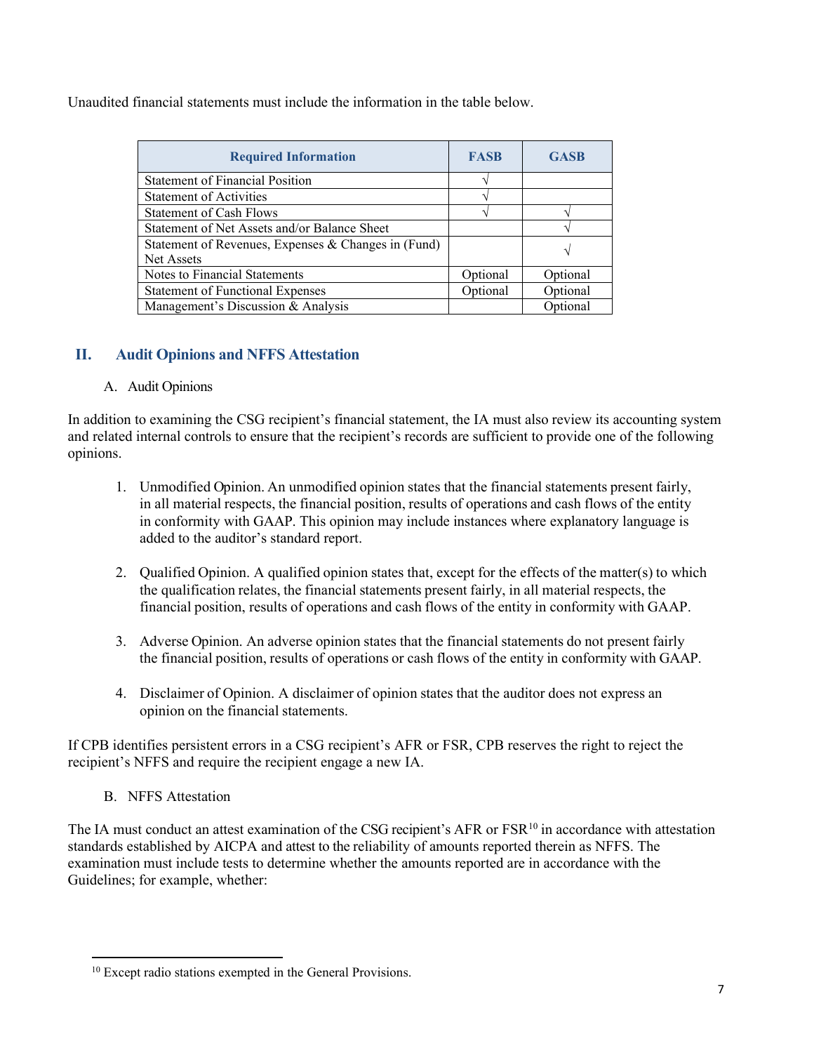Unaudited financial statements must include the information in the table below.

| Required Information | FASB | GASB |
|---|---|---|
| Statement of Financial Position | √ | |
| Statement of Activities | √ | |
| Statement of Cash Flows | √ | √ |
| Statement of Net Assets and/or Balance Sheet | | √ |
| Statement of Revenues, Expenses & Changes in (Fund) Net Assets | | √ |
| Notes to Financial Statements | Optional | Optional |
| Statement of Functional Expenses | Optional | Optional |
| Management's Discussion & Analysis | | Optional |

## II. Audit Opinions and NFFS Attestation

### A. Audit Opinions

In addition to examining the CSG recipient's financial statement, the IA must also review its accounting system and related internal controls to ensure that the recipient's records are sufficient to provide one of the following opinions.

1. Unmodified Opinion. An unmodified opinion states that the financial statements present fairly, in all material respects, the financial position, results of operations and cash flows of the entity in conformity with GAAP. This opinion may include instances where explanatory language is added to the auditor's standard report.

2. Qualified Opinion. A qualified opinion states that, except for the effects of the matter(s) to which the qualification relates, the financial statements present fairly, in all material respects, the financial position, results of operations and cash flows of the entity in conformity with GAAP.

3. Adverse Opinion. An adverse opinion states that the financial statements do not present fairly the financial position, results of operations or cash flows of the entity in conformity with GAAP.

4. Disclaimer of Opinion. A disclaimer of opinion states that the auditor does not express an opinion on the financial statements.

If CPB identifies persistent errors in a CSG recipient's AFR or FSR, CPB reserves the right to reject the recipient's NFFS and require the recipient engage a new IA.

### B. NFFS Attestation

The IA must conduct an attest examination of the CSG recipient's AFR or FSR[10] in accordance with attestation standards established by AICPA and attest to the reliability of amounts reported therein as NFFS. The examination must include tests to determine whether the amounts reported are in accordance with the Guidelines; for example, whether:

[10] Except radio stations exempted in the General Provisions.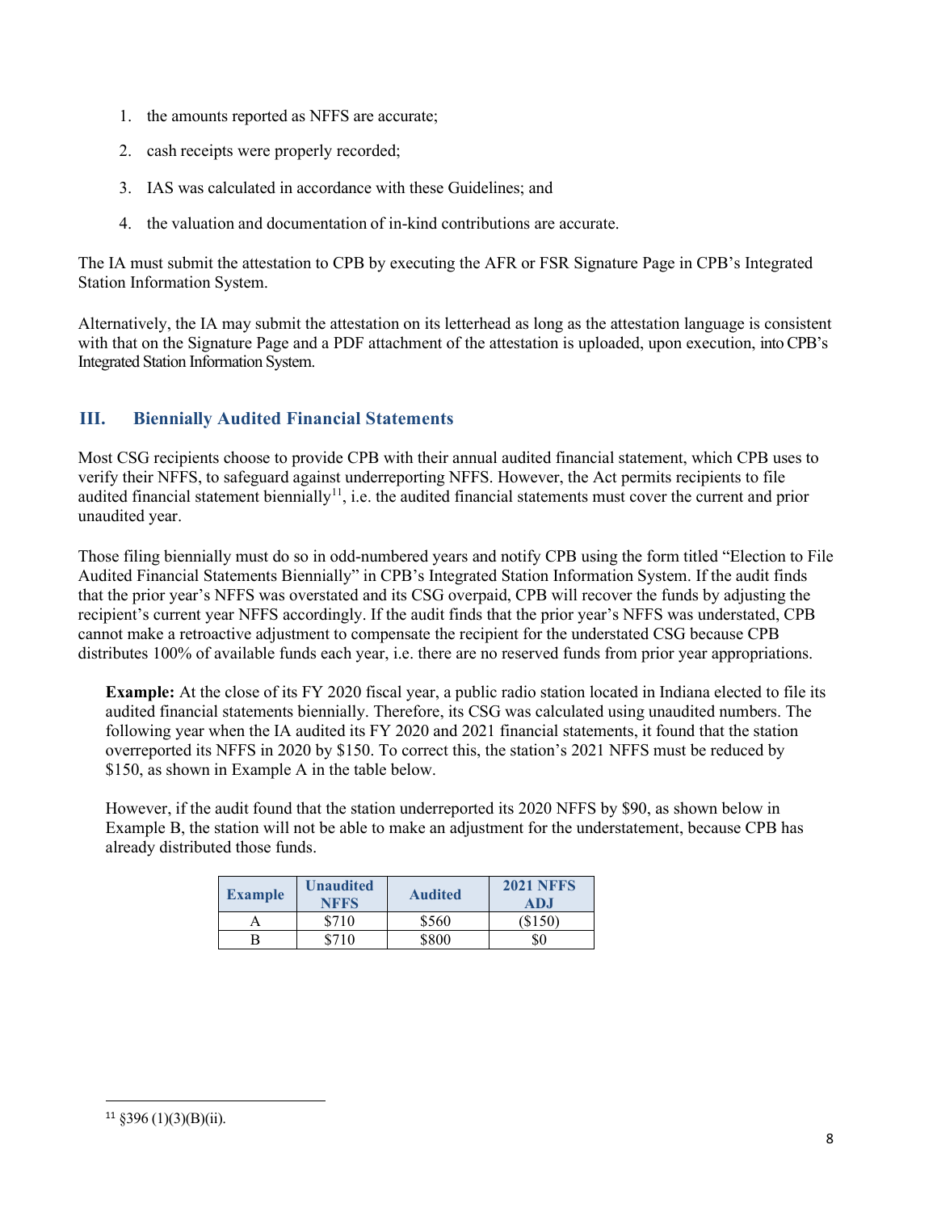1. the amounts reported as NFFS are accurate;
2. cash receipts were properly recorded;
3. IAS was calculated in accordance with these Guidelines; and
4. the valuation and documentation of in-kind contributions are accurate.

The IA must submit the attestation to CPB by executing the AFR or FSR Signature Page in CPB's Integrated Station Information System.

Alternatively, the IA may submit the attestation on its letterhead as long as the attestation language is consistent with that on the Signature Page and a PDF attachment of the attestation is uploaded, upon execution, into CPB's Integrated Station Information System.

## III. Biennially Audited Financial Statements

Most CSG recipients choose to provide CPB with their annual audited financial statement, which CPB uses to verify their NFFS, to safeguard against underreporting NFFS. However, the Act permits recipients to file audited financial statement biennially[11], i.e. the audited financial statements must cover the current and prior unaudited year.

Those filing biennially must do so in odd-numbered years and notify CPB using the form titled "Election to File Audited Financial Statements Biennially" in CPB's Integrated Station Information System. If the audit finds that the prior year's NFFS was overstated and its CSG overpaid, CPB will recover the funds by adjusting the recipient's current year NFFS accordingly. If the audit finds that the prior year's NFFS was understated, CPB cannot make a retroactive adjustment to compensate the recipient for the understated CSG because CPB distributes 100% of available funds each year, i.e. there are no reserved funds from prior year appropriations.

**Example:** At the close of its FY 2020 fiscal year, a public radio station located in Indiana elected to file its audited financial statements biennially. Therefore, its CSG was calculated using unaudited numbers. The following year when the IA audited its FY 2020 and 2021 financial statements, it found that the station overreported its NFFS in 2020 by $150. To correct this, the station's 2021 NFFS must be reduced by $150, as shown in Example A in the table below.

However, if the audit found that the station underreported its 2020 NFFS by $90, as shown below in Example B, the station will not be able to make an adjustment for the understatement, because CPB has already distributed those funds.

| Example | Unaudited NFFS | Audited | 2021 NFFS ADJ |
|---|---|---|---|
| A | $710 | $560 | ($150) |
| B | $710 | $800 | $0 |

[11] §396 (1)(3)(B)(ii).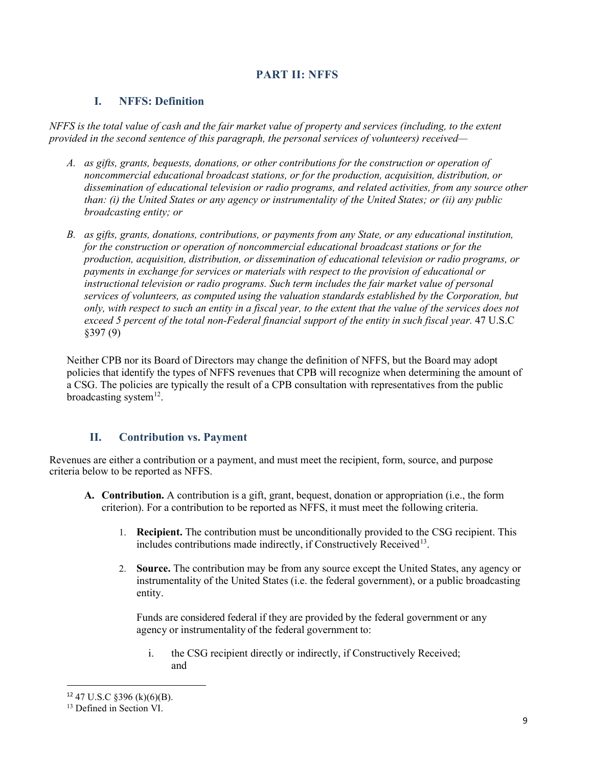## PART II: NFFS

### I. NFFS: Definition

*NFFS is the total value of cash and the fair market value of property and services (including, to the extent provided in the second sentence of this paragraph, the personal services of volunteers) received—*

*A. as gifts, grants, bequests, donations, or other contributions for the construction or operation of noncommercial educational broadcast stations, or for the production, acquisition, distribution, or dissemination of educational television or radio programs, and related activities, from any source other than: (i) the United States or any agency or instrumentality of the United States; or (ii) any public broadcasting entity; or*

*B. as gifts, grants, donations, contributions, or payments from any State, or any educational institution, for the construction or operation of noncommercial educational broadcast stations or for the production, acquisition, distribution, or dissemination of educational television or radio programs, or payments in exchange for services or materials with respect to the provision of educational or instructional television or radio programs. Such term includes the fair market value of personal services of volunteers, as computed using the valuation standards established by the Corporation, but only, with respect to such an entity in a fiscal year, to the extent that the value of the services does not exceed 5 percent of the total non-Federal financial support of the entity in such fiscal year.* 47 U.S.C §397 (9)

Neither CPB nor its Board of Directors may change the definition of NFFS, but the Board may adopt policies that identify the types of NFFS revenues that CPB will recognize when determining the amount of a CSG. The policies are typically the result of a CPB consultation with representatives from the public broadcasting system[12].

### II. Contribution vs. Payment

Revenues are either a contribution or a payment, and must meet the recipient, form, source, and purpose criteria below to be reported as NFFS.

**A. Contribution.** A contribution is a gift, grant, bequest, donation or appropriation (i.e., the form criterion). For a contribution to be reported as NFFS, it must meet the following criteria.

1. **Recipient.** The contribution must be unconditionally provided to the CSG recipient. This includes contributions made indirectly, if Constructively Received[13].

2. **Source.** The contribution may be from any source except the United States, any agency or instrumentality of the United States (i.e. the federal government), or a public broadcasting entity.

   Funds are considered federal if they are provided by the federal government or any agency or instrumentality of the federal government to:

   i. the CSG recipient directly or indirectly, if Constructively Received; and

[12] 47 U.S.C §396 (k)(6)(B).

[13] Defined in Section VI.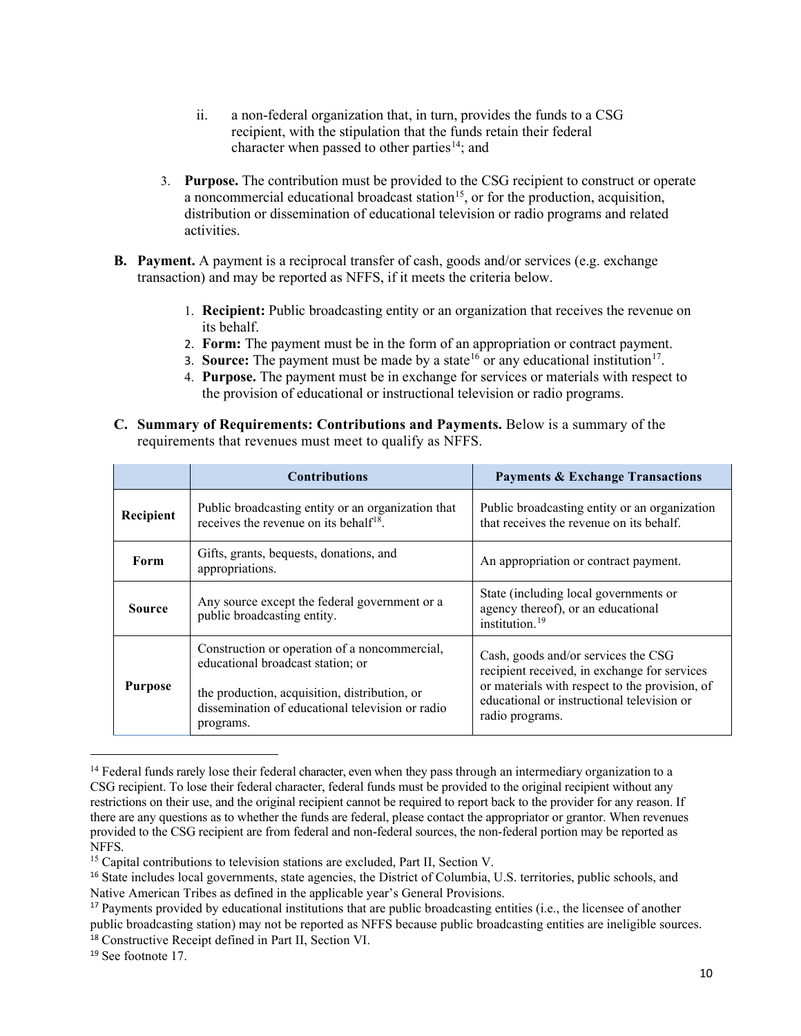ii. a non-federal organization that, in turn, provides the funds to a CSG recipient, with the stipulation that the funds retain their federal character when passed to other parties[14]; and

3. **Purpose.** The contribution must be provided to the CSG recipient to construct or operate a noncommercial educational broadcast station[15], or for the production, acquisition, distribution or dissemination of educational television or radio programs and related activities.

**B. Payment.** A payment is a reciprocal transfer of cash, goods and/or services (e.g. exchange transaction) and may be reported as NFFS, if it meets the criteria below.

1. **Recipient:** Public broadcasting entity or an organization that receives the revenue on its behalf.
2. **Form:** The payment must be in the form of an appropriation or contract payment.
3. **Source:** The payment must be made by a state[16] or any educational institution[17].
4. **Purpose.** The payment must be in exchange for services or materials with respect to the provision of educational or instructional television or radio programs.

**C. Summary of Requirements: Contributions and Payments.** Below is a summary of the requirements that revenues must meet to qualify as NFFS.

| | Contributions | Payments & Exchange Transactions |
|---|---|---|
| **Recipient** | Public broadcasting entity or an organization that receives the revenue on its behalf[18]. | Public broadcasting entity or an organization that receives the revenue on its behalf. |
| **Form** | Gifts, grants, bequests, donations, and appropriations. | An appropriation or contract payment. |
| **Source** | Any source except the federal government or a public broadcasting entity. | State (including local governments or agency thereof), or an educational institution.[19] |
| **Purpose** | Construction or operation of a noncommercial, educational broadcast station; or<br><br>the production, acquisition, distribution, or dissemination of educational television or radio programs. | Cash, goods and/or services the CSG recipient received, in exchange for services or materials with respect to the provision, of educational or instructional television or radio programs. |

[14] Federal funds rarely lose their federal character, even when they pass through an intermediary organization to a CSG recipient. To lose their federal character, federal funds must be provided to the original recipient without any restrictions on their use, and the original recipient cannot be required to report back to the provider for any reason. If there are any questions as to whether the funds are federal, please contact the appropriator or grantor. When revenues provided to the CSG recipient are from federal and non-federal sources, the non-federal portion may be reported as NFFS.

[15] Capital contributions to television stations are excluded, Part II, Section V.

[16] State includes local governments, state agencies, the District of Columbia, U.S. territories, public schools, and Native American Tribes as defined in the applicable year's General Provisions.

[17] Payments provided by educational institutions that are public broadcasting entities (i.e., the licensee of another public broadcasting station) may not be reported as NFFS because public broadcasting entities are ineligible sources.

[18] Constructive Receipt defined in Part II, Section VI.

[19] See footnote 17.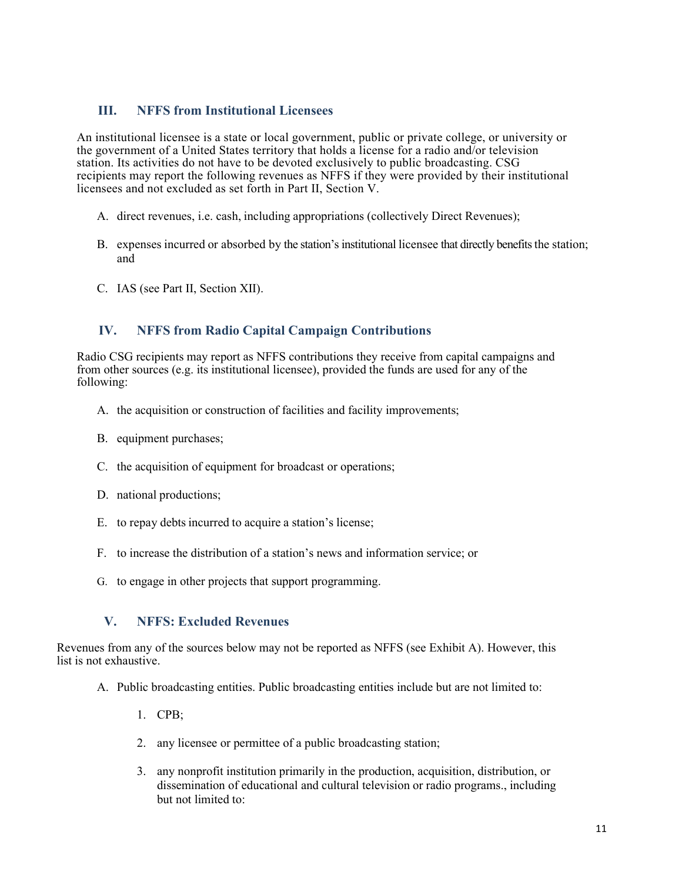## III. NFFS from Institutional Licensees

An institutional licensee is a state or local government, public or private college, or university or the government of a United States territory that holds a license for a radio and/or television station. Its activities do not have to be devoted exclusively to public broadcasting. CSG recipients may report the following revenues as NFFS if they were provided by their institutional licensees and not excluded as set forth in Part II, Section V.

A. direct revenues, i.e. cash, including appropriations (collectively Direct Revenues);

B. expenses incurred or absorbed by the station's institutional licensee that directly benefits the station; and

C. IAS (see Part II, Section XII).

## IV. NFFS from Radio Capital Campaign Contributions

Radio CSG recipients may report as NFFS contributions they receive from capital campaigns and from other sources (e.g. its institutional licensee), provided the funds are used for any of the following:

A. the acquisition or construction of facilities and facility improvements;

B. equipment purchases;

C. the acquisition of equipment for broadcast or operations;

D. national productions;

E. to repay debts incurred to acquire a station's license;

F. to increase the distribution of a station's news and information service; or

G. to engage in other projects that support programming.

## V. NFFS: Excluded Revenues

Revenues from any of the sources below may not be reported as NFFS (see Exhibit A). However, this list is not exhaustive.

A. Public broadcasting entities. Public broadcasting entities include but are not limited to:

   1. CPB;

   2. any licensee or permittee of a public broadcasting station;

   3. any nonprofit institution primarily in the production, acquisition, distribution, or dissemination of educational and cultural television or radio programs., including but not limited to: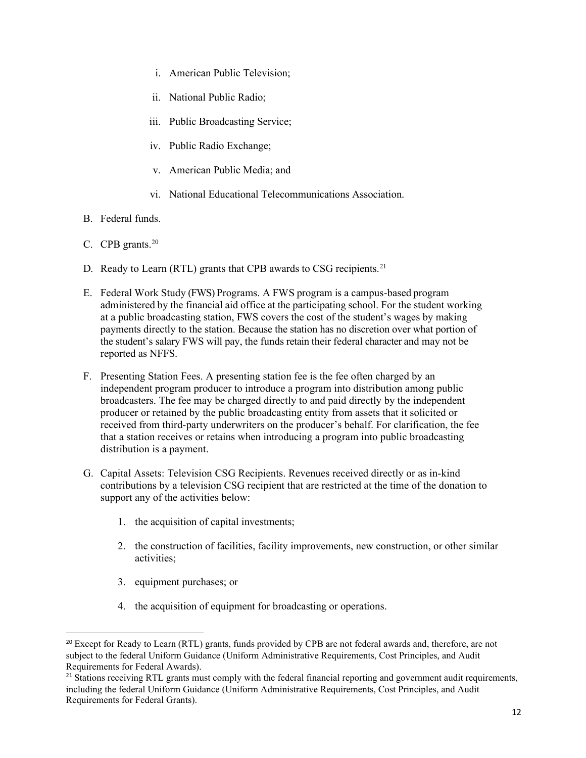i. American Public Television;

ii. National Public Radio;

iii. Public Broadcasting Service;

iv. Public Radio Exchange;

v. American Public Media; and

vi. National Educational Telecommunications Association.

B. Federal funds.

C. CPB grants.[20]

D. Ready to Learn (RTL) grants that CPB awards to CSG recipients.[21]

E. Federal Work Study (FWS) Programs. A FWS program is a campus-based program administered by the financial aid office at the participating school. For the student working at a public broadcasting station, FWS covers the cost of the student's wages by making payments directly to the station. Because the station has no discretion over what portion of the student's salary FWS will pay, the funds retain their federal character and may not be reported as NFFS.

F. Presenting Station Fees. A presenting station fee is the fee often charged by an independent program producer to introduce a program into distribution among public broadcasters. The fee may be charged directly to and paid directly by the independent producer or retained by the public broadcasting entity from assets that it solicited or received from third-party underwriters on the producer's behalf. For clarification, the fee that a station receives or retains when introducing a program into public broadcasting distribution is a payment.

G. Capital Assets: Television CSG Recipients. Revenues received directly or as in-kind contributions by a television CSG recipient that are restricted at the time of the donation to support any of the activities below:

1. the acquisition of capital investments;
2. the construction of facilities, facility improvements, new construction, or other similar activities;
3. equipment purchases; or
4. the acquisition of equipment for broadcasting or operations.

[20] Except for Ready to Learn (RTL) grants, funds provided by CPB are not federal awards and, therefore, are not subject to the federal Uniform Guidance (Uniform Administrative Requirements, Cost Principles, and Audit Requirements for Federal Awards).

[21] Stations receiving RTL grants must comply with the federal financial reporting and government audit requirements, including the federal Uniform Guidance (Uniform Administrative Requirements, Cost Principles, and Audit Requirements for Federal Grants).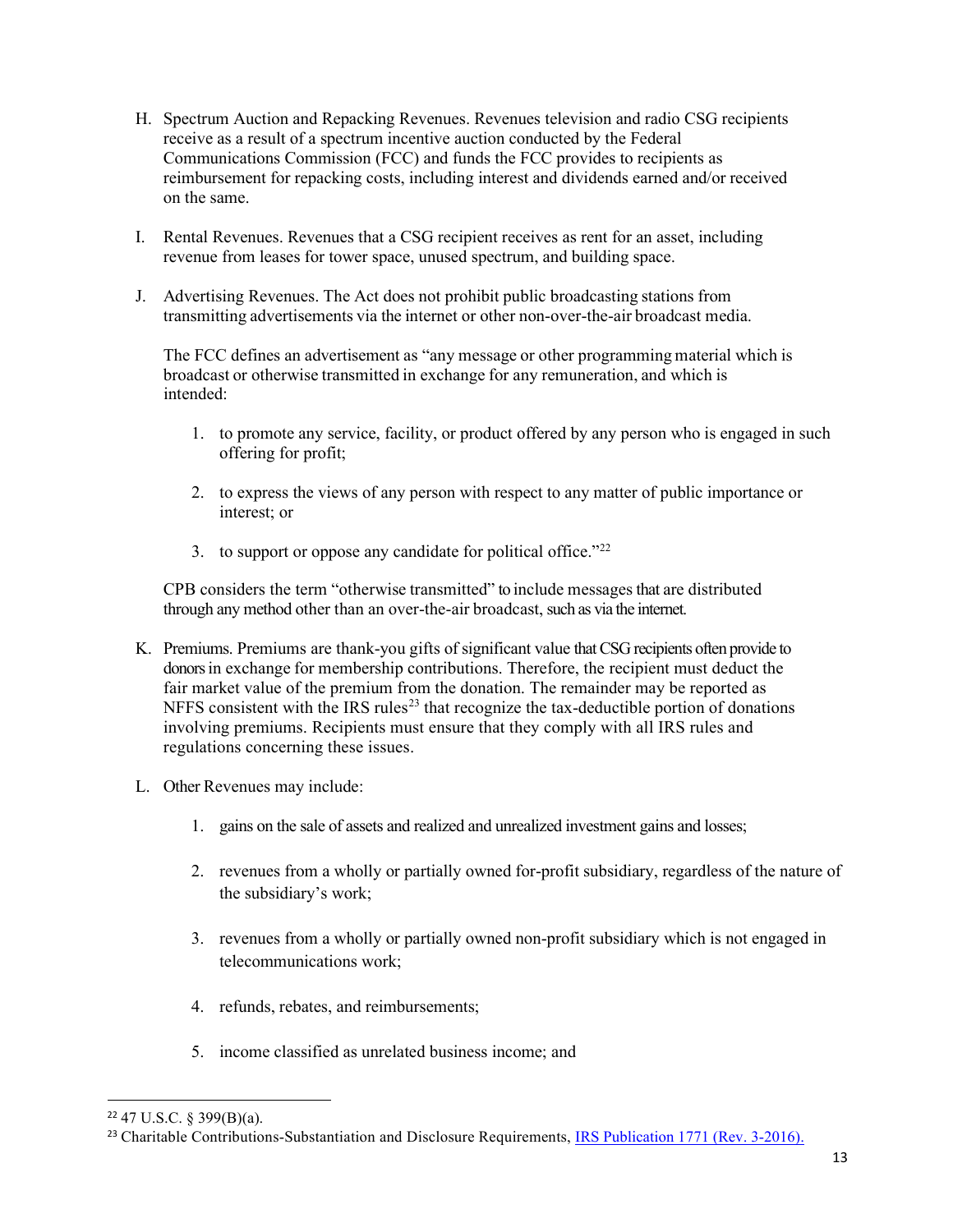H. Spectrum Auction and Repacking Revenues. Revenues television and radio CSG recipients receive as a result of a spectrum incentive auction conducted by the Federal Communications Commission (FCC) and funds the FCC provides to recipients as reimbursement for repacking costs, including interest and dividends earned and/or received on the same.

I. Rental Revenues. Revenues that a CSG recipient receives as rent for an asset, including revenue from leases for tower space, unused spectrum, and building space.

J. Advertising Revenues. The Act does not prohibit public broadcasting stations from transmitting advertisements via the internet or other non-over-the-air broadcast media.

   The FCC defines an advertisement as "any message or other programming material which is broadcast or otherwise transmitted in exchange for any remuneration, and which is intended:

   1. to promote any service, facility, or product offered by any person who is engaged in such offering for profit;

   2. to express the views of any person with respect to any matter of public importance or interest; or

   3. to support or oppose any candidate for political office."[22]

   CPB considers the term "otherwise transmitted" to include messages that are distributed through any method other than an over-the-air broadcast, such as via the internet.

K. Premiums. Premiums are thank-you gifts of significant value that CSG recipients often provide to donors in exchange for membership contributions. Therefore, the recipient must deduct the fair market value of the premium from the donation. The remainder may be reported as NFFS consistent with the IRS rules[23] that recognize the tax-deductible portion of donations involving premiums. Recipients must ensure that they comply with all IRS rules and regulations concerning these issues.

L. Other Revenues may include:

   1. gains on the sale of assets and realized and unrealized investment gains and losses;

   2. revenues from a wholly or partially owned for-profit subsidiary, regardless of the nature of the subsidiary's work;

   3. revenues from a wholly or partially owned non-profit subsidiary which is not engaged in telecommunications work;

   4. refunds, rebates, and reimbursements;

   5. income classified as unrelated business income; and

---

[22] 47 U.S.C. § 399(B)(a).

[23] Charitable Contributions-Substantiation and Disclosure Requirements, IRS Publication 1771 (Rev. 3-2016).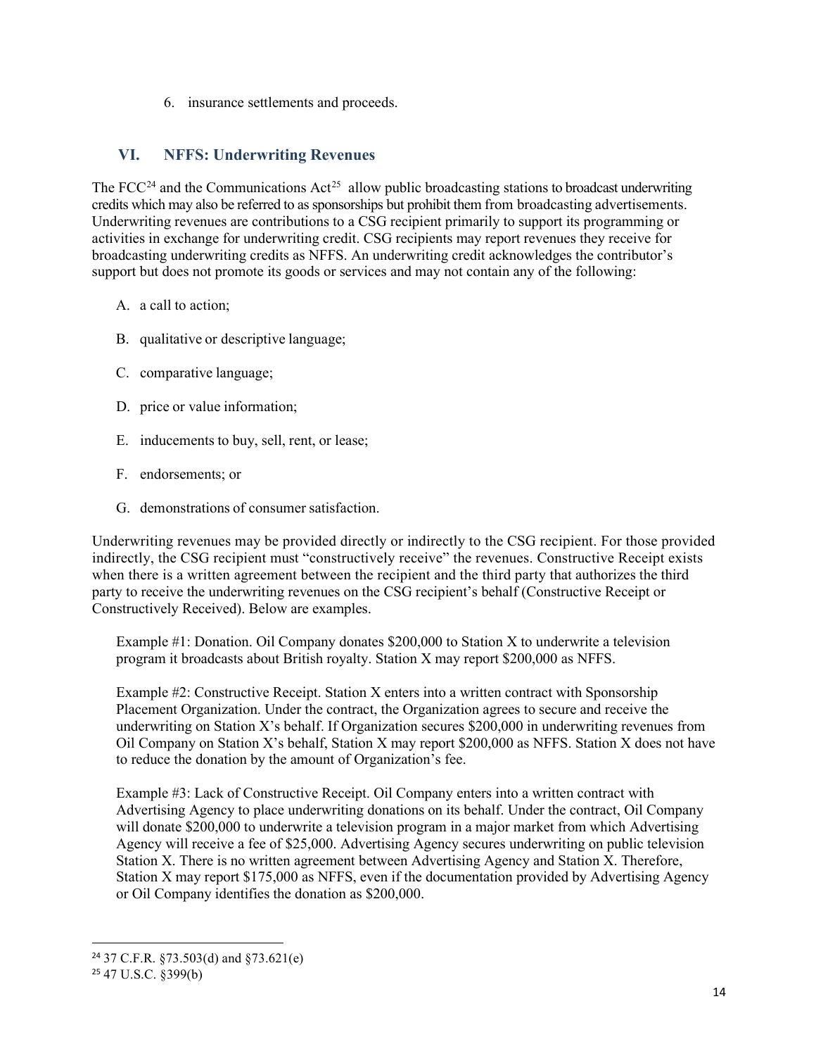6. insurance settlements and proceeds.

## VI. NFFS: Underwriting Revenues

The FCC[24] and the Communications Act[25] allow public broadcasting stations to broadcast underwriting credits which may also be referred to as sponsorships but prohibit them from broadcasting advertisements. Underwriting revenues are contributions to a CSG recipient primarily to support its programming or activities in exchange for underwriting credit. CSG recipients may report revenues they receive for broadcasting underwriting credits as NFFS. An underwriting credit acknowledges the contributor's support but does not promote its goods or services and may not contain any of the following:

A. a call to action;

B. qualitative or descriptive language;

C. comparative language;

D. price or value information;

E. inducements to buy, sell, rent, or lease;

F. endorsements; or

G. demonstrations of consumer satisfaction.

Underwriting revenues may be provided directly or indirectly to the CSG recipient. For those provided indirectly, the CSG recipient must "constructively receive" the revenues. Constructive Receipt exists when there is a written agreement between the recipient and the third party that authorizes the third party to receive the underwriting revenues on the CSG recipient's behalf (Constructive Receipt or Constructively Received). Below are examples.

Example #1: Donation. Oil Company donates $200,000 to Station X to underwrite a television program it broadcasts about British royalty. Station X may report $200,000 as NFFS.

Example #2: Constructive Receipt. Station X enters into a written contract with Sponsorship Placement Organization. Under the contract, the Organization agrees to secure and receive the underwriting on Station X's behalf. If Organization secures $200,000 in underwriting revenues from Oil Company on Station X's behalf, Station X may report $200,000 as NFFS. Station X does not have to reduce the donation by the amount of Organization's fee.

Example #3: Lack of Constructive Receipt. Oil Company enters into a written contract with Advertising Agency to place underwriting donations on its behalf. Under the contract, Oil Company will donate $200,000 to underwrite a television program in a major market from which Advertising Agency will receive a fee of $25,000. Advertising Agency secures underwriting on public television Station X. There is no written agreement between Advertising Agency and Station X. Therefore, Station X may report $175,000 as NFFS, even if the documentation provided by Advertising Agency or Oil Company identifies the donation as $200,000.

---

[24] 37 C.F.R. §73.503(d) and §73.621(e)

[25] 47 U.S.C. §399(b)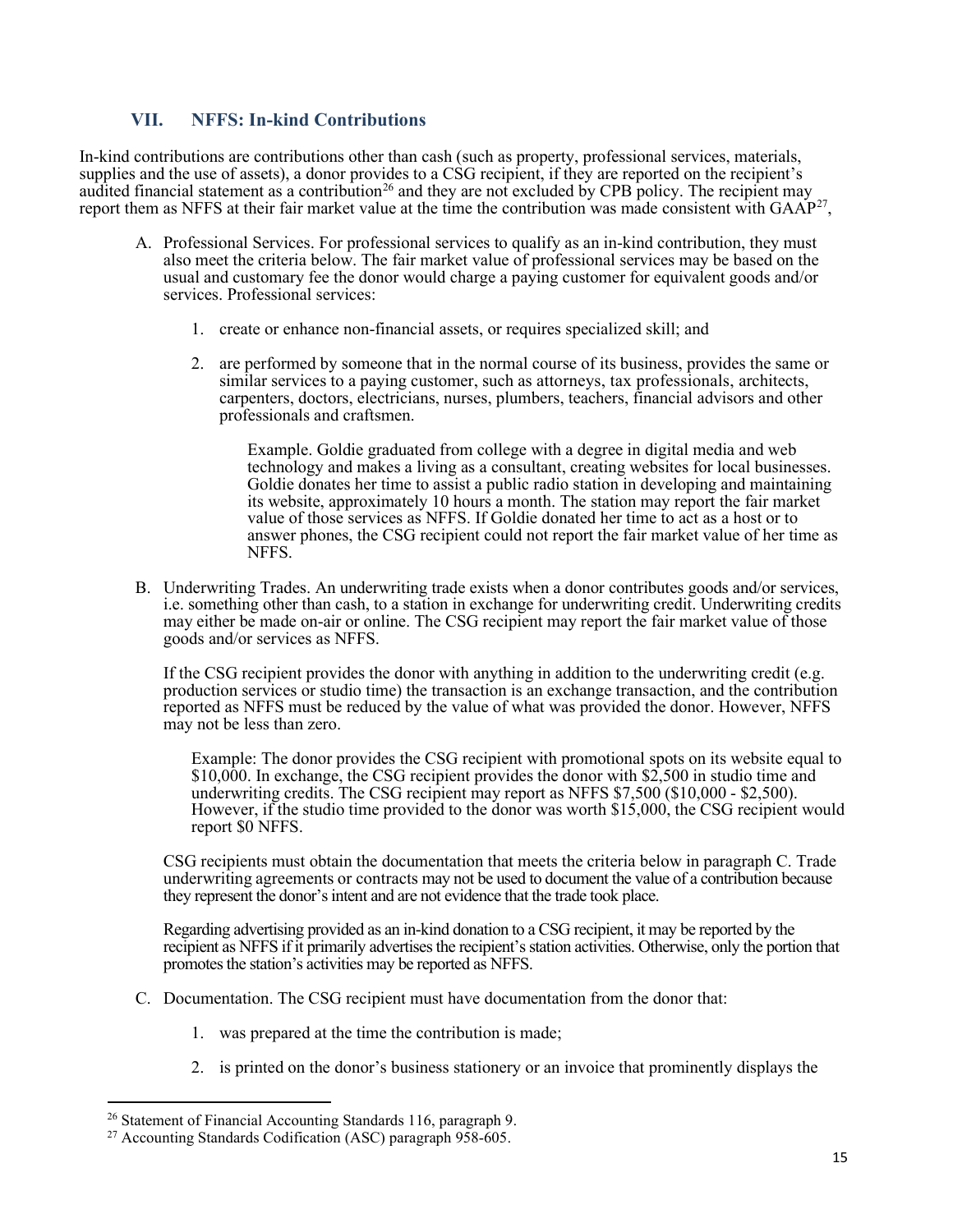## VII. NFFS: In-kind Contributions

In-kind contributions are contributions other than cash (such as property, professional services, materials, supplies and the use of assets), a donor provides to a CSG recipient, if they are reported on the recipient's audited financial statement as a contribution[26] and they are not excluded by CPB policy. The recipient may report them as NFFS at their fair market value at the time the contribution was made consistent with GAAP[27],

A. Professional Services. For professional services to qualify as an in-kind contribution, they must also meet the criteria below. The fair market value of professional services may be based on the usual and customary fee the donor would charge a paying customer for equivalent goods and/or services. Professional services:

   1. create or enhance non-financial assets, or requires specialized skill; and

   2. are performed by someone that in the normal course of its business, provides the same or similar services to a paying customer, such as attorneys, tax professionals, architects, carpenters, doctors, electricians, nurses, plumbers, teachers, financial advisors and other professionals and craftsmen.

      Example. Goldie graduated from college with a degree in digital media and web technology and makes a living as a consultant, creating websites for local businesses. Goldie donates her time to assist a public radio station in developing and maintaining its website, approximately 10 hours a month. The station may report the fair market value of those services as NFFS. If Goldie donated her time to act as a host or to answer phones, the CSG recipient could not report the fair market value of her time as NFFS.

B. Underwriting Trades. An underwriting trade exists when a donor contributes goods and/or services, i.e. something other than cash, to a station in exchange for underwriting credit. Underwriting credits may either be made on-air or online. The CSG recipient may report the fair market value of those goods and/or services as NFFS.

   If the CSG recipient provides the donor with anything in addition to the underwriting credit (e.g. production services or studio time) the transaction is an exchange transaction, and the contribution reported as NFFS must be reduced by the value of what was provided the donor. However, NFFS may not be less than zero.

   Example: The donor provides the CSG recipient with promotional spots on its website equal to \$10,000. In exchange, the CSG recipient provides the donor with \$2,500 in studio time and underwriting credits. The CSG recipient may report as NFFS \$7,500 (\$10,000 - \$2,500). However, if the studio time provided to the donor was worth \$15,000, the CSG recipient would report \$0 NFFS.

   CSG recipients must obtain the documentation that meets the criteria below in paragraph C. Trade underwriting agreements or contracts may not be used to document the value of a contribution because they represent the donor's intent and are not evidence that the trade took place.

   Regarding advertising provided as an in-kind donation to a CSG recipient, it may be reported by the recipient as NFFS if it primarily advertises the recipient's station activities. Otherwise, only the portion that promotes the station's activities may be reported as NFFS.

C. Documentation. The CSG recipient must have documentation from the donor that:

   1. was prepared at the time the contribution is made;

   2. is printed on the donor's business stationery or an invoice that prominently displays the

[26] Statement of Financial Accounting Standards 116, paragraph 9.

[27] Accounting Standards Codification (ASC) paragraph 958-605.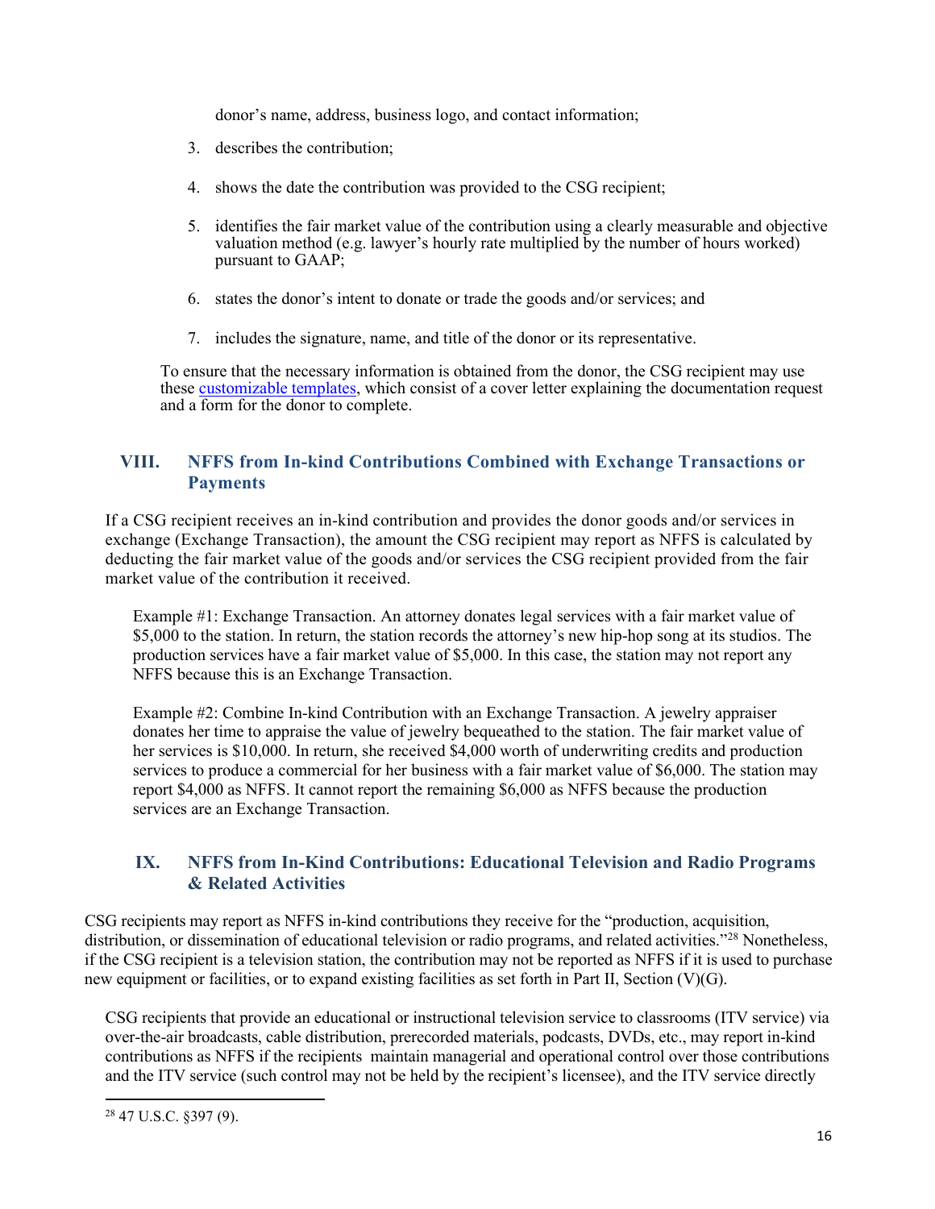donor's name, address, business logo, and contact information;

3. describes the contribution;

4. shows the date the contribution was provided to the CSG recipient;

5. identifies the fair market value of the contribution using a clearly measurable and objective valuation method (e.g. lawyer's hourly rate multiplied by the number of hours worked) pursuant to GAAP;

6. states the donor's intent to donate or trade the goods and/or services; and

7. includes the signature, name, and title of the donor or its representative.

To ensure that the necessary information is obtained from the donor, the CSG recipient may use these customizable templates, which consist of a cover letter explaining the documentation request and a form for the donor to complete.

## VIII. NFFS from In-kind Contributions Combined with Exchange Transactions or Payments

If a CSG recipient receives an in-kind contribution and provides the donor goods and/or services in exchange (Exchange Transaction), the amount the CSG recipient may report as NFFS is calculated by deducting the fair market value of the goods and/or services the CSG recipient provided from the fair market value of the contribution it received.

Example #1: Exchange Transaction. An attorney donates legal services with a fair market value of $5,000 to the station. In return, the station records the attorney's new hip-hop song at its studios. The production services have a fair market value of $5,000. In this case, the station may not report any NFFS because this is an Exchange Transaction.

Example #2: Combine In-kind Contribution with an Exchange Transaction. A jewelry appraiser donates her time to appraise the value of jewelry bequeathed to the station. The fair market value of her services is $10,000. In return, she received $4,000 worth of underwriting credits and production services to produce a commercial for her business with a fair market value of $6,000. The station may report $4,000 as NFFS. It cannot report the remaining $6,000 as NFFS because the production services are an Exchange Transaction.

## IX. NFFS from In-Kind Contributions: Educational Television and Radio Programs & Related Activities

CSG recipients may report as NFFS in-kind contributions they receive for the "production, acquisition, distribution, or dissemination of educational television or radio programs, and related activities."[28] Nonetheless, if the CSG recipient is a television station, the contribution may not be reported as NFFS if it is used to purchase new equipment or facilities, or to expand existing facilities as set forth in Part II, Section (V)(G).

CSG recipients that provide an educational or instructional television service to classrooms (ITV service) via over-the-air broadcasts, cable distribution, prerecorded materials, podcasts, DVDs, etc., may report in-kind contributions as NFFS if the recipients maintain managerial and operational control over those contributions and the ITV service (such control may not be held by the recipient's licensee), and the ITV service directly

[28] 47 U.S.C. §397 (9).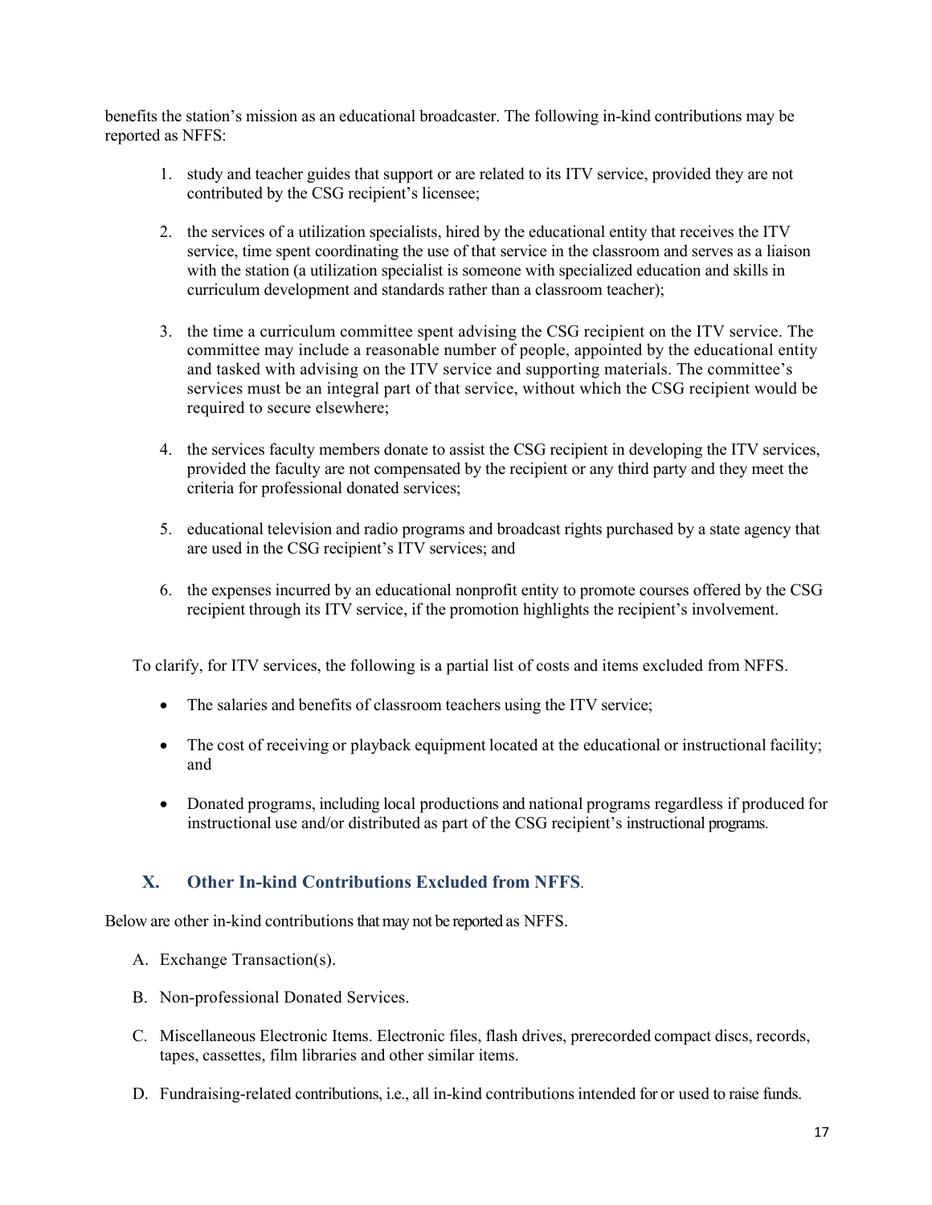benefits the station's mission as an educational broadcaster. The following in-kind contributions may be reported as NFFS:

1. study and teacher guides that support or are related to its ITV service, provided they are not contributed by the CSG recipient's licensee;

2. the services of a utilization specialists, hired by the educational entity that receives the ITV service, time spent coordinating the use of that service in the classroom and serves as a liaison with the station (a utilization specialist is someone with specialized education and skills in curriculum development and standards rather than a classroom teacher);

3. the time a curriculum committee spent advising the CSG recipient on the ITV service. The committee may include a reasonable number of people, appointed by the educational entity and tasked with advising on the ITV service and supporting materials. The committee's services must be an integral part of that service, without which the CSG recipient would be required to secure elsewhere;

4. the services faculty members donate to assist the CSG recipient in developing the ITV services, provided the faculty are not compensated by the recipient or any third party and they meet the criteria for professional donated services;

5. educational television and radio programs and broadcast rights purchased by a state agency that are used in the CSG recipient's ITV services; and

6. the expenses incurred by an educational nonprofit entity to promote courses offered by the CSG recipient through its ITV service, if the promotion highlights the recipient's involvement.

To clarify, for ITV services, the following is a partial list of costs and items excluded from NFFS.

- The salaries and benefits of classroom teachers using the ITV service;
- The cost of receiving or playback equipment located at the educational or instructional facility; and
- Donated programs, including local productions and national programs regardless if produced for instructional use and/or distributed as part of the CSG recipient's instructional programs.

## X. Other In-kind Contributions Excluded from NFFS.

Below are other in-kind contributions that may not be reported as NFFS.

A. Exchange Transaction(s).

B. Non-professional Donated Services.

C. Miscellaneous Electronic Items. Electronic files, flash drives, prerecorded compact discs, records, tapes, cassettes, film libraries and other similar items.

D. Fundraising-related contributions, i.e., all in-kind contributions intended for or used to raise funds.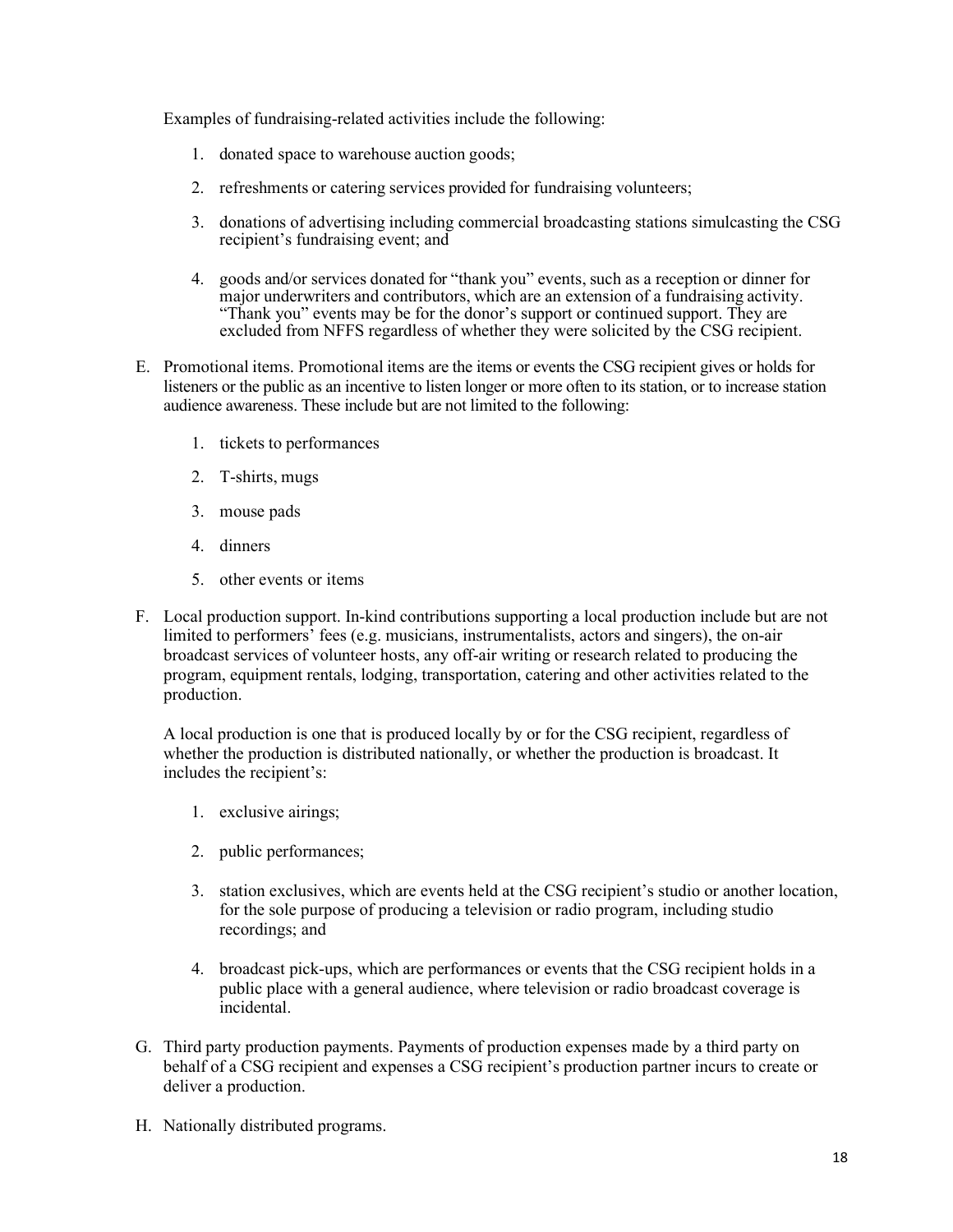Examples of fundraising-related activities include the following:

1. donated space to warehouse auction goods;

2. refreshments or catering services provided for fundraising volunteers;

3. donations of advertising including commercial broadcasting stations simulcasting the CSG recipient's fundraising event; and

4. goods and/or services donated for "thank you" events, such as a reception or dinner for major underwriters and contributors, which are an extension of a fundraising activity. "Thank you" events may be for the donor's support or continued support. They are excluded from NFFS regardless of whether they were solicited by the CSG recipient.

E. Promotional items. Promotional items are the items or events the CSG recipient gives or holds for listeners or the public as an incentive to listen longer or more often to its station, or to increase station audience awareness. These include but are not limited to the following:

   1. tickets to performances

   2. T-shirts, mugs

   3. mouse pads

   4. dinners

   5. other events or items

F. Local production support. In-kind contributions supporting a local production include but are not limited to performers' fees (e.g. musicians, instrumentalists, actors and singers), the on-air broadcast services of volunteer hosts, any off-air writing or research related to producing the program, equipment rentals, lodging, transportation, catering and other activities related to the production.

   A local production is one that is produced locally by or for the CSG recipient, regardless of whether the production is distributed nationally, or whether the production is broadcast. It includes the recipient's:

   1. exclusive airings;

   2. public performances;

   3. station exclusives, which are events held at the CSG recipient's studio or another location, for the sole purpose of producing a television or radio program, including studio recordings; and

   4. broadcast pick-ups, which are performances or events that the CSG recipient holds in a public place with a general audience, where television or radio broadcast coverage is incidental.

G. Third party production payments. Payments of production expenses made by a third party on behalf of a CSG recipient and expenses a CSG recipient's production partner incurs to create or deliver a production.

H. Nationally distributed programs.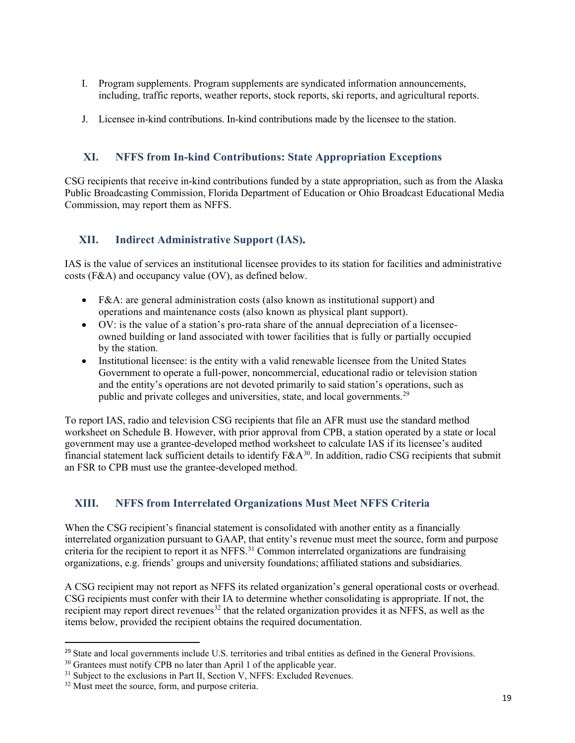I. Program supplements. Program supplements are syndicated information announcements, including, traffic reports, weather reports, stock reports, ski reports, and agricultural reports.

J. Licensee in-kind contributions. In-kind contributions made by the licensee to the station.

## XI. NFFS from In-kind Contributions: State Appropriation Exceptions

CSG recipients that receive in-kind contributions funded by a state appropriation, such as from the Alaska Public Broadcasting Commission, Florida Department of Education or Ohio Broadcast Educational Media Commission, may report them as NFFS.

## XII. Indirect Administrative Support (IAS).

IAS is the value of services an institutional licensee provides to its station for facilities and administrative costs (F&A) and occupancy value (OV), as defined below.

- F&A: are general administration costs (also known as institutional support) and operations and maintenance costs (also known as physical plant support).
- OV: is the value of a station's pro-rata share of the annual depreciation of a licensee-owned building or land associated with tower facilities that is fully or partially occupied by the station.
- Institutional licensee: is the entity with a valid renewable licensee from the United States Government to operate a full-power, noncommercial, educational radio or television station and the entity's operations are not devoted primarily to said station's operations, such as public and private colleges and universities, state, and local governments.[29]

To report IAS, radio and television CSG recipients that file an AFR must use the standard method worksheet on Schedule B. However, with prior approval from CPB, a station operated by a state or local government may use a grantee-developed method worksheet to calculate IAS if its licensee's audited financial statement lack sufficient details to identify F&A[30]. In addition, radio CSG recipients that submit an FSR to CPB must use the grantee-developed method.

## XIII. NFFS from Interrelated Organizations Must Meet NFFS Criteria

When the CSG recipient's financial statement is consolidated with another entity as a financially interrelated organization pursuant to GAAP, that entity's revenue must meet the source, form and purpose criteria for the recipient to report it as NFFS.[31] Common interrelated organizations are fundraising organizations, e.g. friends' groups and university foundations; affiliated stations and subsidiaries.

A CSG recipient may not report as NFFS its related organization's general operational costs or overhead. CSG recipients must confer with their IA to determine whether consolidating is appropriate. If not, the recipient may report direct revenues[32] that the related organization provides it as NFFS, as well as the items below, provided the recipient obtains the required documentation.

---

[29] State and local governments include U.S. territories and tribal entities as defined in the General Provisions.

[30] Grantees must notify CPB no later than April 1 of the applicable year.

[31] Subject to the exclusions in Part II, Section V, NFFS: Excluded Revenues.

[32] Must meet the source, form, and purpose criteria.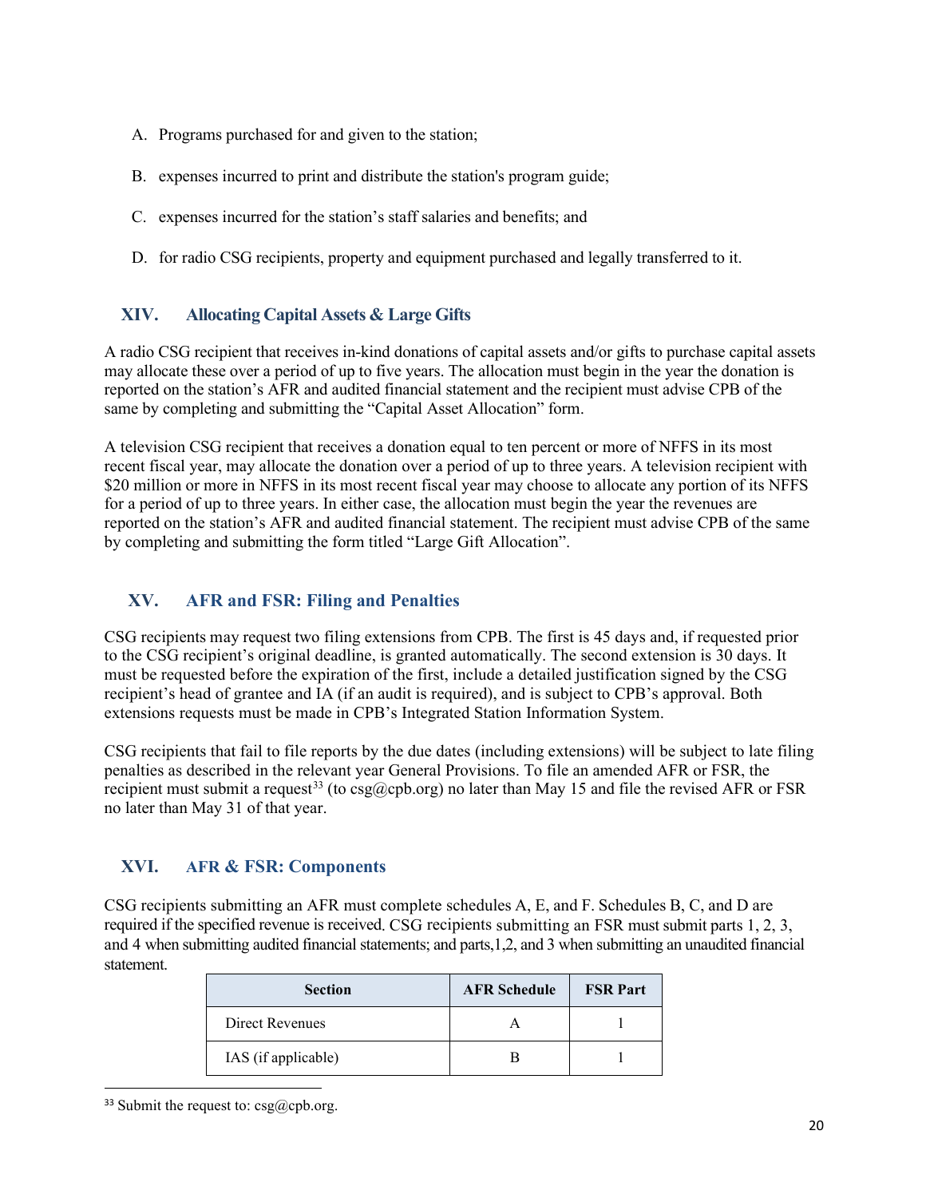A. Programs purchased for and given to the station;

B. expenses incurred to print and distribute the station's program guide;

C. expenses incurred for the station's staff salaries and benefits; and

D. for radio CSG recipients, property and equipment purchased and legally transferred to it.

## XIV. Allocating Capital Assets & Large Gifts

A radio CSG recipient that receives in-kind donations of capital assets and/or gifts to purchase capital assets may allocate these over a period of up to five years. The allocation must begin in the year the donation is reported on the station's AFR and audited financial statement and the recipient must advise CPB of the same by completing and submitting the "Capital Asset Allocation" form.

A television CSG recipient that receives a donation equal to ten percent or more of NFFS in its most recent fiscal year, may allocate the donation over a period of up to three years. A television recipient with $20 million or more in NFFS in its most recent fiscal year may choose to allocate any portion of its NFFS for a period of up to three years. In either case, the allocation must begin the year the revenues are reported on the station's AFR and audited financial statement. The recipient must advise CPB of the same by completing and submitting the form titled "Large Gift Allocation".

## XV. AFR and FSR: Filing and Penalties

CSG recipients may request two filing extensions from CPB. The first is 45 days and, if requested prior to the CSG recipient's original deadline, is granted automatically. The second extension is 30 days. It must be requested before the expiration of the first, include a detailed justification signed by the CSG recipient's head of grantee and IA (if an audit is required), and is subject to CPB's approval. Both extensions requests must be made in CPB's Integrated Station Information System.

CSG recipients that fail to file reports by the due dates (including extensions) will be subject to late filing penalties as described in the relevant year General Provisions. To file an amended AFR or FSR, the recipient must submit a request[33] (to csg@cpb.org) no later than May 15 and file the revised AFR or FSR no later than May 31 of that year.

## XVI. AFR & FSR: Components

CSG recipients submitting an AFR must complete schedules A, E, and F. Schedules B, C, and D are required if the specified revenue is received. CSG recipients submitting an FSR must submit parts 1, 2, 3, and 4 when submitting audited financial statements; and parts,1,2, and 3 when submitting an unaudited financial statement.

| Section | AFR Schedule | FSR Part |
|---|---|---|
| Direct Revenues | A | 1 |
| IAS (if applicable) | B | 1 |

[33] Submit the request to: csg@cpb.org.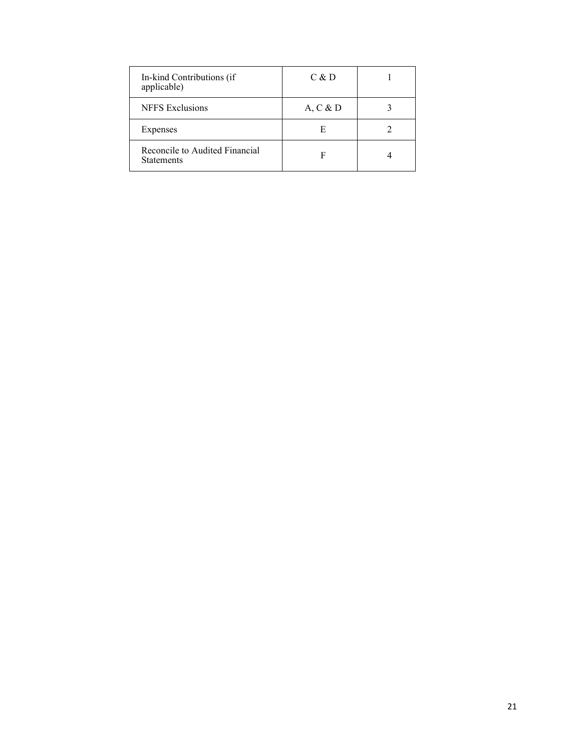| | | |
|---|---|---|
| In-kind Contributions (if applicable) | C & D | 1 |
| NFFS Exclusions | A, C & D | 3 |
| Expenses | E | 2 |
| Reconcile to Audited Financial Statements | F | 4 |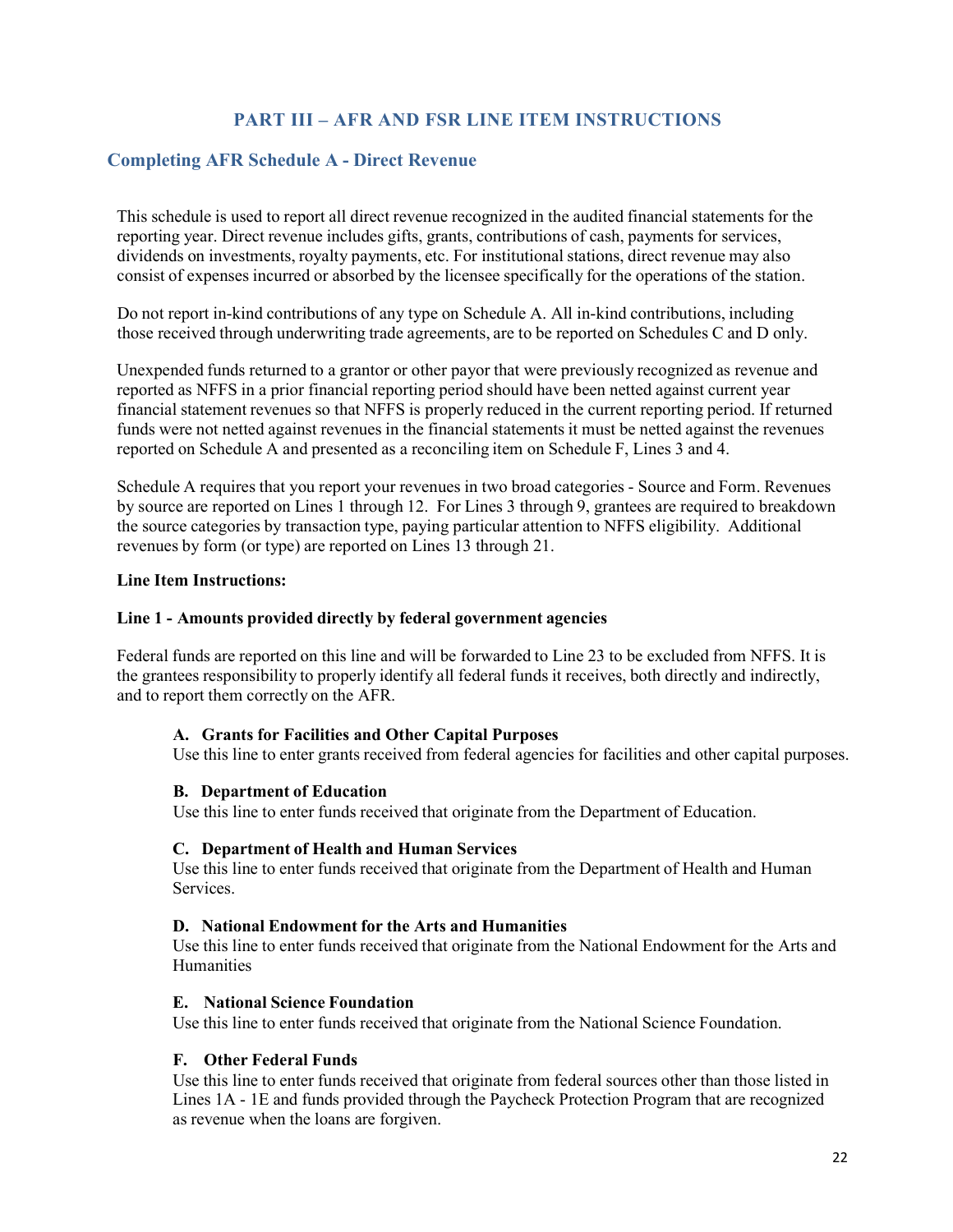## PART III – AFR AND FSR LINE ITEM INSTRUCTIONS

### Completing AFR Schedule A - Direct Revenue

This schedule is used to report all direct revenue recognized in the audited financial statements for the reporting year. Direct revenue includes gifts, grants, contributions of cash, payments for services, dividends on investments, royalty payments, etc. For institutional stations, direct revenue may also consist of expenses incurred or absorbed by the licensee specifically for the operations of the station.

Do not report in-kind contributions of any type on Schedule A. All in-kind contributions, including those received through underwriting trade agreements, are to be reported on Schedules C and D only.

Unexpended funds returned to a grantor or other payor that were previously recognized as revenue and reported as NFFS in a prior financial reporting period should have been netted against current year financial statement revenues so that NFFS is properly reduced in the current reporting period. If returned funds were not netted against revenues in the financial statements it must be netted against the revenues reported on Schedule A and presented as a reconciling item on Schedule F, Lines 3 and 4.

Schedule A requires that you report your revenues in two broad categories - Source and Form. Revenues by source are reported on Lines 1 through 12. For Lines 3 through 9, grantees are required to breakdown the source categories by transaction type, paying particular attention to NFFS eligibility. Additional revenues by form (or type) are reported on Lines 13 through 21.

**Line Item Instructions:**

**Line 1 - Amounts provided directly by federal government agencies**

Federal funds are reported on this line and will be forwarded to Line 23 to be excluded from NFFS. It is the grantees responsibility to properly identify all federal funds it receives, both directly and indirectly, and to report them correctly on the AFR.

**A. Grants for Facilities and Other Capital Purposes**
Use this line to enter grants received from federal agencies for facilities and other capital purposes.

**B. Department of Education**
Use this line to enter funds received that originate from the Department of Education.

**C. Department of Health and Human Services**
Use this line to enter funds received that originate from the Department of Health and Human Services.

**D. National Endowment for the Arts and Humanities**
Use this line to enter funds received that originate from the National Endowment for the Arts and Humanities

**E. National Science Foundation**
Use this line to enter funds received that originate from the National Science Foundation.

**F. Other Federal Funds**
Use this line to enter funds received that originate from federal sources other than those listed in Lines 1A - 1E and funds provided through the Paycheck Protection Program that are recognized as revenue when the loans are forgiven.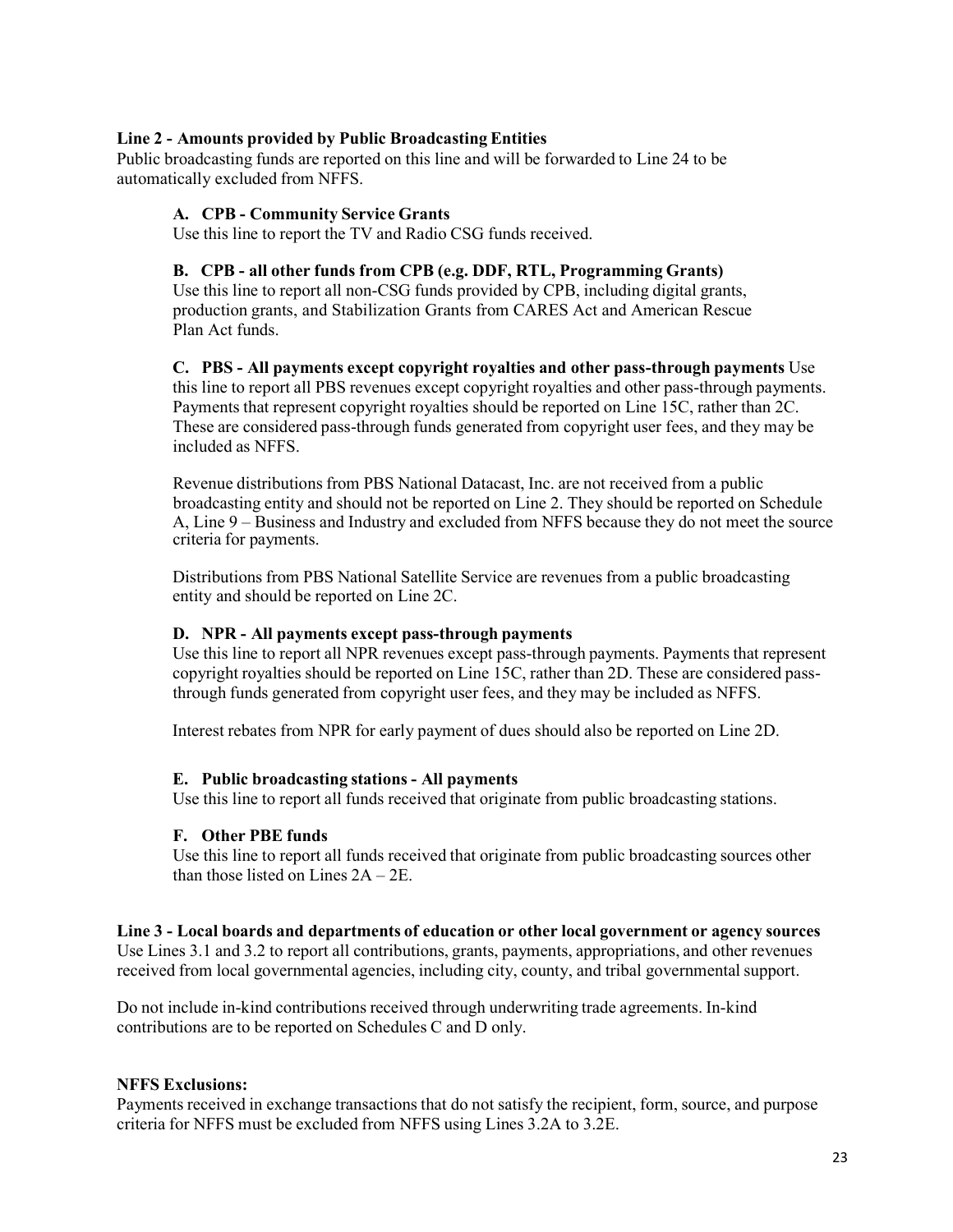**Line 2 - Amounts provided by Public Broadcasting Entities**

Public broadcasting funds are reported on this line and will be forwarded to Line 24 to be automatically excluded from NFFS.

**A. CPB - Community Service Grants**

Use this line to report the TV and Radio CSG funds received.

**B. CPB - all other funds from CPB (e.g. DDF, RTL, Programming Grants)**

Use this line to report all non-CSG funds provided by CPB, including digital grants, production grants, and Stabilization Grants from CARES Act and American Rescue Plan Act funds.

**C. PBS - All payments except copyright royalties and other pass-through payments** Use this line to report all PBS revenues except copyright royalties and other pass-through payments. Payments that represent copyright royalties should be reported on Line 15C, rather than 2C. These are considered pass-through funds generated from copyright user fees, and they may be included as NFFS.

Revenue distributions from PBS National Datacast, Inc. are not received from a public broadcasting entity and should not be reported on Line 2. They should be reported on Schedule A, Line 9 – Business and Industry and excluded from NFFS because they do not meet the source criteria for payments.

Distributions from PBS National Satellite Service are revenues from a public broadcasting entity and should be reported on Line 2C.

**D. NPR - All payments except pass-through payments**

Use this line to report all NPR revenues except pass-through payments. Payments that represent copyright royalties should be reported on Line 15C, rather than 2D. These are considered pass-through funds generated from copyright user fees, and they may be included as NFFS.

Interest rebates from NPR for early payment of dues should also be reported on Line 2D.

**E. Public broadcasting stations - All payments**

Use this line to report all funds received that originate from public broadcasting stations.

**F. Other PBE funds**

Use this line to report all funds received that originate from public broadcasting sources other than those listed on Lines 2A – 2E.

**Line 3 - Local boards and departments of education or other local government or agency sources**

Use Lines 3.1 and 3.2 to report all contributions, grants, payments, appropriations, and other revenues received from local governmental agencies, including city, county, and tribal governmental support.

Do not include in-kind contributions received through underwriting trade agreements. In-kind contributions are to be reported on Schedules C and D only.

**NFFS Exclusions:**

Payments received in exchange transactions that do not satisfy the recipient, form, source, and purpose criteria for NFFS must be excluded from NFFS using Lines 3.2A to 3.2E.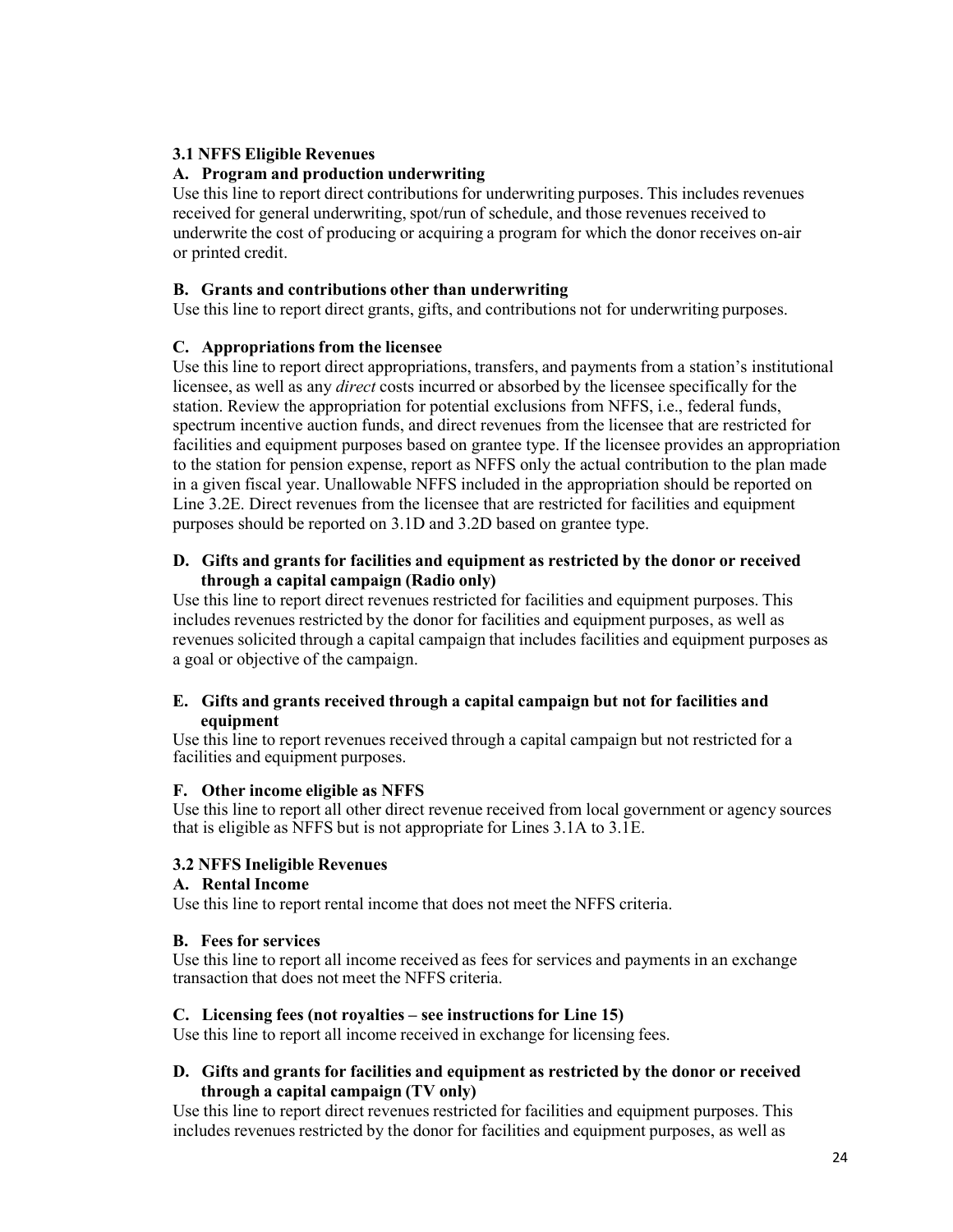### 3.1 NFFS Eligible Revenues

**A. Program and production underwriting**

Use this line to report direct contributions for underwriting purposes. This includes revenues received for general underwriting, spot/run of schedule, and those revenues received to underwrite the cost of producing or acquiring a program for which the donor receives on-air or printed credit.

**B. Grants and contributions other than underwriting**

Use this line to report direct grants, gifts, and contributions not for underwriting purposes.

**C. Appropriations from the licensee**

Use this line to report direct appropriations, transfers, and payments from a station's institutional licensee, as well as any *direct* costs incurred or absorbed by the licensee specifically for the station. Review the appropriation for potential exclusions from NFFS, i.e., federal funds, spectrum incentive auction funds, and direct revenues from the licensee that are restricted for facilities and equipment purposes based on grantee type. If the licensee provides an appropriation to the station for pension expense, report as NFFS only the actual contribution to the plan made in a given fiscal year. Unallowable NFFS included in the appropriation should be reported on Line 3.2E. Direct revenues from the licensee that are restricted for facilities and equipment purposes should be reported on 3.1D and 3.2D based on grantee type.

**D. Gifts and grants for facilities and equipment as restricted by the donor or received through a capital campaign (Radio only)**

Use this line to report direct revenues restricted for facilities and equipment purposes. This includes revenues restricted by the donor for facilities and equipment purposes, as well as revenues solicited through a capital campaign that includes facilities and equipment purposes as a goal or objective of the campaign.

**E. Gifts and grants received through a capital campaign but not for facilities and equipment**

Use this line to report revenues received through a capital campaign but not restricted for a facilities and equipment purposes.

**F. Other income eligible as NFFS**

Use this line to report all other direct revenue received from local government or agency sources that is eligible as NFFS but is not appropriate for Lines 3.1A to 3.1E.

### 3.2 NFFS Ineligible Revenues

**A. Rental Income**

Use this line to report rental income that does not meet the NFFS criteria.

**B. Fees for services**

Use this line to report all income received as fees for services and payments in an exchange transaction that does not meet the NFFS criteria.

**C. Licensing fees (not royalties – see instructions for Line 15)**

Use this line to report all income received in exchange for licensing fees.

**D. Gifts and grants for facilities and equipment as restricted by the donor or received through a capital campaign (TV only)**

Use this line to report direct revenues restricted for facilities and equipment purposes. This includes revenues restricted by the donor for facilities and equipment purposes, as well as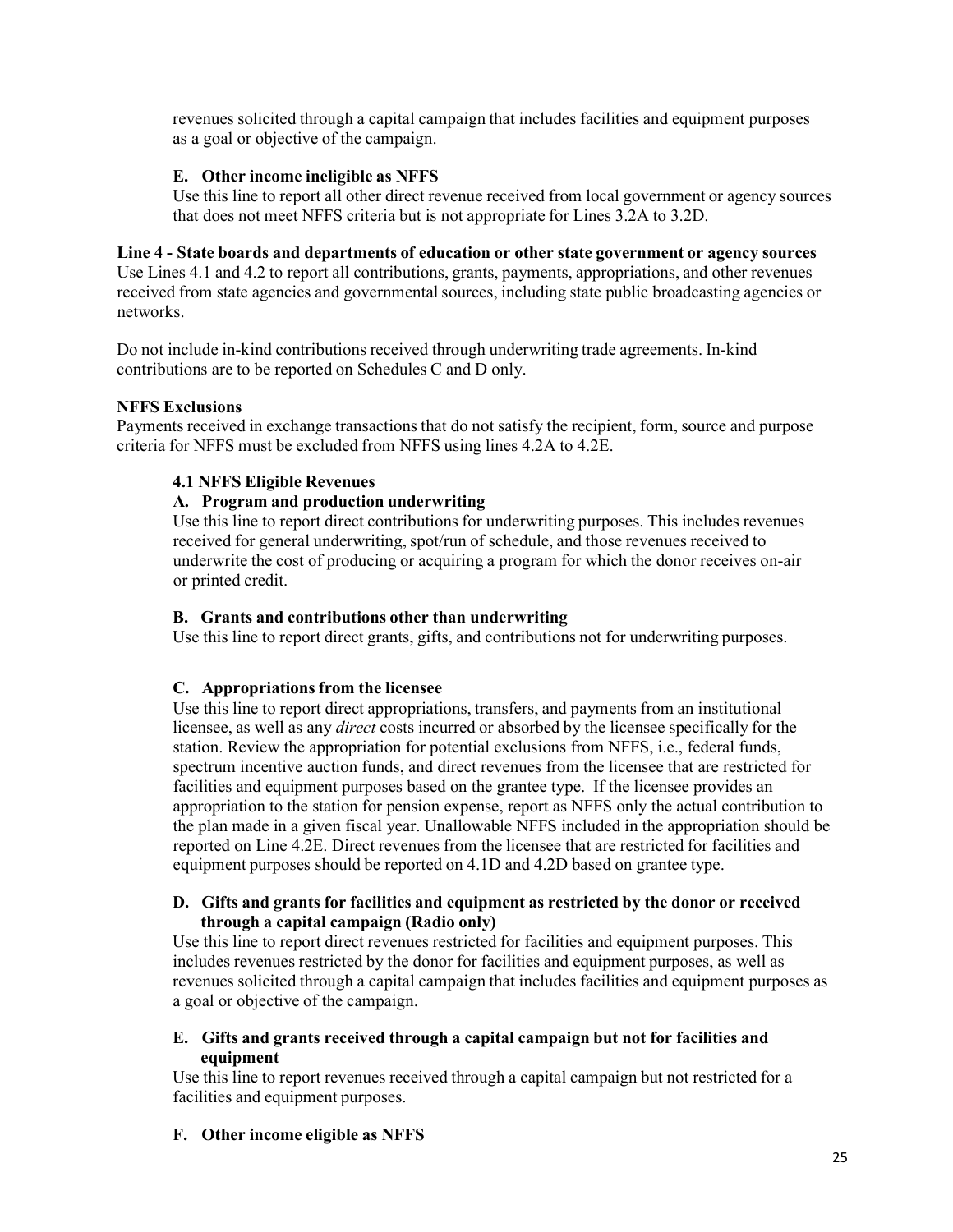revenues solicited through a capital campaign that includes facilities and equipment purposes as a goal or objective of the campaign.

**E. Other income ineligible as NFFS**

Use this line to report all other direct revenue received from local government or agency sources that does not meet NFFS criteria but is not appropriate for Lines 3.2A to 3.2D.

**Line 4 - State boards and departments of education or other state government or agency sources**

Use Lines 4.1 and 4.2 to report all contributions, grants, payments, appropriations, and other revenues received from state agencies and governmental sources, including state public broadcasting agencies or networks.

Do not include in-kind contributions received through underwriting trade agreements. In-kind contributions are to be reported on Schedules C and D only.

**NFFS Exclusions**

Payments received in exchange transactions that do not satisfy the recipient, form, source and purpose criteria for NFFS must be excluded from NFFS using lines 4.2A to 4.2E.

**4.1 NFFS Eligible Revenues**

**A. Program and production underwriting**

Use this line to report direct contributions for underwriting purposes. This includes revenues received for general underwriting, spot/run of schedule, and those revenues received to underwrite the cost of producing or acquiring a program for which the donor receives on-air or printed credit.

**B. Grants and contributions other than underwriting**

Use this line to report direct grants, gifts, and contributions not for underwriting purposes.

**C. Appropriations from the licensee**

Use this line to report direct appropriations, transfers, and payments from an institutional licensee, as well as any *direct* costs incurred or absorbed by the licensee specifically for the station. Review the appropriation for potential exclusions from NFFS, i.e., federal funds, spectrum incentive auction funds, and direct revenues from the licensee that are restricted for facilities and equipment purposes based on the grantee type. If the licensee provides an appropriation to the station for pension expense, report as NFFS only the actual contribution to the plan made in a given fiscal year. Unallowable NFFS included in the appropriation should be reported on Line 4.2E. Direct revenues from the licensee that are restricted for facilities and equipment purposes should be reported on 4.1D and 4.2D based on grantee type.

**D. Gifts and grants for facilities and equipment as restricted by the donor or received through a capital campaign (Radio only)**

Use this line to report direct revenues restricted for facilities and equipment purposes. This includes revenues restricted by the donor for facilities and equipment purposes, as well as revenues solicited through a capital campaign that includes facilities and equipment purposes as a goal or objective of the campaign.

**E. Gifts and grants received through a capital campaign but not for facilities and equipment**

Use this line to report revenues received through a capital campaign but not restricted for a facilities and equipment purposes.

**F. Other income eligible as NFFS**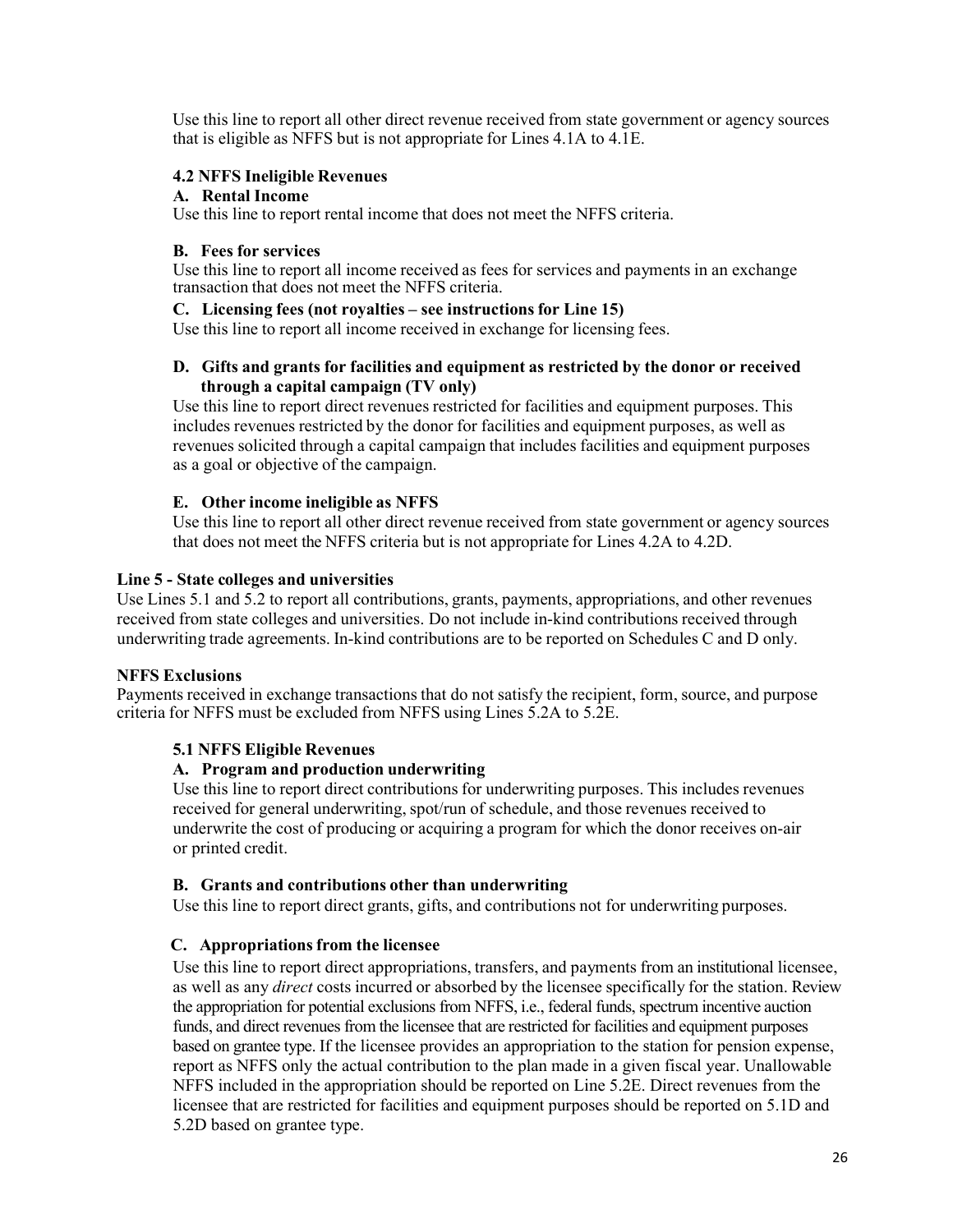Use this line to report all other direct revenue received from state government or agency sources that is eligible as NFFS but is not appropriate for Lines 4.1A to 4.1E.

#### 4.2 NFFS Ineligible Revenues

**A. Rental Income**

Use this line to report rental income that does not meet the NFFS criteria.

**B. Fees for services**

Use this line to report all income received as fees for services and payments in an exchange transaction that does not meet the NFFS criteria.

**C. Licensing fees (not royalties – see instructions for Line 15)**

Use this line to report all income received in exchange for licensing fees.

**D. Gifts and grants for facilities and equipment as restricted by the donor or received through a capital campaign (TV only)**

Use this line to report direct revenues restricted for facilities and equipment purposes. This includes revenues restricted by the donor for facilities and equipment purposes, as well as revenues solicited through a capital campaign that includes facilities and equipment purposes as a goal or objective of the campaign.

**E. Other income ineligible as NFFS**

Use this line to report all other direct revenue received from state government or agency sources that does not meet the NFFS criteria but is not appropriate for Lines 4.2A to 4.2D.

### Line 5 - State colleges and universities

Use Lines 5.1 and 5.2 to report all contributions, grants, payments, appropriations, and other revenues received from state colleges and universities. Do not include in-kind contributions received through underwriting trade agreements. In-kind contributions are to be reported on Schedules C and D only.

**NFFS Exclusions**

Payments received in exchange transactions that do not satisfy the recipient, form, source, and purpose criteria for NFFS must be excluded from NFFS using Lines 5.2A to 5.2E.

#### 5.1 NFFS Eligible Revenues

**A. Program and production underwriting**

Use this line to report direct contributions for underwriting purposes. This includes revenues received for general underwriting, spot/run of schedule, and those revenues received to underwrite the cost of producing or acquiring a program for which the donor receives on-air or printed credit.

**B. Grants and contributions other than underwriting**

Use this line to report direct grants, gifts, and contributions not for underwriting purposes.

**C. Appropriations from the licensee**

Use this line to report direct appropriations, transfers, and payments from an institutional licensee, as well as any *direct* costs incurred or absorbed by the licensee specifically for the station. Review the appropriation for potential exclusions from NFFS, i.e., federal funds, spectrum incentive auction funds, and direct revenues from the licensee that are restricted for facilities and equipment purposes based on grantee type. If the licensee provides an appropriation to the station for pension expense, report as NFFS only the actual contribution to the plan made in a given fiscal year. Unallowable NFFS included in the appropriation should be reported on Line 5.2E. Direct revenues from the licensee that are restricted for facilities and equipment purposes should be reported on 5.1D and 5.2D based on grantee type.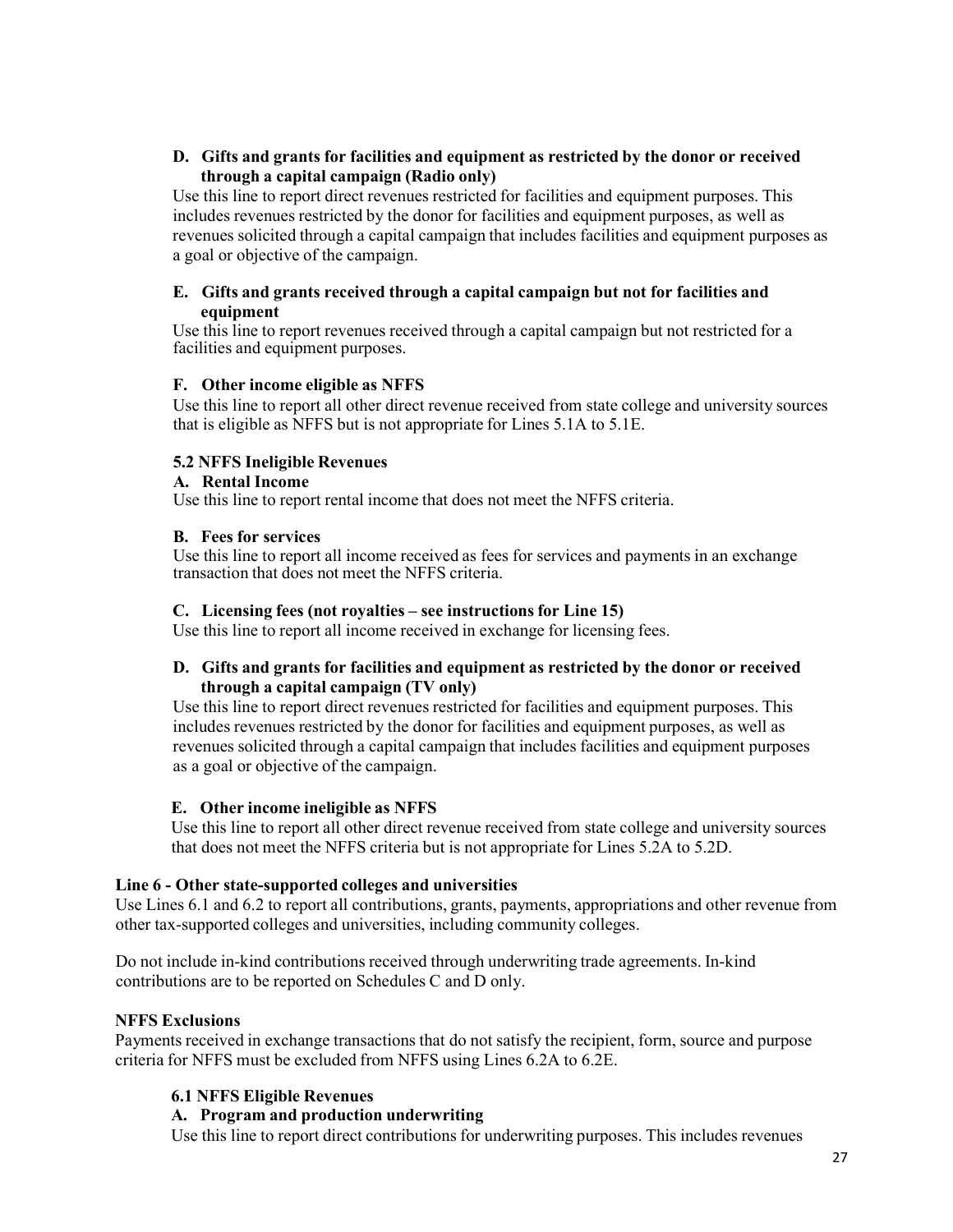**D. Gifts and grants for facilities and equipment as restricted by the donor or received through a capital campaign (Radio only)**

Use this line to report direct revenues restricted for facilities and equipment purposes. This includes revenues restricted by the donor for facilities and equipment purposes, as well as revenues solicited through a capital campaign that includes facilities and equipment purposes as a goal or objective of the campaign.

**E. Gifts and grants received through a capital campaign but not for facilities and equipment**

Use this line to report revenues received through a capital campaign but not restricted for a facilities and equipment purposes.

**F. Other income eligible as NFFS**

Use this line to report all other direct revenue received from state college and university sources that is eligible as NFFS but is not appropriate for Lines 5.1A to 5.1E.

**5.2 NFFS Ineligible Revenues**

**A. Rental Income**

Use this line to report rental income that does not meet the NFFS criteria.

**B. Fees for services**

Use this line to report all income received as fees for services and payments in an exchange transaction that does not meet the NFFS criteria.

**C. Licensing fees (not royalties – see instructions for Line 15)**

Use this line to report all income received in exchange for licensing fees.

**D. Gifts and grants for facilities and equipment as restricted by the donor or received through a capital campaign (TV only)**

Use this line to report direct revenues restricted for facilities and equipment purposes. This includes revenues restricted by the donor for facilities and equipment purposes, as well as revenues solicited through a capital campaign that includes facilities and equipment purposes as a goal or objective of the campaign.

**E. Other income ineligible as NFFS**

Use this line to report all other direct revenue received from state college and university sources that does not meet the NFFS criteria but is not appropriate for Lines 5.2A to 5.2D.

**Line 6 - Other state-supported colleges and universities**

Use Lines 6.1 and 6.2 to report all contributions, grants, payments, appropriations and other revenue from other tax-supported colleges and universities, including community colleges.

Do not include in-kind contributions received through underwriting trade agreements. In-kind contributions are to be reported on Schedules C and D only.

**NFFS Exclusions**

Payments received in exchange transactions that do not satisfy the recipient, form, source and purpose criteria for NFFS must be excluded from NFFS using Lines 6.2A to 6.2E.

**6.1 NFFS Eligible Revenues**

**A. Program and production underwriting**

Use this line to report direct contributions for underwriting purposes. This includes revenues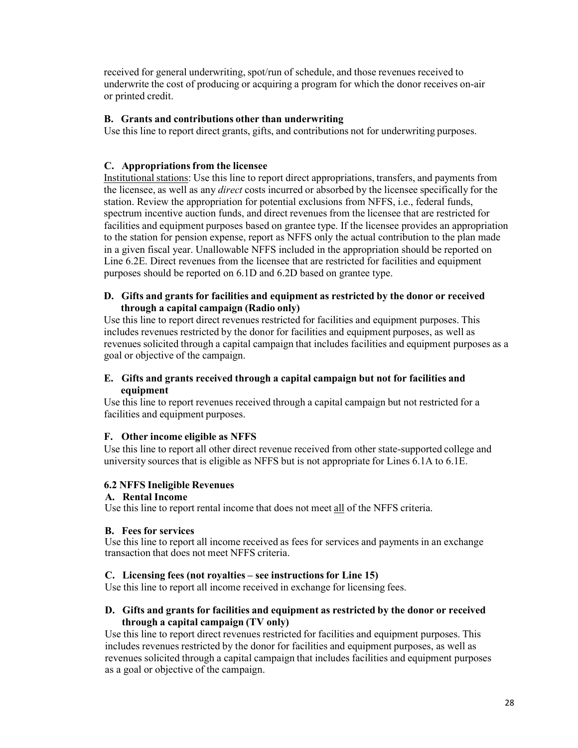received for general underwriting, spot/run of schedule, and those revenues received to underwrite the cost of producing or acquiring a program for which the donor receives on-air or printed credit.

**B. Grants and contributions other than underwriting**

Use this line to report direct grants, gifts, and contributions not for underwriting purposes.

**C. Appropriations from the licensee**

Institutional stations: Use this line to report direct appropriations, transfers, and payments from the licensee, as well as any *direct* costs incurred or absorbed by the licensee specifically for the station. Review the appropriation for potential exclusions from NFFS, i.e., federal funds, spectrum incentive auction funds, and direct revenues from the licensee that are restricted for facilities and equipment purposes based on grantee type. If the licensee provides an appropriation to the station for pension expense, report as NFFS only the actual contribution to the plan made in a given fiscal year. Unallowable NFFS included in the appropriation should be reported on Line 6.2E. Direct revenues from the licensee that are restricted for facilities and equipment purposes should be reported on 6.1D and 6.2D based on grantee type.

**D. Gifts and grants for facilities and equipment as restricted by the donor or received through a capital campaign (Radio only)**

Use this line to report direct revenues restricted for facilities and equipment purposes. This includes revenues restricted by the donor for facilities and equipment purposes, as well as revenues solicited through a capital campaign that includes facilities and equipment purposes as a goal or objective of the campaign.

**E. Gifts and grants received through a capital campaign but not for facilities and equipment**

Use this line to report revenues received through a capital campaign but not restricted for a facilities and equipment purposes.

**F. Other income eligible as NFFS**

Use this line to report all other direct revenue received from other state-supported college and university sources that is eligible as NFFS but is not appropriate for Lines 6.1A to 6.1E.

**6.2 NFFS Ineligible Revenues**

**A. Rental Income**

Use this line to report rental income that does not meet all of the NFFS criteria.

**B. Fees for services**

Use this line to report all income received as fees for services and payments in an exchange transaction that does not meet NFFS criteria.

**C. Licensing fees (not royalties – see instructions for Line 15)**

Use this line to report all income received in exchange for licensing fees.

**D. Gifts and grants for facilities and equipment as restricted by the donor or received through a capital campaign (TV only)**

Use this line to report direct revenues restricted for facilities and equipment purposes. This includes revenues restricted by the donor for facilities and equipment purposes, as well as revenues solicited through a capital campaign that includes facilities and equipment purposes as a goal or objective of the campaign.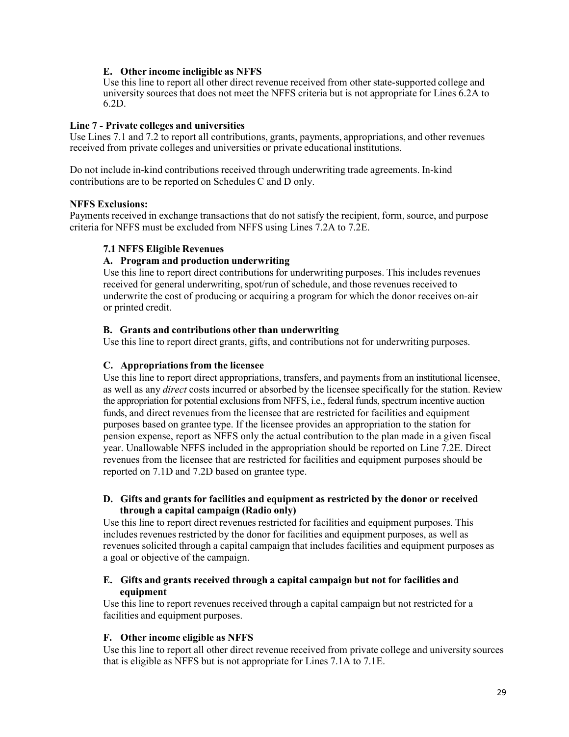**E. Other income ineligible as NFFS**

Use this line to report all other direct revenue received from other state-supported college and university sources that does not meet the NFFS criteria but is not appropriate for Lines 6.2A to 6.2D.

**Line 7 - Private colleges and universities**

Use Lines 7.1 and 7.2 to report all contributions, grants, payments, appropriations, and other revenues received from private colleges and universities or private educational institutions.

Do not include in-kind contributions received through underwriting trade agreements. In-kind contributions are to be reported on Schedules C and D only.

**NFFS Exclusions:**

Payments received in exchange transactions that do not satisfy the recipient, form, source, and purpose criteria for NFFS must be excluded from NFFS using Lines 7.2A to 7.2E.

**7.1 NFFS Eligible Revenues**

**A. Program and production underwriting**

Use this line to report direct contributions for underwriting purposes. This includes revenues received for general underwriting, spot/run of schedule, and those revenues received to underwrite the cost of producing or acquiring a program for which the donor receives on-air or printed credit.

**B. Grants and contributions other than underwriting**

Use this line to report direct grants, gifts, and contributions not for underwriting purposes.

**C. Appropriations from the licensee**

Use this line to report direct appropriations, transfers, and payments from an institutional licensee, as well as any *direct* costs incurred or absorbed by the licensee specifically for the station. Review the appropriation for potential exclusions from NFFS, i.e., federal funds, spectrum incentive auction funds, and direct revenues from the licensee that are restricted for facilities and equipment purposes based on grantee type. If the licensee provides an appropriation to the station for pension expense, report as NFFS only the actual contribution to the plan made in a given fiscal year. Unallowable NFFS included in the appropriation should be reported on Line 7.2E. Direct revenues from the licensee that are restricted for facilities and equipment purposes should be reported on 7.1D and 7.2D based on grantee type.

**D. Gifts and grants for facilities and equipment as restricted by the donor or received through a capital campaign (Radio only)**

Use this line to report direct revenues restricted for facilities and equipment purposes. This includes revenues restricted by the donor for facilities and equipment purposes, as well as revenues solicited through a capital campaign that includes facilities and equipment purposes as a goal or objective of the campaign.

**E. Gifts and grants received through a capital campaign but not for facilities and equipment**

Use this line to report revenues received through a capital campaign but not restricted for a facilities and equipment purposes.

**F. Other income eligible as NFFS**

Use this line to report all other direct revenue received from private college and university sources that is eligible as NFFS but is not appropriate for Lines 7.1A to 7.1E.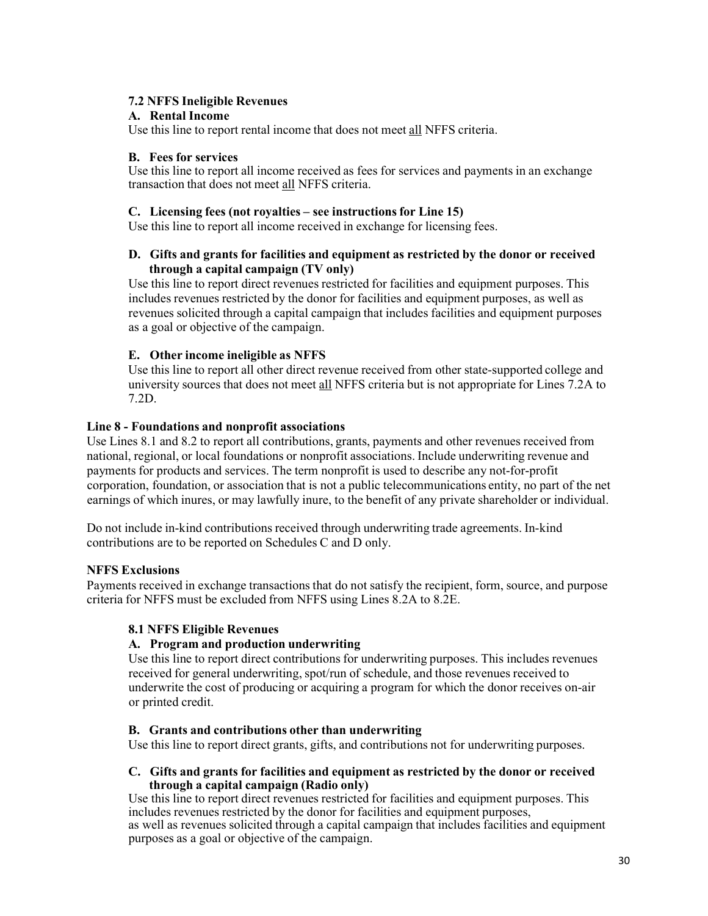### 7.2 NFFS Ineligible Revenues

**A. Rental Income**

Use this line to report rental income that does not meet all NFFS criteria.

**B. Fees for services**

Use this line to report all income received as fees for services and payments in an exchange transaction that does not meet all NFFS criteria.

**C. Licensing fees (not royalties – see instructions for Line 15)**

Use this line to report all income received in exchange for licensing fees.

**D. Gifts and grants for facilities and equipment as restricted by the donor or received through a capital campaign (TV only)**

Use this line to report direct revenues restricted for facilities and equipment purposes. This includes revenues restricted by the donor for facilities and equipment purposes, as well as revenues solicited through a capital campaign that includes facilities and equipment purposes as a goal or objective of the campaign.

**E. Other income ineligible as NFFS**

Use this line to report all other direct revenue received from other state-supported college and university sources that does not meet all NFFS criteria but is not appropriate for Lines 7.2A to 7.2D.

## Line 8 - Foundations and nonprofit associations

Use Lines 8.1 and 8.2 to report all contributions, grants, payments and other revenues received from national, regional, or local foundations or nonprofit associations. Include underwriting revenue and payments for products and services. The term nonprofit is used to describe any not-for-profit corporation, foundation, or association that is not a public telecommunications entity, no part of the net earnings of which inures, or may lawfully inure, to the benefit of any private shareholder or individual.

Do not include in-kind contributions received through underwriting trade agreements. In-kind contributions are to be reported on Schedules C and D only.

**NFFS Exclusions**

Payments received in exchange transactions that do not satisfy the recipient, form, source, and purpose criteria for NFFS must be excluded from NFFS using Lines 8.2A to 8.2E.

### 8.1 NFFS Eligible Revenues

**A. Program and production underwriting**

Use this line to report direct contributions for underwriting purposes. This includes revenues received for general underwriting, spot/run of schedule, and those revenues received to underwrite the cost of producing or acquiring a program for which the donor receives on-air or printed credit.

**B. Grants and contributions other than underwriting**

Use this line to report direct grants, gifts, and contributions not for underwriting purposes.

**C. Gifts and grants for facilities and equipment as restricted by the donor or received through a capital campaign (Radio only)**

Use this line to report direct revenues restricted for facilities and equipment purposes. This includes revenues restricted by the donor for facilities and equipment purposes, as well as revenues solicited through a capital campaign that includes facilities and equipment purposes as a goal or objective of the campaign.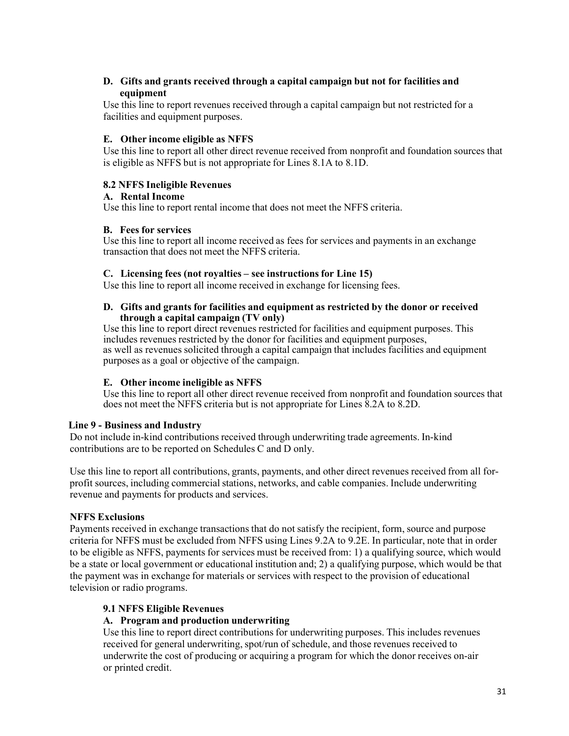**D. Gifts and grants received through a capital campaign but not for facilities and equipment**

Use this line to report revenues received through a capital campaign but not restricted for a facilities and equipment purposes.

**E. Other income eligible as NFFS**

Use this line to report all other direct revenue received from nonprofit and foundation sources that is eligible as NFFS but is not appropriate for Lines 8.1A to 8.1D.

**8.2 NFFS Ineligible Revenues**

**A. Rental Income**

Use this line to report rental income that does not meet the NFFS criteria.

**B. Fees for services**

Use this line to report all income received as fees for services and payments in an exchange transaction that does not meet the NFFS criteria.

**C. Licensing fees (not royalties – see instructions for Line 15)**

Use this line to report all income received in exchange for licensing fees.

**D. Gifts and grants for facilities and equipment as restricted by the donor or received through a capital campaign (TV only)**

Use this line to report direct revenues restricted for facilities and equipment purposes. This includes revenues restricted by the donor for facilities and equipment purposes, as well as revenues solicited through a capital campaign that includes facilities and equipment purposes as a goal or objective of the campaign.

**E. Other income ineligible as NFFS**

Use this line to report all other direct revenue received from nonprofit and foundation sources that does not meet the NFFS criteria but is not appropriate for Lines 8.2A to 8.2D.

**Line 9 - Business and Industry**

Do not include in-kind contributions received through underwriting trade agreements. In-kind contributions are to be reported on Schedules C and D only.

Use this line to report all contributions, grants, payments, and other direct revenues received from all for-profit sources, including commercial stations, networks, and cable companies. Include underwriting revenue and payments for products and services.

**NFFS Exclusions**

Payments received in exchange transactions that do not satisfy the recipient, form, source and purpose criteria for NFFS must be excluded from NFFS using Lines 9.2A to 9.2E. In particular, note that in order to be eligible as NFFS, payments for services must be received from: 1) a qualifying source, which would be a state or local government or educational institution and; 2) a qualifying purpose, which would be that the payment was in exchange for materials or services with respect to the provision of educational television or radio programs.

**9.1 NFFS Eligible Revenues**

**A. Program and production underwriting**

Use this line to report direct contributions for underwriting purposes. This includes revenues received for general underwriting, spot/run of schedule, and those revenues received to underwrite the cost of producing or acquiring a program for which the donor receives on-air or printed credit.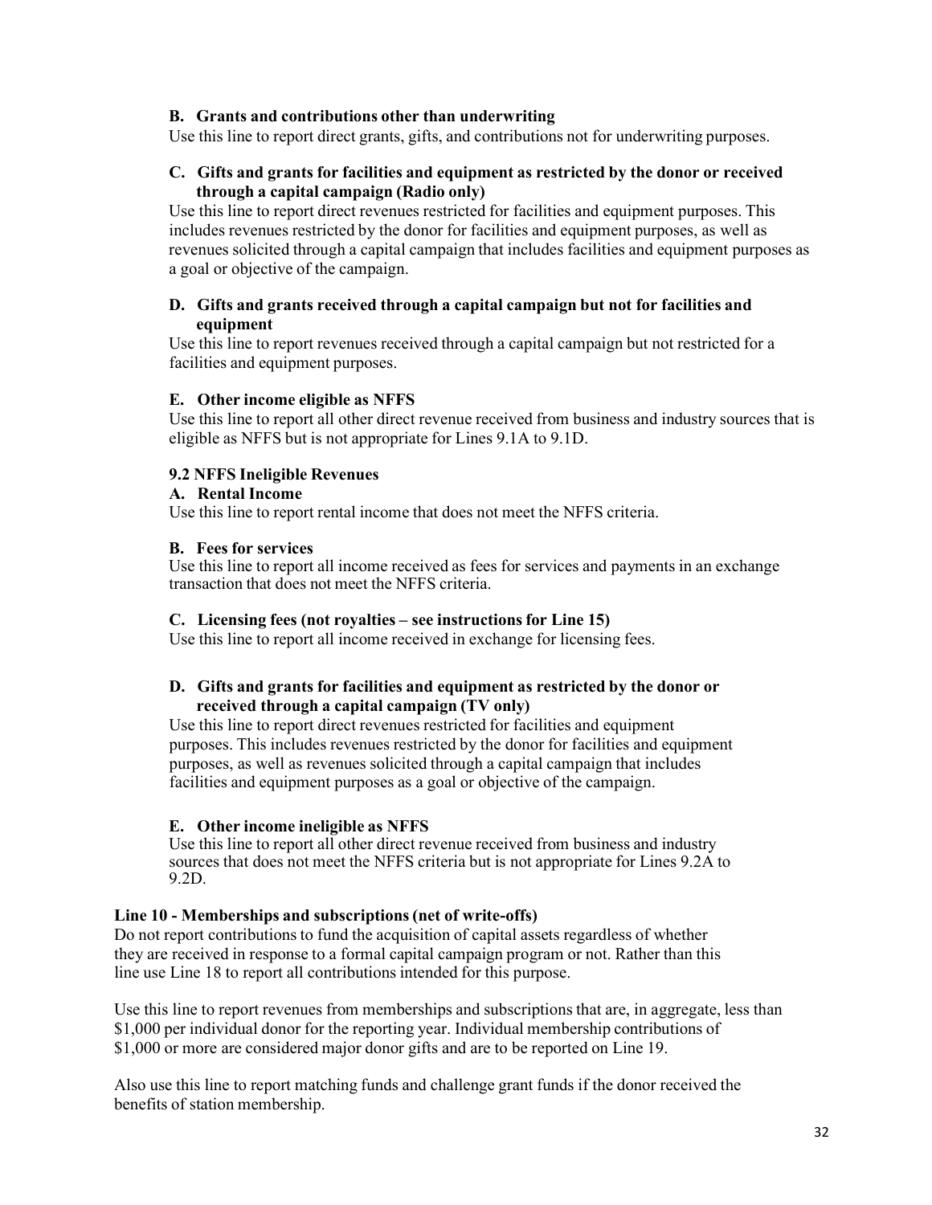**B. Grants and contributions other than underwriting**

Use this line to report direct grants, gifts, and contributions not for underwriting purposes.

**C. Gifts and grants for facilities and equipment as restricted by the donor or received through a capital campaign (Radio only)**

Use this line to report direct revenues restricted for facilities and equipment purposes. This includes revenues restricted by the donor for facilities and equipment purposes, as well as revenues solicited through a capital campaign that includes facilities and equipment purposes as a goal or objective of the campaign.

**D. Gifts and grants received through a capital campaign but not for facilities and equipment**

Use this line to report revenues received through a capital campaign but not restricted for a facilities and equipment purposes.

**E. Other income eligible as NFFS**

Use this line to report all other direct revenue received from business and industry sources that is eligible as NFFS but is not appropriate for Lines 9.1A to 9.1D.

**9.2 NFFS Ineligible Revenues**

**A. Rental Income**

Use this line to report rental income that does not meet the NFFS criteria.

**B. Fees for services**

Use this line to report all income received as fees for services and payments in an exchange transaction that does not meet the NFFS criteria.

**C. Licensing fees (not royalties – see instructions for Line 15)**

Use this line to report all income received in exchange for licensing fees.

**D. Gifts and grants for facilities and equipment as restricted by the donor or received through a capital campaign (TV only)**

Use this line to report direct revenues restricted for facilities and equipment purposes. This includes revenues restricted by the donor for facilities and equipment purposes, as well as revenues solicited through a capital campaign that includes facilities and equipment purposes as a goal or objective of the campaign.

**E. Other income ineligible as NFFS**

Use this line to report all other direct revenue received from business and industry sources that does not meet the NFFS criteria but is not appropriate for Lines 9.2A to 9.2D.

**Line 10 - Memberships and subscriptions (net of write-offs)**

Do not report contributions to fund the acquisition of capital assets regardless of whether they are received in response to a formal capital campaign program or not. Rather than this line use Line 18 to report all contributions intended for this purpose.

Use this line to report revenues from memberships and subscriptions that are, in aggregate, less than $1,000 per individual donor for the reporting year. Individual membership contributions of $1,000 or more are considered major donor gifts and are to be reported on Line 19.

Also use this line to report matching funds and challenge grant funds if the donor received the benefits of station membership.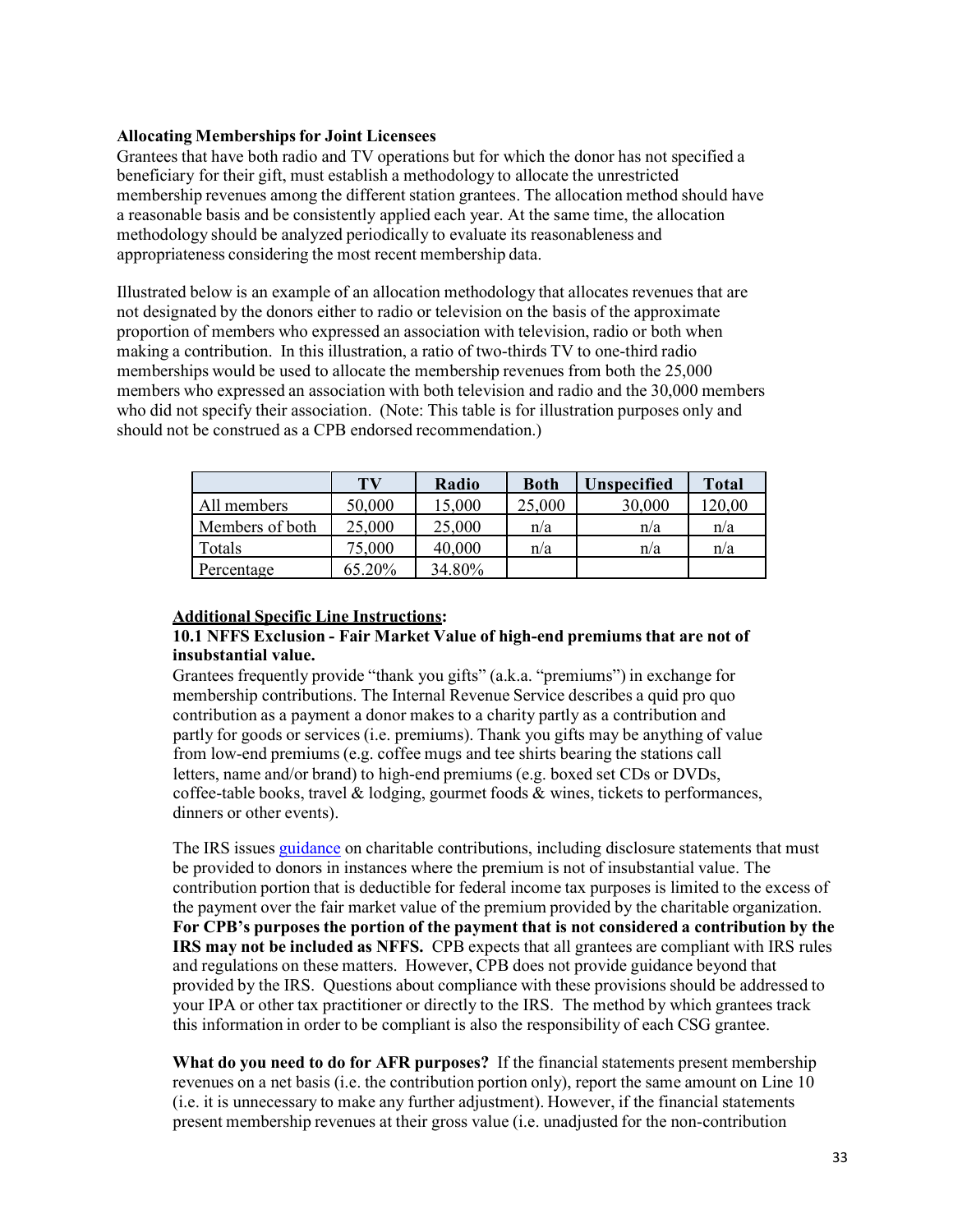**Allocating Memberships for Joint Licensees**

Grantees that have both radio and TV operations but for which the donor has not specified a beneficiary for their gift, must establish a methodology to allocate the unrestricted membership revenues among the different station grantees. The allocation method should have a reasonable basis and be consistently applied each year. At the same time, the allocation methodology should be analyzed periodically to evaluate its reasonableness and appropriateness considering the most recent membership data.

Illustrated below is an example of an allocation methodology that allocates revenues that are not designated by the donors either to radio or television on the basis of the approximate proportion of members who expressed an association with television, radio or both when making a contribution. In this illustration, a ratio of two-thirds TV to one-third radio memberships would be used to allocate the membership revenues from both the 25,000 members who expressed an association with both television and radio and the 30,000 members who did not specify their association. (Note: This table is for illustration purposes only and should not be construed as a CPB endorsed recommendation.)

| | TV | Radio | Both | Unspecified | Total |
|---|---|---|---|---|---|
| All members | 50,000 | 15,000 | 25,000 | 30,000 | 120,00 |
| Members of both | 25,000 | 25,000 | n/a | n/a | n/a |
| Totals | 75,000 | 40,000 | n/a | n/a | n/a |
| Percentage | 65.20% | 34.80% | | | |

**Additional Specific Line Instructions:**

**10.1 NFFS Exclusion - Fair Market Value of high-end premiums that are not of insubstantial value.**

Grantees frequently provide "thank you gifts" (a.k.a. "premiums") in exchange for membership contributions. The Internal Revenue Service describes a quid pro quo contribution as a payment a donor makes to a charity partly as a contribution and partly for goods or services (i.e. premiums). Thank you gifts may be anything of value from low-end premiums (e.g. coffee mugs and tee shirts bearing the stations call letters, name and/or brand) to high-end premiums (e.g. boxed set CDs or DVDs, coffee-table books, travel & lodging, gourmet foods & wines, tickets to performances, dinners or other events).

The IRS issues guidance on charitable contributions, including disclosure statements that must be provided to donors in instances where the premium is not of insubstantial value. The contribution portion that is deductible for federal income tax purposes is limited to the excess of the payment over the fair market value of the premium provided by the charitable organization. **For CPB's purposes the portion of the payment that is not considered a contribution by the IRS may not be included as NFFS.** CPB expects that all grantees are compliant with IRS rules and regulations on these matters. However, CPB does not provide guidance beyond that provided by the IRS. Questions about compliance with these provisions should be addressed to your IPA or other tax practitioner or directly to the IRS. The method by which grantees track this information in order to be compliant is also the responsibility of each CSG grantee.

**What do you need to do for AFR purposes?** If the financial statements present membership revenues on a net basis (i.e. the contribution portion only), report the same amount on Line 10 (i.e. it is unnecessary to make any further adjustment). However, if the financial statements present membership revenues at their gross value (i.e. unadjusted for the non-contribution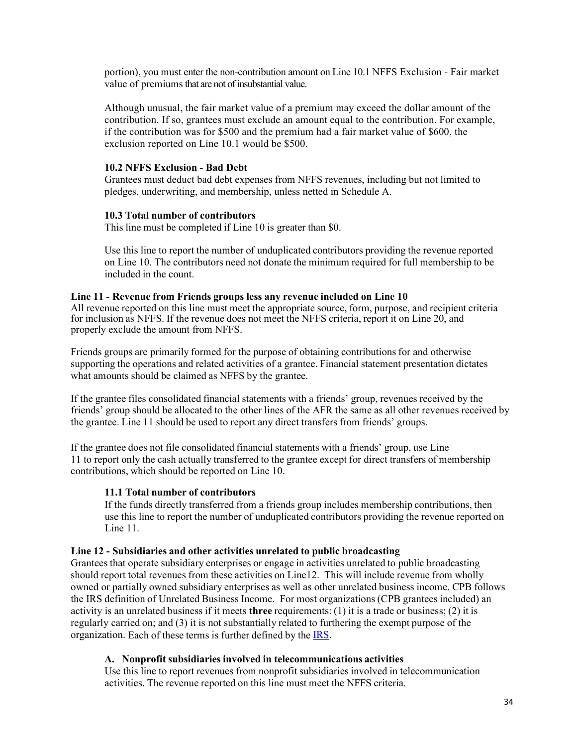portion), you must enter the non-contribution amount on Line 10.1 NFFS Exclusion - Fair market value of premiums that are not of insubstantial value.

Although unusual, the fair market value of a premium may exceed the dollar amount of the contribution. If so, grantees must exclude an amount equal to the contribution. For example, if the contribution was for $500 and the premium had a fair market value of $600, the exclusion reported on Line 10.1 would be $500.

#### 10.2 NFFS Exclusion - Bad Debt

Grantees must deduct bad debt expenses from NFFS revenues, including but not limited to pledges, underwriting, and membership, unless netted in Schedule A.

#### 10.3 Total number of contributors

This line must be completed if Line 10 is greater than $0.

Use this line to report the number of unduplicated contributors providing the revenue reported on Line 10. The contributors need not donate the minimum required for full membership to be included in the count.

### Line 11 - Revenue from Friends groups less any revenue included on Line 10

All revenue reported on this line must meet the appropriate source, form, purpose, and recipient criteria for inclusion as NFFS. If the revenue does not meet the NFFS criteria, report it on Line 20, and properly exclude the amount from NFFS.

Friends groups are primarily formed for the purpose of obtaining contributions for and otherwise supporting the operations and related activities of a grantee. Financial statement presentation dictates what amounts should be claimed as NFFS by the grantee.

If the grantee files consolidated financial statements with a friends' group, revenues received by the friends' group should be allocated to the other lines of the AFR the same as all other revenues received by the grantee. Line 11 should be used to report any direct transfers from friends' groups.

If the grantee does not file consolidated financial statements with a friends' group, use Line 11 to report only the cash actually transferred to the grantee except for direct transfers of membership contributions, which should be reported on Line 10.

#### 11.1 Total number of contributors

If the funds directly transferred from a friends group includes membership contributions, then use this line to report the number of unduplicated contributors providing the revenue reported on Line 11.

### Line 12 - Subsidiaries and other activities unrelated to public broadcasting

Grantees that operate subsidiary enterprises or engage in activities unrelated to public broadcasting should report total revenues from these activities on Line12. This will include revenue from wholly owned or partially owned subsidiary enterprises as well as other unrelated business income. CPB follows the IRS definition of Unrelated Business Income. For most organizations (CPB grantees included) an activity is an unrelated business if it meets **three** requirements: (1) it is a trade or business; (2) it is regularly carried on; and (3) it is not substantially related to furthering the exempt purpose of the organization. Each of these terms is further defined by the IRS.

#### A. Nonprofit subsidiaries involved in telecommunications activities

Use this line to report revenues from nonprofit subsidiaries involved in telecommunication activities. The revenue reported on this line must meet the NFFS criteria.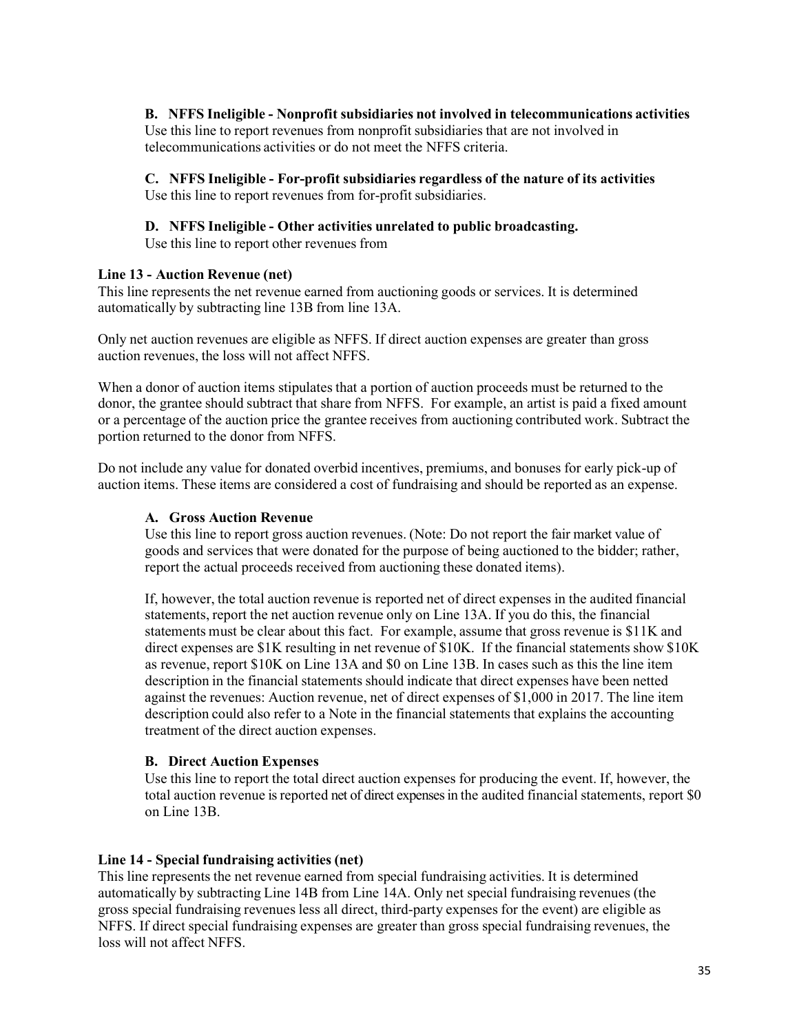**B. NFFS Ineligible - Nonprofit subsidiaries not involved in telecommunications activities**
Use this line to report revenues from nonprofit subsidiaries that are not involved in telecommunications activities or do not meet the NFFS criteria.

**C. NFFS Ineligible - For-profit subsidiaries regardless of the nature of its activities**
Use this line to report revenues from for-profit subsidiaries.

**D. NFFS Ineligible - Other activities unrelated to public broadcasting.**
Use this line to report other revenues from

**Line 13 - Auction Revenue (net)**
This line represents the net revenue earned from auctioning goods or services. It is determined automatically by subtracting line 13B from line 13A.

Only net auction revenues are eligible as NFFS. If direct auction expenses are greater than gross auction revenues, the loss will not affect NFFS.

When a donor of auction items stipulates that a portion of auction proceeds must be returned to the donor, the grantee should subtract that share from NFFS. For example, an artist is paid a fixed amount or a percentage of the auction price the grantee receives from auctioning contributed work. Subtract the portion returned to the donor from NFFS.

Do not include any value for donated overbid incentives, premiums, and bonuses for early pick-up of auction items. These items are considered a cost of fundraising and should be reported as an expense.

**A. Gross Auction Revenue**
Use this line to report gross auction revenues. (Note: Do not report the fair market value of goods and services that were donated for the purpose of being auctioned to the bidder; rather, report the actual proceeds received from auctioning these donated items).

If, however, the total auction revenue is reported net of direct expenses in the audited financial statements, report the net auction revenue only on Line 13A. If you do this, the financial statements must be clear about this fact. For example, assume that gross revenue is $11K and direct expenses are $1K resulting in net revenue of $10K. If the financial statements show $10K as revenue, report $10K on Line 13A and $0 on Line 13B. In cases such as this the line item description in the financial statements should indicate that direct expenses have been netted against the revenues: Auction revenue, net of direct expenses of $1,000 in 2017. The line item description could also refer to a Note in the financial statements that explains the accounting treatment of the direct auction expenses.

**B. Direct Auction Expenses**
Use this line to report the total direct auction expenses for producing the event. If, however, the total auction revenue is reported net of direct expenses in the audited financial statements, report $0 on Line 13B.

**Line 14 - Special fundraising activities (net)**
This line represents the net revenue earned from special fundraising activities. It is determined automatically by subtracting Line 14B from Line 14A. Only net special fundraising revenues (the gross special fundraising revenues less all direct, third-party expenses for the event) are eligible as NFFS. If direct special fundraising expenses are greater than gross special fundraising revenues, the loss will not affect NFFS.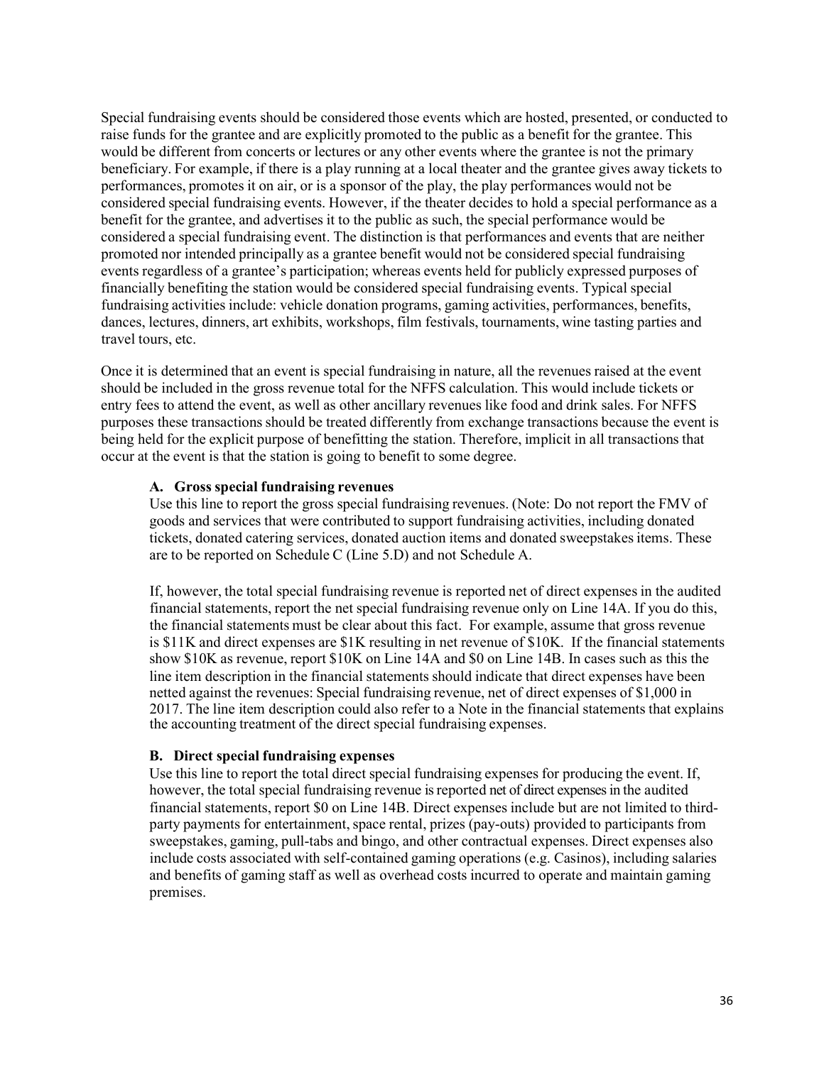Special fundraising events should be considered those events which are hosted, presented, or conducted to raise funds for the grantee and are explicitly promoted to the public as a benefit for the grantee. This would be different from concerts or lectures or any other events where the grantee is not the primary beneficiary. For example, if there is a play running at a local theater and the grantee gives away tickets to performances, promotes it on air, or is a sponsor of the play, the play performances would not be considered special fundraising events. However, if the theater decides to hold a special performance as a benefit for the grantee, and advertises it to the public as such, the special performance would be considered a special fundraising event. The distinction is that performances and events that are neither promoted nor intended principally as a grantee benefit would not be considered special fundraising events regardless of a grantee's participation; whereas events held for publicly expressed purposes of financially benefiting the station would be considered special fundraising events. Typical special fundraising activities include: vehicle donation programs, gaming activities, performances, benefits, dances, lectures, dinners, art exhibits, workshops, film festivals, tournaments, wine tasting parties and travel tours, etc.

Once it is determined that an event is special fundraising in nature, all the revenues raised at the event should be included in the gross revenue total for the NFFS calculation. This would include tickets or entry fees to attend the event, as well as other ancillary revenues like food and drink sales. For NFFS purposes these transactions should be treated differently from exchange transactions because the event is being held for the explicit purpose of benefitting the station. Therefore, implicit in all transactions that occur at the event is that the station is going to benefit to some degree.

**A. Gross special fundraising revenues**

Use this line to report the gross special fundraising revenues. (Note: Do not report the FMV of goods and services that were contributed to support fundraising activities, including donated tickets, donated catering services, donated auction items and donated sweepstakes items. These are to be reported on Schedule C (Line 5.D) and not Schedule A.

If, however, the total special fundraising revenue is reported net of direct expenses in the audited financial statements, report the net special fundraising revenue only on Line 14A. If you do this, the financial statements must be clear about this fact. For example, assume that gross revenue is $11K and direct expenses are $1K resulting in net revenue of $10K. If the financial statements show $10K as revenue, report $10K on Line 14A and $0 on Line 14B. In cases such as this the line item description in the financial statements should indicate that direct expenses have been netted against the revenues: Special fundraising revenue, net of direct expenses of $1,000 in 2017. The line item description could also refer to a Note in the financial statements that explains the accounting treatment of the direct special fundraising expenses.

**B. Direct special fundraising expenses**

Use this line to report the total direct special fundraising expenses for producing the event. If, however, the total special fundraising revenue is reported net of direct expenses in the audited financial statements, report $0 on Line 14B. Direct expenses include but are not limited to third-party payments for entertainment, space rental, prizes (pay-outs) provided to participants from sweepstakes, gaming, pull-tabs and bingo, and other contractual expenses. Direct expenses also include costs associated with self-contained gaming operations (e.g. Casinos), including salaries and benefits of gaming staff as well as overhead costs incurred to operate and maintain gaming premises.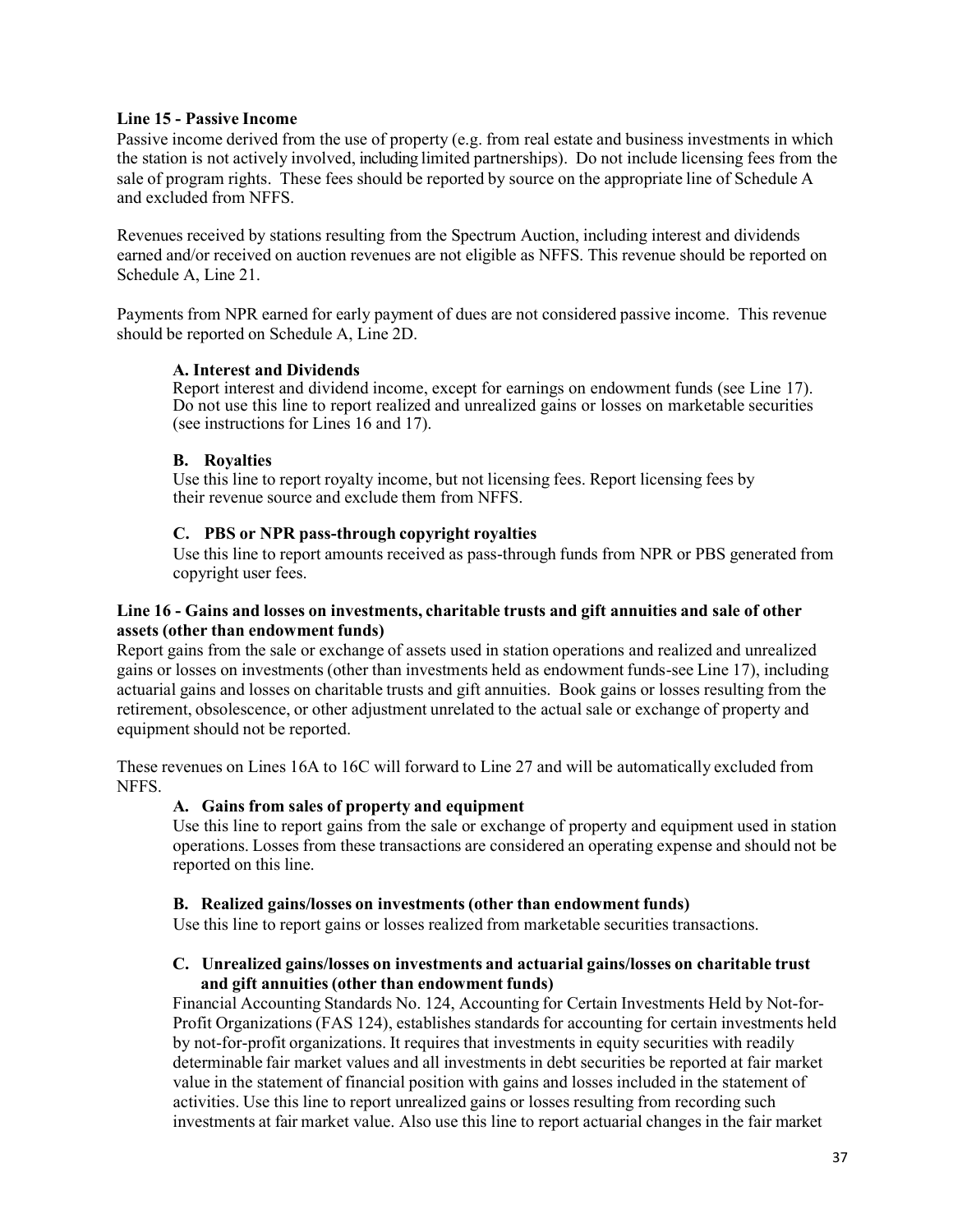**Line 15 - Passive Income**

Passive income derived from the use of property (e.g. from real estate and business investments in which the station is not actively involved, including limited partnerships). Do not include licensing fees from the sale of program rights. These fees should be reported by source on the appropriate line of Schedule A and excluded from NFFS.

Revenues received by stations resulting from the Spectrum Auction, including interest and dividends earned and/or received on auction revenues are not eligible as NFFS. This revenue should be reported on Schedule A, Line 21.

Payments from NPR earned for early payment of dues are not considered passive income. This revenue should be reported on Schedule A, Line 2D.

**A. Interest and Dividends**

Report interest and dividend income, except for earnings on endowment funds (see Line 17). Do not use this line to report realized and unrealized gains or losses on marketable securities (see instructions for Lines 16 and 17).

**B. Royalties**

Use this line to report royalty income, but not licensing fees. Report licensing fees by their revenue source and exclude them from NFFS.

**C. PBS or NPR pass-through copyright royalties**

Use this line to report amounts received as pass-through funds from NPR or PBS generated from copyright user fees.

**Line 16 - Gains and losses on investments, charitable trusts and gift annuities and sale of other assets (other than endowment funds)**

Report gains from the sale or exchange of assets used in station operations and realized and unrealized gains or losses on investments (other than investments held as endowment funds-see Line 17), including actuarial gains and losses on charitable trusts and gift annuities. Book gains or losses resulting from the retirement, obsolescence, or other adjustment unrelated to the actual sale or exchange of property and equipment should not be reported.

These revenues on Lines 16A to 16C will forward to Line 27 and will be automatically excluded from NFFS.

**A. Gains from sales of property and equipment**

Use this line to report gains from the sale or exchange of property and equipment used in station operations. Losses from these transactions are considered an operating expense and should not be reported on this line.

**B. Realized gains/losses on investments (other than endowment funds)**

Use this line to report gains or losses realized from marketable securities transactions.

**C. Unrealized gains/losses on investments and actuarial gains/losses on charitable trust and gift annuities (other than endowment funds)**

Financial Accounting Standards No. 124, Accounting for Certain Investments Held by Not-for-Profit Organizations (FAS 124), establishes standards for accounting for certain investments held by not-for-profit organizations. It requires that investments in equity securities with readily determinable fair market values and all investments in debt securities be reported at fair market value in the statement of financial position with gains and losses included in the statement of activities. Use this line to report unrealized gains or losses resulting from recording such investments at fair market value. Also use this line to report actuarial changes in the fair market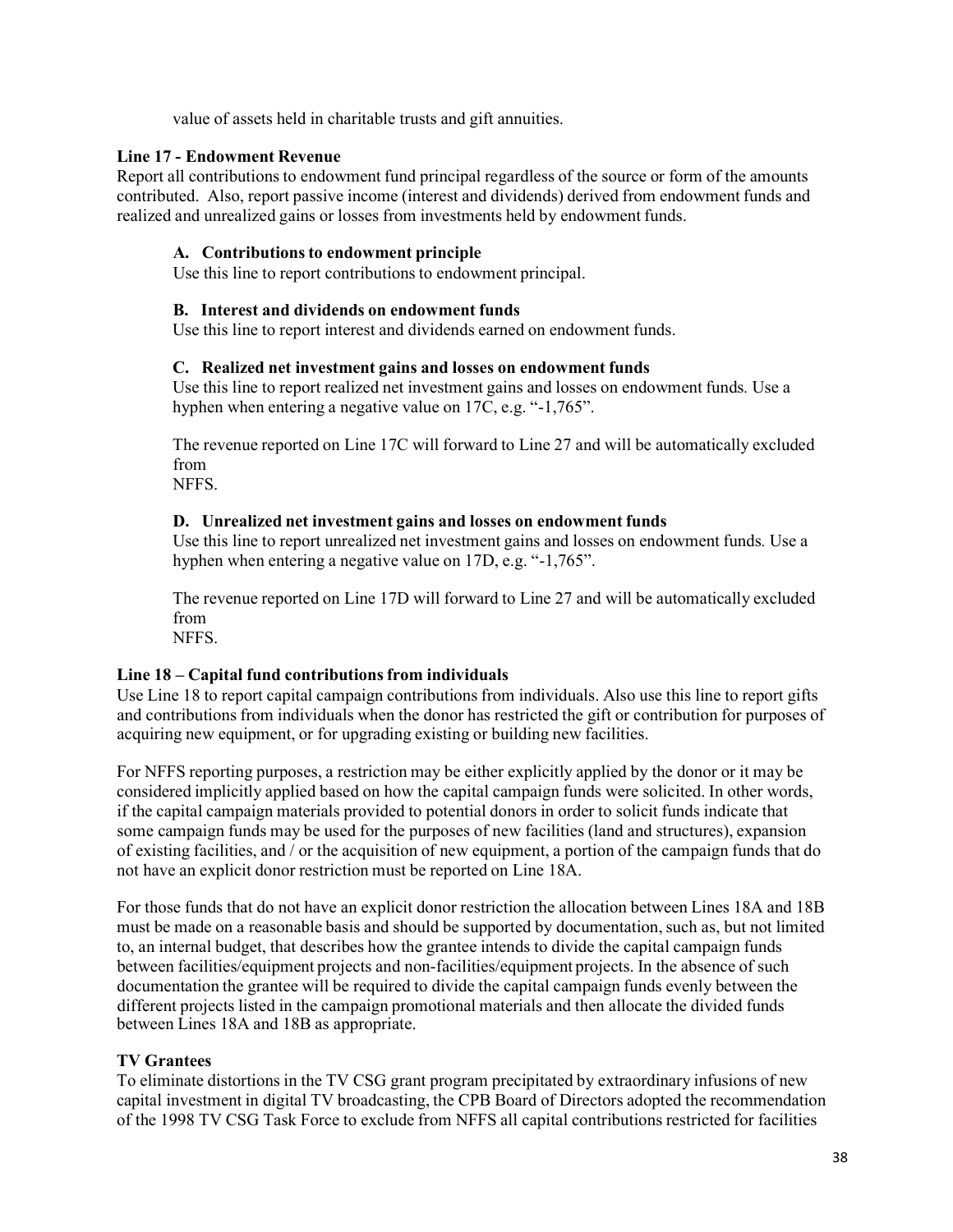value of assets held in charitable trusts and gift annuities.

**Line 17 - Endowment Revenue**
Report all contributions to endowment fund principal regardless of the source or form of the amounts contributed. Also, report passive income (interest and dividends) derived from endowment funds and realized and unrealized gains or losses from investments held by endowment funds.

**A. Contributions to endowment principle**
Use this line to report contributions to endowment principal.

**B. Interest and dividends on endowment funds**
Use this line to report interest and dividends earned on endowment funds.

**C. Realized net investment gains and losses on endowment funds**
Use this line to report realized net investment gains and losses on endowment funds. Use a hyphen when entering a negative value on 17C, e.g. "-1,765".

The revenue reported on Line 17C will forward to Line 27 and will be automatically excluded from NFFS.

**D. Unrealized net investment gains and losses on endowment funds**
Use this line to report unrealized net investment gains and losses on endowment funds. Use a hyphen when entering a negative value on 17D, e.g. "-1,765".

The revenue reported on Line 17D will forward to Line 27 and will be automatically excluded from NFFS.

**Line 18 – Capital fund contributions from individuals**
Use Line 18 to report capital campaign contributions from individuals. Also use this line to report gifts and contributions from individuals when the donor has restricted the gift or contribution for purposes of acquiring new equipment, or for upgrading existing or building new facilities.

For NFFS reporting purposes, a restriction may be either explicitly applied by the donor or it may be considered implicitly applied based on how the capital campaign funds were solicited. In other words, if the capital campaign materials provided to potential donors in order to solicit funds indicate that some campaign funds may be used for the purposes of new facilities (land and structures), expansion of existing facilities, and / or the acquisition of new equipment, a portion of the campaign funds that do not have an explicit donor restriction must be reported on Line 18A.

For those funds that do not have an explicit donor restriction the allocation between Lines 18A and 18B must be made on a reasonable basis and should be supported by documentation, such as, but not limited to, an internal budget, that describes how the grantee intends to divide the capital campaign funds between facilities/equipment projects and non-facilities/equipment projects. In the absence of such documentation the grantee will be required to divide the capital campaign funds evenly between the different projects listed in the campaign promotional materials and then allocate the divided funds between Lines 18A and 18B as appropriate.

**TV Grantees**
To eliminate distortions in the TV CSG grant program precipitated by extraordinary infusions of new capital investment in digital TV broadcasting, the CPB Board of Directors adopted the recommendation of the 1998 TV CSG Task Force to exclude from NFFS all capital contributions restricted for facilities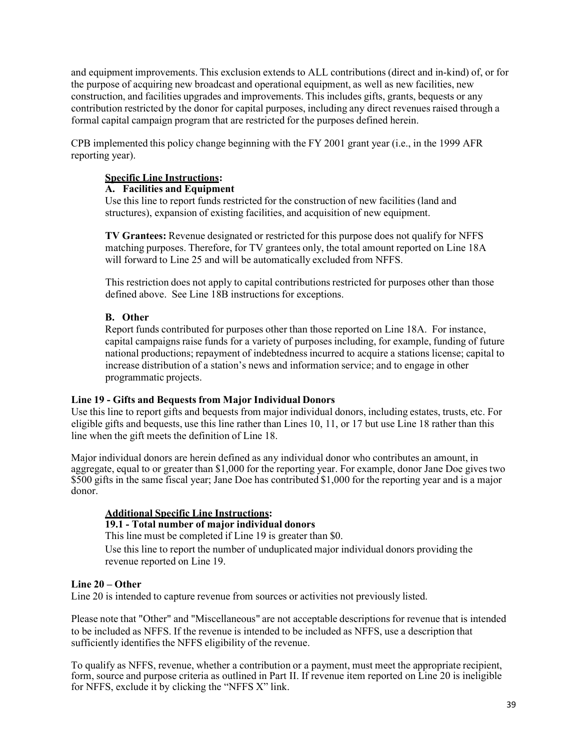and equipment improvements. This exclusion extends to ALL contributions (direct and in-kind) of, or for the purpose of acquiring new broadcast and operational equipment, as well as new facilities, new construction, and facilities upgrades and improvements. This includes gifts, grants, bequests or any contribution restricted by the donor for capital purposes, including any direct revenues raised through a formal capital campaign program that are restricted for the purposes defined herein.

CPB implemented this policy change beginning with the FY 2001 grant year (i.e., in the 1999 AFR reporting year).

**Specific Line Instructions:**

**A. Facilities and Equipment**

Use this line to report funds restricted for the construction of new facilities (land and structures), expansion of existing facilities, and acquisition of new equipment.

**TV Grantees:** Revenue designated or restricted for this purpose does not qualify for NFFS matching purposes. Therefore, for TV grantees only, the total amount reported on Line 18A will forward to Line 25 and will be automatically excluded from NFFS.

This restriction does not apply to capital contributions restricted for purposes other than those defined above. See Line 18B instructions for exceptions.

**B. Other**

Report funds contributed for purposes other than those reported on Line 18A. For instance, capital campaigns raise funds for a variety of purposes including, for example, funding of future national productions; repayment of indebtedness incurred to acquire a stations license; capital to increase distribution of a station's news and information service; and to engage in other programmatic projects.

**Line 19 - Gifts and Bequests from Major Individual Donors**

Use this line to report gifts and bequests from major individual donors, including estates, trusts, etc. For eligible gifts and bequests, use this line rather than Lines 10, 11, or 17 but use Line 18 rather than this line when the gift meets the definition of Line 18.

Major individual donors are herein defined as any individual donor who contributes an amount, in aggregate, equal to or greater than $1,000 for the reporting year. For example, donor Jane Doe gives two $500 gifts in the same fiscal year; Jane Doe has contributed $1,000 for the reporting year and is a major donor.

**Additional Specific Line Instructions:**

**19.1 - Total number of major individual donors**

This line must be completed if Line 19 is greater than $0.

Use this line to report the number of unduplicated major individual donors providing the revenue reported on Line 19.

**Line 20 – Other**

Line 20 is intended to capture revenue from sources or activities not previously listed.

Please note that "Other" and "Miscellaneous" are not acceptable descriptions for revenue that is intended to be included as NFFS. If the revenue is intended to be included as NFFS, use a description that sufficiently identifies the NFFS eligibility of the revenue.

To qualify as NFFS, revenue, whether a contribution or a payment, must meet the appropriate recipient, form, source and purpose criteria as outlined in Part II. If revenue item reported on Line 20 is ineligible for NFFS, exclude it by clicking the "NFFS X" link.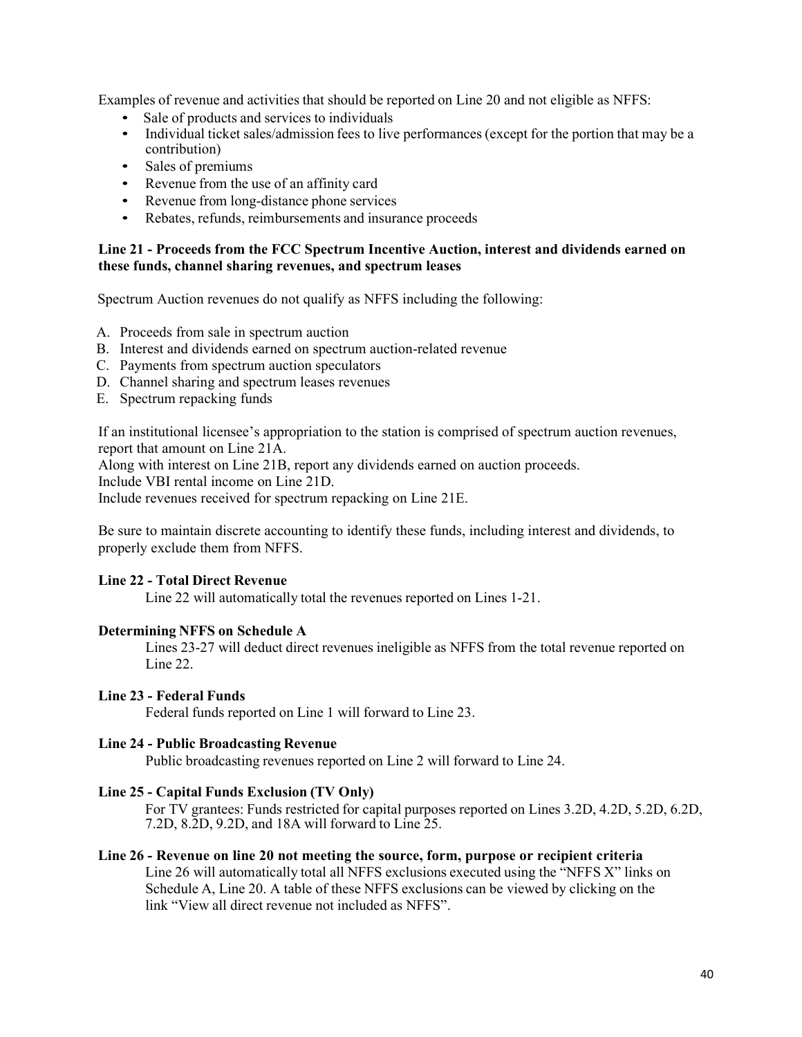Examples of revenue and activities that should be reported on Line 20 and not eligible as NFFS:

- Sale of products and services to individuals
- Individual ticket sales/admission fees to live performances (except for the portion that may be a contribution)
- Sales of premiums
- Revenue from the use of an affinity card
- Revenue from long-distance phone services
- Rebates, refunds, reimbursements and insurance proceeds

**Line 21 - Proceeds from the FCC Spectrum Incentive Auction, interest and dividends earned on these funds, channel sharing revenues, and spectrum leases**

Spectrum Auction revenues do not qualify as NFFS including the following:

A. Proceeds from sale in spectrum auction
B. Interest and dividends earned on spectrum auction-related revenue
C. Payments from spectrum auction speculators
D. Channel sharing and spectrum leases revenues
E. Spectrum repacking funds

If an institutional licensee's appropriation to the station is comprised of spectrum auction revenues, report that amount on Line 21A.
Along with interest on Line 21B, report any dividends earned on auction proceeds.
Include VBI rental income on Line 21D.
Include revenues received for spectrum repacking on Line 21E.

Be sure to maintain discrete accounting to identify these funds, including interest and dividends, to properly exclude them from NFFS.

**Line 22 - Total Direct Revenue**

Line 22 will automatically total the revenues reported on Lines 1-21.

**Determining NFFS on Schedule A**

Lines 23-27 will deduct direct revenues ineligible as NFFS from the total revenue reported on Line 22.

**Line 23 - Federal Funds**

Federal funds reported on Line 1 will forward to Line 23.

**Line 24 - Public Broadcasting Revenue**

Public broadcasting revenues reported on Line 2 will forward to Line 24.

**Line 25 - Capital Funds Exclusion (TV Only)**

For TV grantees: Funds restricted for capital purposes reported on Lines 3.2D, 4.2D, 5.2D, 6.2D, 7.2D, 8.2D, 9.2D, and 18A will forward to Line 25.

**Line 26 - Revenue on line 20 not meeting the source, form, purpose or recipient criteria**

Line 26 will automatically total all NFFS exclusions executed using the "NFFS X" links on Schedule A, Line 20. A table of these NFFS exclusions can be viewed by clicking on the link "View all direct revenue not included as NFFS".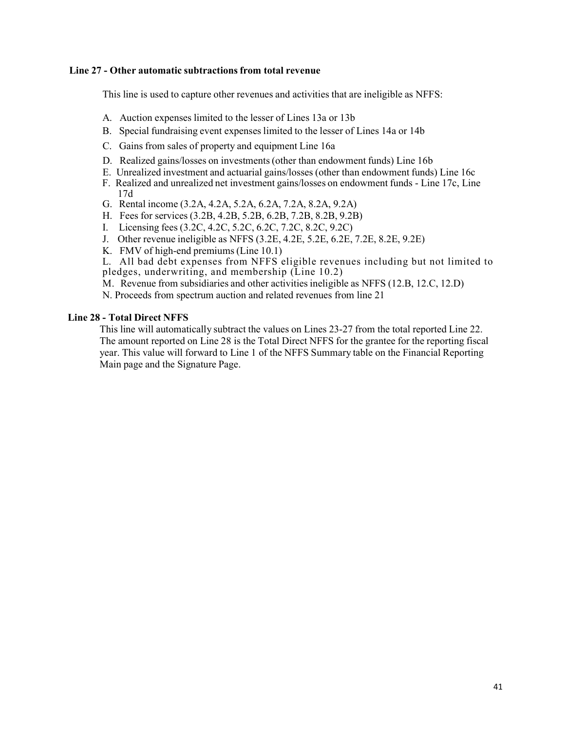**Line 27 - Other automatic subtractions from total revenue**

This line is used to capture other revenues and activities that are ineligible as NFFS:

A. Auction expenses limited to the lesser of Lines 13a or 13b
B. Special fundraising event expenses limited to the lesser of Lines 14a or 14b
C. Gains from sales of property and equipment Line 16a
D. Realized gains/losses on investments (other than endowment funds) Line 16b
E. Unrealized investment and actuarial gains/losses (other than endowment funds) Line 16c
F. Realized and unrealized net investment gains/losses on endowment funds - Line 17c, Line 17d
G. Rental income (3.2A, 4.2A, 5.2A, 6.2A, 7.2A, 8.2A, 9.2A)
H. Fees for services (3.2B, 4.2B, 5.2B, 6.2B, 7.2B, 8.2B, 9.2B)
I. Licensing fees (3.2C, 4.2C, 5.2C, 6.2C, 7.2C, 8.2C, 9.2C)
J. Other revenue ineligible as NFFS (3.2E, 4.2E, 5.2E, 6.2E, 7.2E, 8.2E, 9.2E)
K. FMV of high-end premiums (Line 10.1)
L. All bad debt expenses from NFFS eligible revenues including but not limited to pledges, underwriting, and membership (Line 10.2)
M. Revenue from subsidiaries and other activities ineligible as NFFS (12.B, 12.C, 12.D)
N. Proceeds from spectrum auction and related revenues from line 21

**Line 28 - Total Direct NFFS**

This line will automatically subtract the values on Lines 23-27 from the total reported Line 22. The amount reported on Line 28 is the Total Direct NFFS for the grantee for the reporting fiscal year. This value will forward to Line 1 of the NFFS Summary table on the Financial Reporting Main page and the Signature Page.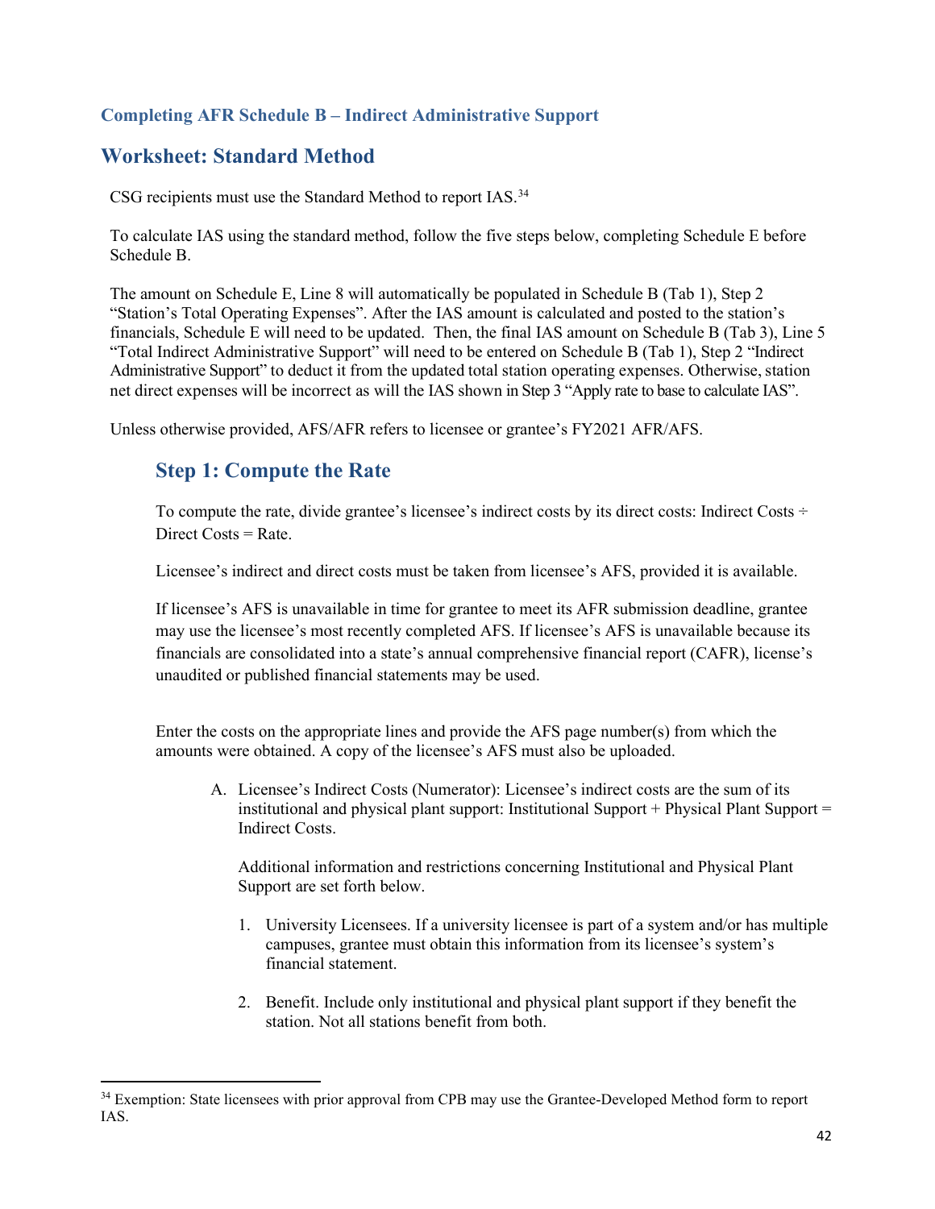### Completing AFR Schedule B – Indirect Administrative Support

## Worksheet: Standard Method

CSG recipients must use the Standard Method to report IAS.[34]

To calculate IAS using the standard method, follow the five steps below, completing Schedule E before Schedule B.

The amount on Schedule E, Line 8 will automatically be populated in Schedule B (Tab 1), Step 2 "Station's Total Operating Expenses". After the IAS amount is calculated and posted to the station's financials, Schedule E will need to be updated. Then, the final IAS amount on Schedule B (Tab 3), Line 5 "Total Indirect Administrative Support" will need to be entered on Schedule B (Tab 1), Step 2 "Indirect Administrative Support" to deduct it from the updated total station operating expenses. Otherwise, station net direct expenses will be incorrect as will the IAS shown in Step 3 "Apply rate to base to calculate IAS".

Unless otherwise provided, AFS/AFR refers to licensee or grantee's FY2021 AFR/AFS.

### Step 1: Compute the Rate

To compute the rate, divide grantee's licensee's indirect costs by its direct costs: Indirect Costs ÷ Direct Costs = Rate.

Licensee's indirect and direct costs must be taken from licensee's AFS, provided it is available.

If licensee's AFS is unavailable in time for grantee to meet its AFR submission deadline, grantee may use the licensee's most recently completed AFS. If licensee's AFS is unavailable because its financials are consolidated into a state's annual comprehensive financial report (CAFR), license's unaudited or published financial statements may be used.

Enter the costs on the appropriate lines and provide the AFS page number(s) from which the amounts were obtained. A copy of the licensee's AFS must also be uploaded.

A. Licensee's Indirect Costs (Numerator): Licensee's indirect costs are the sum of its institutional and physical plant support: Institutional Support + Physical Plant Support = Indirect Costs.

   Additional information and restrictions concerning Institutional and Physical Plant Support are set forth below.

   1. University Licensees. If a university licensee is part of a system and/or has multiple campuses, grantee must obtain this information from its licensee's system's financial statement.

   2. Benefit. Include only institutional and physical plant support if they benefit the station. Not all stations benefit from both.

[34] Exemption: State licensees with prior approval from CPB may use the Grantee-Developed Method form to report IAS.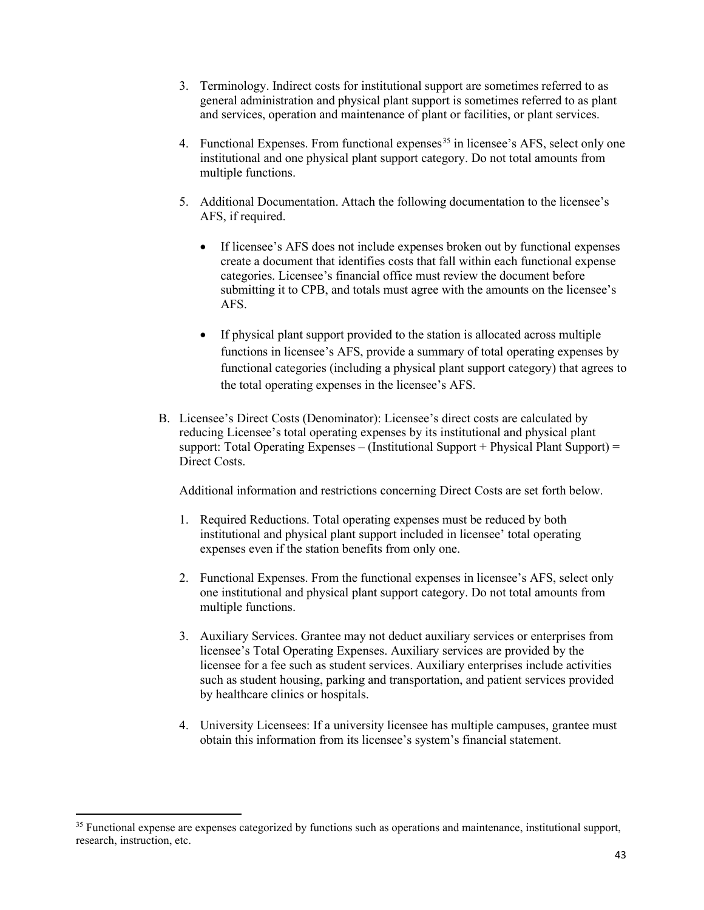3. Terminology. Indirect costs for institutional support are sometimes referred to as general administration and physical plant support is sometimes referred to as plant and services, operation and maintenance of plant or facilities, or plant services.

4. Functional Expenses. From functional expenses[35] in licensee's AFS, select only one institutional and one physical plant support category. Do not total amounts from multiple functions.

5. Additional Documentation. Attach the following documentation to the licensee's AFS, if required.

   - If licensee's AFS does not include expenses broken out by functional expenses create a document that identifies costs that fall within each functional expense categories. Licensee's financial office must review the document before submitting it to CPB, and totals must agree with the amounts on the licensee's AFS.

   - If physical plant support provided to the station is allocated across multiple functions in licensee's AFS, provide a summary of total operating expenses by functional categories (including a physical plant support category) that agrees to the total operating expenses in the licensee's AFS.

B. Licensee's Direct Costs (Denominator): Licensee's direct costs are calculated by reducing Licensee's total operating expenses by its institutional and physical plant support: Total Operating Expenses – (Institutional Support + Physical Plant Support) = Direct Costs.

   Additional information and restrictions concerning Direct Costs are set forth below.

   1. Required Reductions. Total operating expenses must be reduced by both institutional and physical plant support included in licensee' total operating expenses even if the station benefits from only one.

   2. Functional Expenses. From the functional expenses in licensee's AFS, select only one institutional and physical plant support category. Do not total amounts from multiple functions.

   3. Auxiliary Services. Grantee may not deduct auxiliary services or enterprises from licensee's Total Operating Expenses. Auxiliary services are provided by the licensee for a fee such as student services. Auxiliary enterprises include activities such as student housing, parking and transportation, and patient services provided by healthcare clinics or hospitals.

   4. University Licensees: If a university licensee has multiple campuses, grantee must obtain this information from its licensee's system's financial statement.

[35] Functional expense are expenses categorized by functions such as operations and maintenance, institutional support, research, instruction, etc.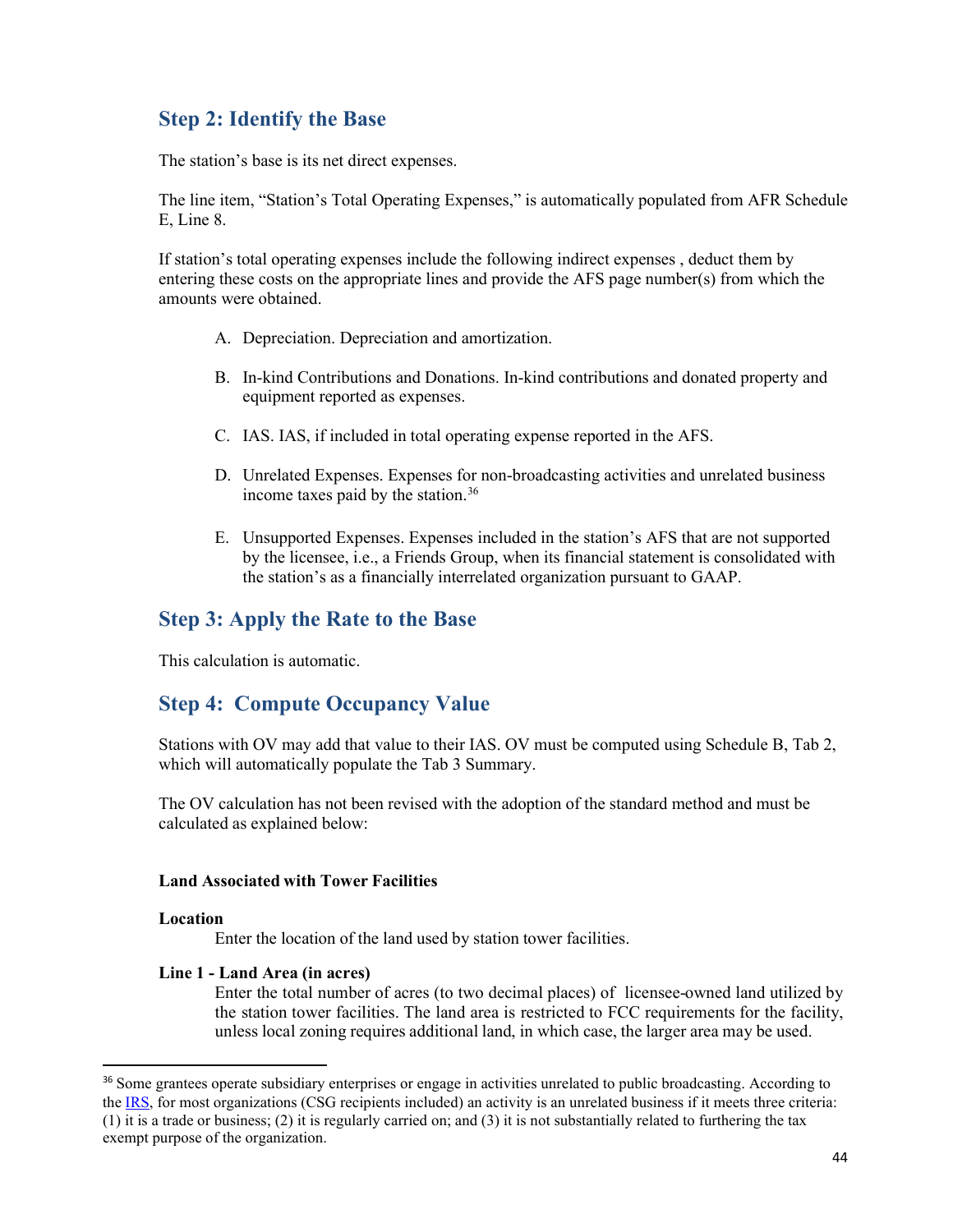## Step 2: Identify the Base

The station's base is its net direct expenses.

The line item, "Station's Total Operating Expenses," is automatically populated from AFR Schedule E, Line 8.

If station's total operating expenses include the following indirect expenses , deduct them by entering these costs on the appropriate lines and provide the AFS page number(s) from which the amounts were obtained.

A. Depreciation. Depreciation and amortization.

B. In-kind Contributions and Donations. In-kind contributions and donated property and equipment reported as expenses.

C. IAS. IAS, if included in total operating expense reported in the AFS.

D. Unrelated Expenses. Expenses for non-broadcasting activities and unrelated business income taxes paid by the station.[36]

E. Unsupported Expenses. Expenses included in the station's AFS that are not supported by the licensee, i.e., a Friends Group, when its financial statement is consolidated with the station's as a financially interrelated organization pursuant to GAAP.

## Step 3: Apply the Rate to the Base

This calculation is automatic.

## Step 4: Compute Occupancy Value

Stations with OV may add that value to their IAS. OV must be computed using Schedule B, Tab 2, which will automatically populate the Tab 3 Summary.

The OV calculation has not been revised with the adoption of the standard method and must be calculated as explained below:

**Land Associated with Tower Facilities**

**Location**

Enter the location of the land used by station tower facilities.

**Line 1 - Land Area (in acres)**

Enter the total number of acres (to two decimal places) of licensee-owned land utilized by the station tower facilities. The land area is restricted to FCC requirements for the facility, unless local zoning requires additional land, in which case, the larger area may be used.

---

[36] Some grantees operate subsidiary enterprises or engage in activities unrelated to public broadcasting. According to the IRS, for most organizations (CSG recipients included) an activity is an unrelated business if it meets three criteria: (1) it is a trade or business; (2) it is regularly carried on; and (3) it is not substantially related to furthering the tax exempt purpose of the organization.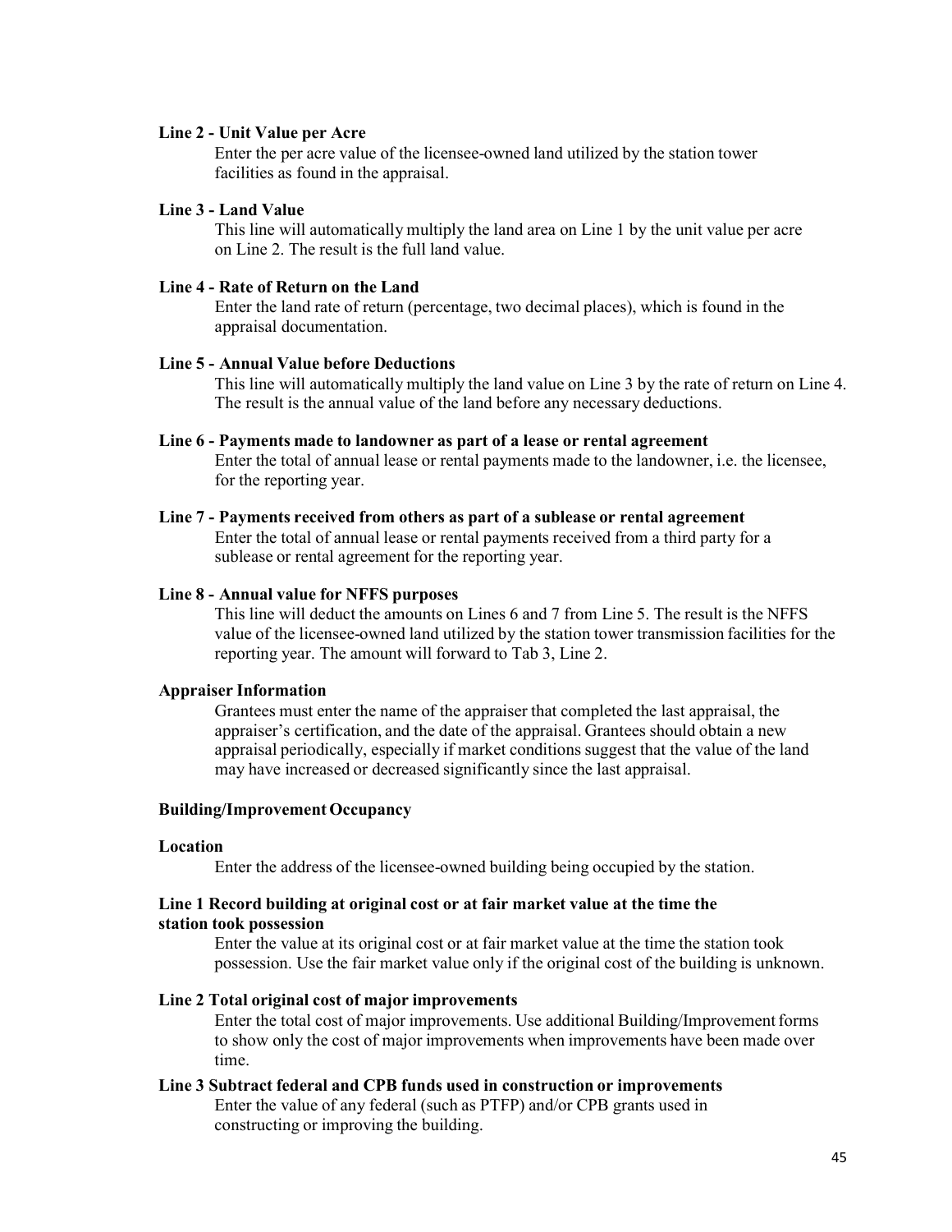**Line 2 - Unit Value per Acre**

Enter the per acre value of the licensee-owned land utilized by the station tower facilities as found in the appraisal.

**Line 3 - Land Value**

This line will automatically multiply the land area on Line 1 by the unit value per acre on Line 2. The result is the full land value.

**Line 4 - Rate of Return on the Land**

Enter the land rate of return (percentage, two decimal places), which is found in the appraisal documentation.

**Line 5 - Annual Value before Deductions**

This line will automatically multiply the land value on Line 3 by the rate of return on Line 4. The result is the annual value of the land before any necessary deductions.

**Line 6 - Payments made to landowner as part of a lease or rental agreement**

Enter the total of annual lease or rental payments made to the landowner, i.e. the licensee, for the reporting year.

**Line 7 - Payments received from others as part of a sublease or rental agreement**

Enter the total of annual lease or rental payments received from a third party for a sublease or rental agreement for the reporting year.

**Line 8 - Annual value for NFFS purposes**

This line will deduct the amounts on Lines 6 and 7 from Line 5. The result is the NFFS value of the licensee-owned land utilized by the station tower transmission facilities for the reporting year. The amount will forward to Tab 3, Line 2.

**Appraiser Information**

Grantees must enter the name of the appraiser that completed the last appraisal, the appraiser's certification, and the date of the appraisal. Grantees should obtain a new appraisal periodically, especially if market conditions suggest that the value of the land may have increased or decreased significantly since the last appraisal.

**Building/Improvement Occupancy**

**Location**

Enter the address of the licensee-owned building being occupied by the station.

**Line 1 Record building at original cost or at fair market value at the time the station took possession**

Enter the value at its original cost or at fair market value at the time the station took possession. Use the fair market value only if the original cost of the building is unknown.

**Line 2 Total original cost of major improvements**

Enter the total cost of major improvements. Use additional Building/Improvement forms to show only the cost of major improvements when improvements have been made over time.

**Line 3 Subtract federal and CPB funds used in construction or improvements**

Enter the value of any federal (such as PTFP) and/or CPB grants used in constructing or improving the building.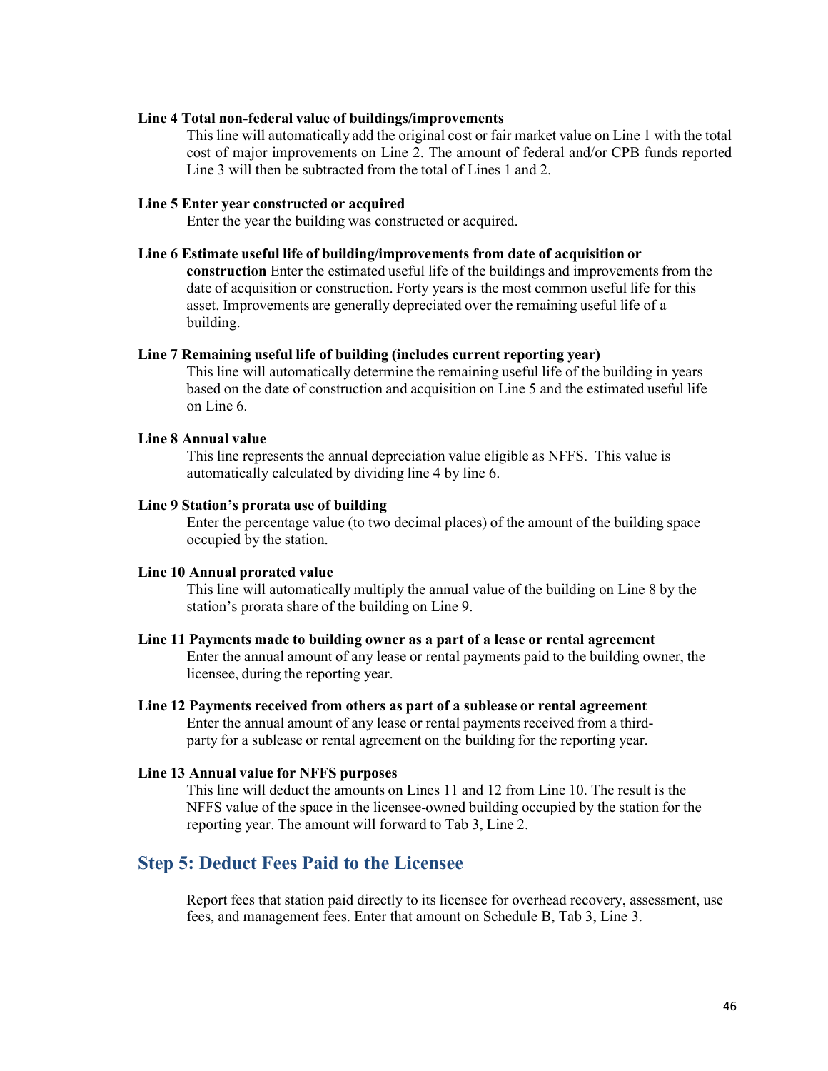**Line 4 Total non-federal value of buildings/improvements**

This line will automatically add the original cost or fair market value on Line 1 with the total cost of major improvements on Line 2. The amount of federal and/or CPB funds reported Line 3 will then be subtracted from the total of Lines 1 and 2.

**Line 5 Enter year constructed or acquired**

Enter the year the building was constructed or acquired.

**Line 6 Estimate useful life of building/improvements from date of acquisition or construction** Enter the estimated useful life of the buildings and improvements from the date of acquisition or construction. Forty years is the most common useful life for this asset. Improvements are generally depreciated over the remaining useful life of a building.

**Line 7 Remaining useful life of building (includes current reporting year)**

This line will automatically determine the remaining useful life of the building in years based on the date of construction and acquisition on Line 5 and the estimated useful life on Line 6.

**Line 8 Annual value**

This line represents the annual depreciation value eligible as NFFS. This value is automatically calculated by dividing line 4 by line 6.

**Line 9 Station's prorata use of building**

Enter the percentage value (to two decimal places) of the amount of the building space occupied by the station.

**Line 10 Annual prorated value**

This line will automatically multiply the annual value of the building on Line 8 by the station's prorata share of the building on Line 9.

**Line 11 Payments made to building owner as a part of a lease or rental agreement**

Enter the annual amount of any lease or rental payments paid to the building owner, the licensee, during the reporting year.

**Line 12 Payments received from others as part of a sublease or rental agreement**

Enter the annual amount of any lease or rental payments received from a third-party for a sublease or rental agreement on the building for the reporting year.

**Line 13 Annual value for NFFS purposes**

This line will deduct the amounts on Lines 11 and 12 from Line 10. The result is the NFFS value of the space in the licensee-owned building occupied by the station for the reporting year. The amount will forward to Tab 3, Line 2.

## Step 5: Deduct Fees Paid to the Licensee

Report fees that station paid directly to its licensee for overhead recovery, assessment, use fees, and management fees. Enter that amount on Schedule B, Tab 3, Line 3.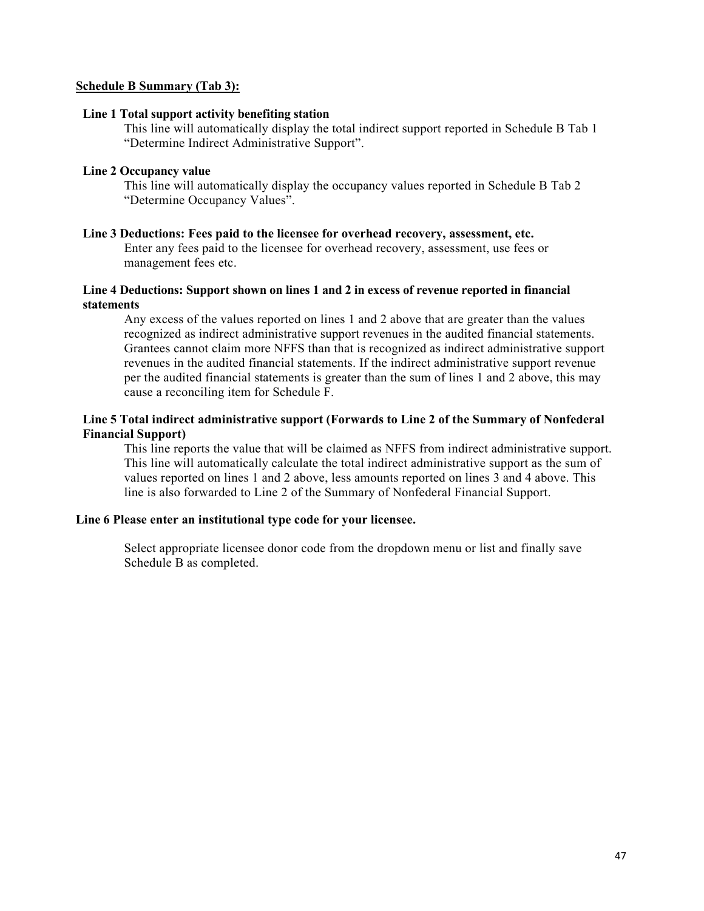**Schedule B Summary (Tab 3):**

**Line 1 Total support activity benefiting station**

This line will automatically display the total indirect support reported in Schedule B Tab 1 "Determine Indirect Administrative Support".

**Line 2 Occupancy value**

This line will automatically display the occupancy values reported in Schedule B Tab 2 "Determine Occupancy Values".

**Line 3 Deductions: Fees paid to the licensee for overhead recovery, assessment, etc.**

Enter any fees paid to the licensee for overhead recovery, assessment, use fees or management fees etc.

**Line 4 Deductions: Support shown on lines 1 and 2 in excess of revenue reported in financial statements**

Any excess of the values reported on lines 1 and 2 above that are greater than the values recognized as indirect administrative support revenues in the audited financial statements. Grantees cannot claim more NFFS than that is recognized as indirect administrative support revenues in the audited financial statements. If the indirect administrative support revenue per the audited financial statements is greater than the sum of lines 1 and 2 above, this may cause a reconciling item for Schedule F.

**Line 5 Total indirect administrative support (Forwards to Line 2 of the Summary of Nonfederal Financial Support)**

This line reports the value that will be claimed as NFFS from indirect administrative support. This line will automatically calculate the total indirect administrative support as the sum of values reported on lines 1 and 2 above, less amounts reported on lines 3 and 4 above. This line is also forwarded to Line 2 of the Summary of Nonfederal Financial Support.

**Line 6 Please enter an institutional type code for your licensee.**

Select appropriate licensee donor code from the dropdown menu or list and finally save Schedule B as completed.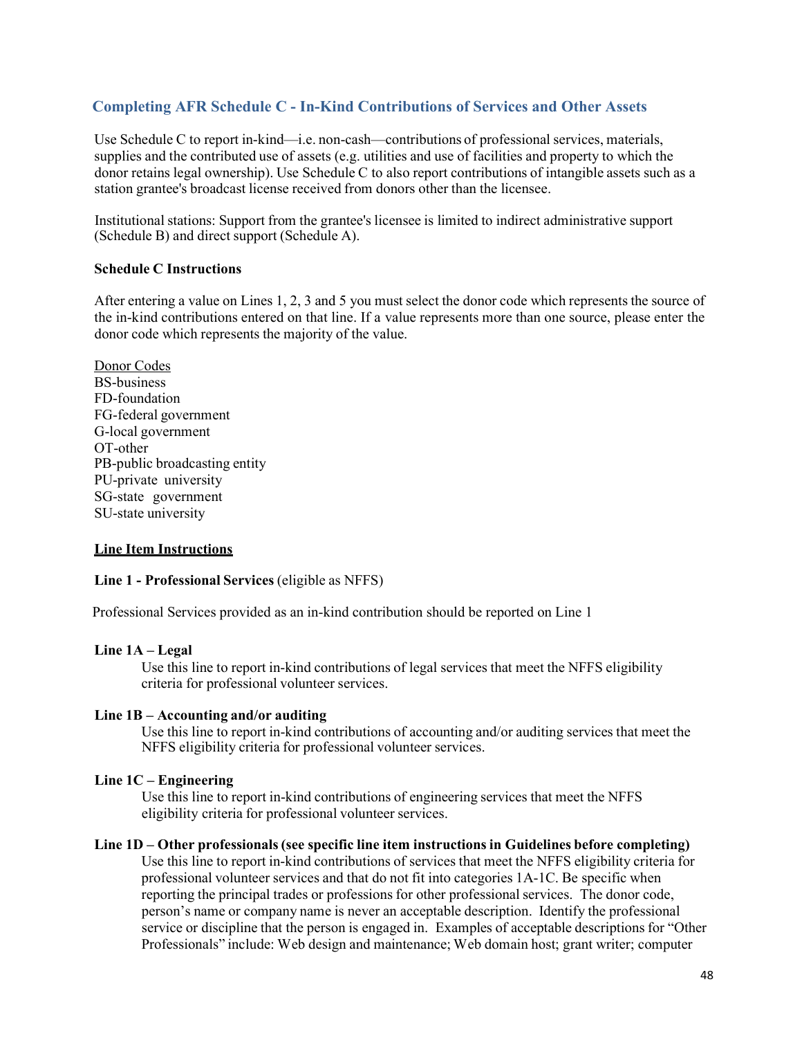## Completing AFR Schedule C - In-Kind Contributions of Services and Other Assets

Use Schedule C to report in-kind—i.e. non-cash—contributions of professional services, materials, supplies and the contributed use of assets (e.g. utilities and use of facilities and property to which the donor retains legal ownership). Use Schedule C to also report contributions of intangible assets such as a station grantee's broadcast license received from donors other than the licensee.

Institutional stations: Support from the grantee's licensee is limited to indirect administrative support (Schedule B) and direct support (Schedule A).

**Schedule C Instructions**

After entering a value on Lines 1, 2, 3 and 5 you must select the donor code which represents the source of the in-kind contributions entered on that line. If a value represents more than one source, please enter the donor code which represents the majority of the value.

Donor Codes
BS-business
FD-foundation
FG-federal government
G-local government
OT-other
PB-public broadcasting entity
PU-private university
SG-state government
SU-state university

**Line Item Instructions**

**Line 1 - Professional Services** (eligible as NFFS)

Professional Services provided as an in-kind contribution should be reported on Line 1

**Line 1A – Legal**

Use this line to report in-kind contributions of legal services that meet the NFFS eligibility criteria for professional volunteer services.

**Line 1B – Accounting and/or auditing**

Use this line to report in-kind contributions of accounting and/or auditing services that meet the NFFS eligibility criteria for professional volunteer services.

**Line 1C – Engineering**

Use this line to report in-kind contributions of engineering services that meet the NFFS eligibility criteria for professional volunteer services.

**Line 1D – Other professionals (see specific line item instructions in Guidelines before completing)**

Use this line to report in-kind contributions of services that meet the NFFS eligibility criteria for professional volunteer services and that do not fit into categories 1A-1C. Be specific when reporting the principal trades or professions for other professional services. The donor code, person's name or company name is never an acceptable description. Identify the professional service or discipline that the person is engaged in. Examples of acceptable descriptions for "Other Professionals" include: Web design and maintenance; Web domain host; grant writer; computer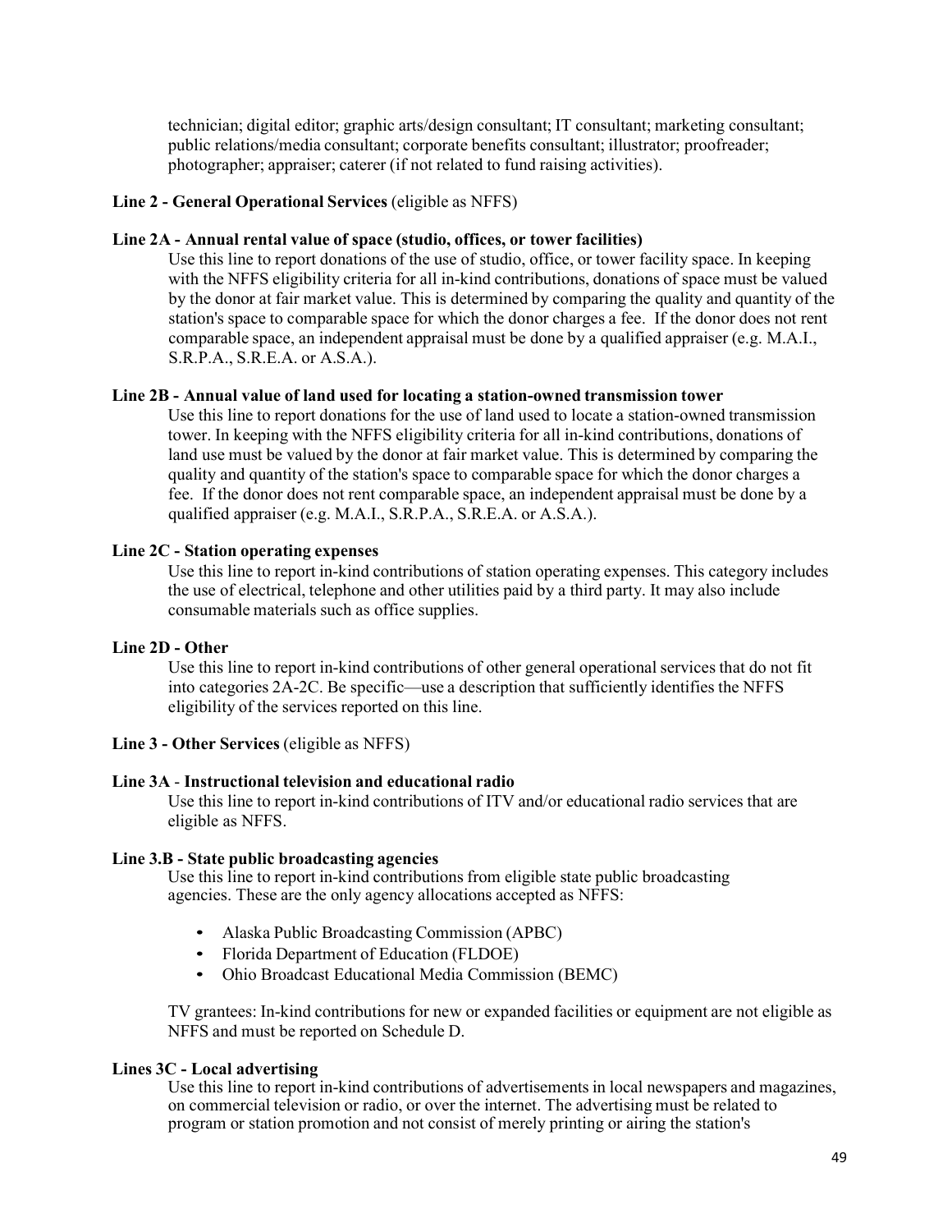technician; digital editor; graphic arts/design consultant; IT consultant; marketing consultant; public relations/media consultant; corporate benefits consultant; illustrator; proofreader; photographer; appraiser; caterer (if not related to fund raising activities).

**Line 2 - General Operational Services** (eligible as NFFS)

**Line 2A - Annual rental value of space (studio, offices, or tower facilities)**

Use this line to report donations of the use of studio, office, or tower facility space. In keeping with the NFFS eligibility criteria for all in-kind contributions, donations of space must be valued by the donor at fair market value. This is determined by comparing the quality and quantity of the station's space to comparable space for which the donor charges a fee. If the donor does not rent comparable space, an independent appraisal must be done by a qualified appraiser (e.g. M.A.I., S.R.P.A., S.R.E.A. or A.S.A.).

**Line 2B - Annual value of land used for locating a station-owned transmission tower**

Use this line to report donations for the use of land used to locate a station-owned transmission tower. In keeping with the NFFS eligibility criteria for all in-kind contributions, donations of land use must be valued by the donor at fair market value. This is determined by comparing the quality and quantity of the station's space to comparable space for which the donor charges a fee. If the donor does not rent comparable space, an independent appraisal must be done by a qualified appraiser (e.g. M.A.I., S.R.P.A., S.R.E.A. or A.S.A.).

**Line 2C - Station operating expenses**

Use this line to report in-kind contributions of station operating expenses. This category includes the use of electrical, telephone and other utilities paid by a third party. It may also include consumable materials such as office supplies.

**Line 2D - Other**

Use this line to report in-kind contributions of other general operational services that do not fit into categories 2A-2C. Be specific—use a description that sufficiently identifies the NFFS eligibility of the services reported on this line.

**Line 3 - Other Services** (eligible as NFFS)

**Line 3A** - **Instructional television and educational radio**

Use this line to report in-kind contributions of ITV and/or educational radio services that are eligible as NFFS.

**Line 3.B - State public broadcasting agencies**

Use this line to report in-kind contributions from eligible state public broadcasting agencies. These are the only agency allocations accepted as NFFS:

- Alaska Public Broadcasting Commission (APBC)
- Florida Department of Education (FLDOE)
- Ohio Broadcast Educational Media Commission (BEMC)

TV grantees: In-kind contributions for new or expanded facilities or equipment are not eligible as NFFS and must be reported on Schedule D.

**Lines 3C - Local advertising**

Use this line to report in-kind contributions of advertisements in local newspapers and magazines, on commercial television or radio, or over the internet. The advertising must be related to program or station promotion and not consist of merely printing or airing the station's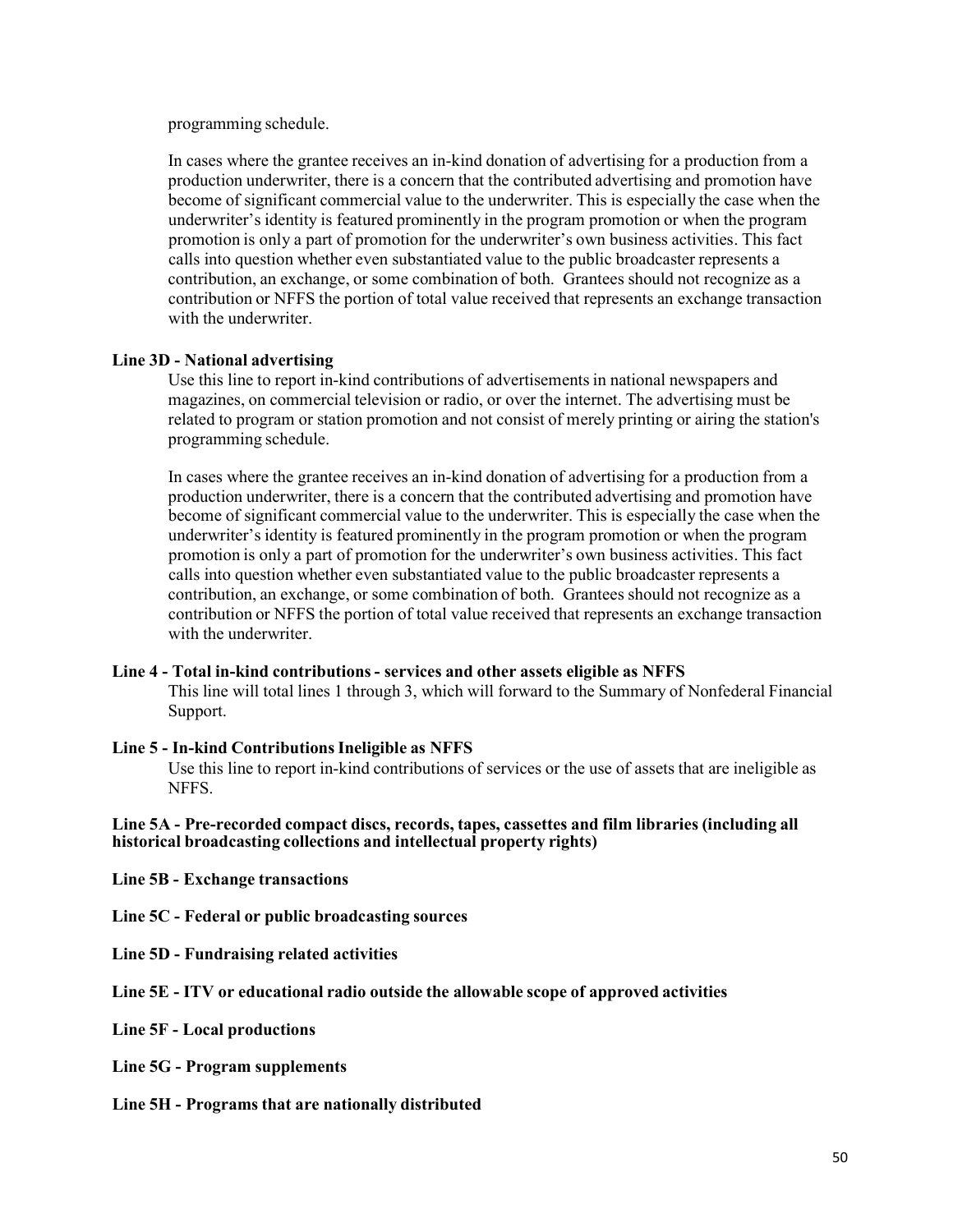programming schedule.

In cases where the grantee receives an in-kind donation of advertising for a production from a production underwriter, there is a concern that the contributed advertising and promotion have become of significant commercial value to the underwriter. This is especially the case when the underwriter's identity is featured prominently in the program promotion or when the program promotion is only a part of promotion for the underwriter's own business activities. This fact calls into question whether even substantiated value to the public broadcaster represents a contribution, an exchange, or some combination of both. Grantees should not recognize as a contribution or NFFS the portion of total value received that represents an exchange transaction with the underwriter.

**Line 3D - National advertising**

Use this line to report in-kind contributions of advertisements in national newspapers and magazines, on commercial television or radio, or over the internet. The advertising must be related to program or station promotion and not consist of merely printing or airing the station's programming schedule.

In cases where the grantee receives an in-kind donation of advertising for a production from a production underwriter, there is a concern that the contributed advertising and promotion have become of significant commercial value to the underwriter. This is especially the case when the underwriter's identity is featured prominently in the program promotion or when the program promotion is only a part of promotion for the underwriter's own business activities. This fact calls into question whether even substantiated value to the public broadcaster represents a contribution, an exchange, or some combination of both. Grantees should not recognize as a contribution or NFFS the portion of total value received that represents an exchange transaction with the underwriter.

**Line 4 - Total in-kind contributions - services and other assets eligible as NFFS**

This line will total lines 1 through 3, which will forward to the Summary of Nonfederal Financial Support.

**Line 5 - In-kind Contributions Ineligible as NFFS**

Use this line to report in-kind contributions of services or the use of assets that are ineligible as NFFS.

**Line 5A - Pre-recorded compact discs, records, tapes, cassettes and film libraries (including all historical broadcasting collections and intellectual property rights)**

**Line 5B - Exchange transactions**

**Line 5C - Federal or public broadcasting sources**

**Line 5D - Fundraising related activities**

**Line 5E - ITV or educational radio outside the allowable scope of approved activities**

**Line 5F - Local productions**

**Line 5G - Program supplements**

**Line 5H - Programs that are nationally distributed**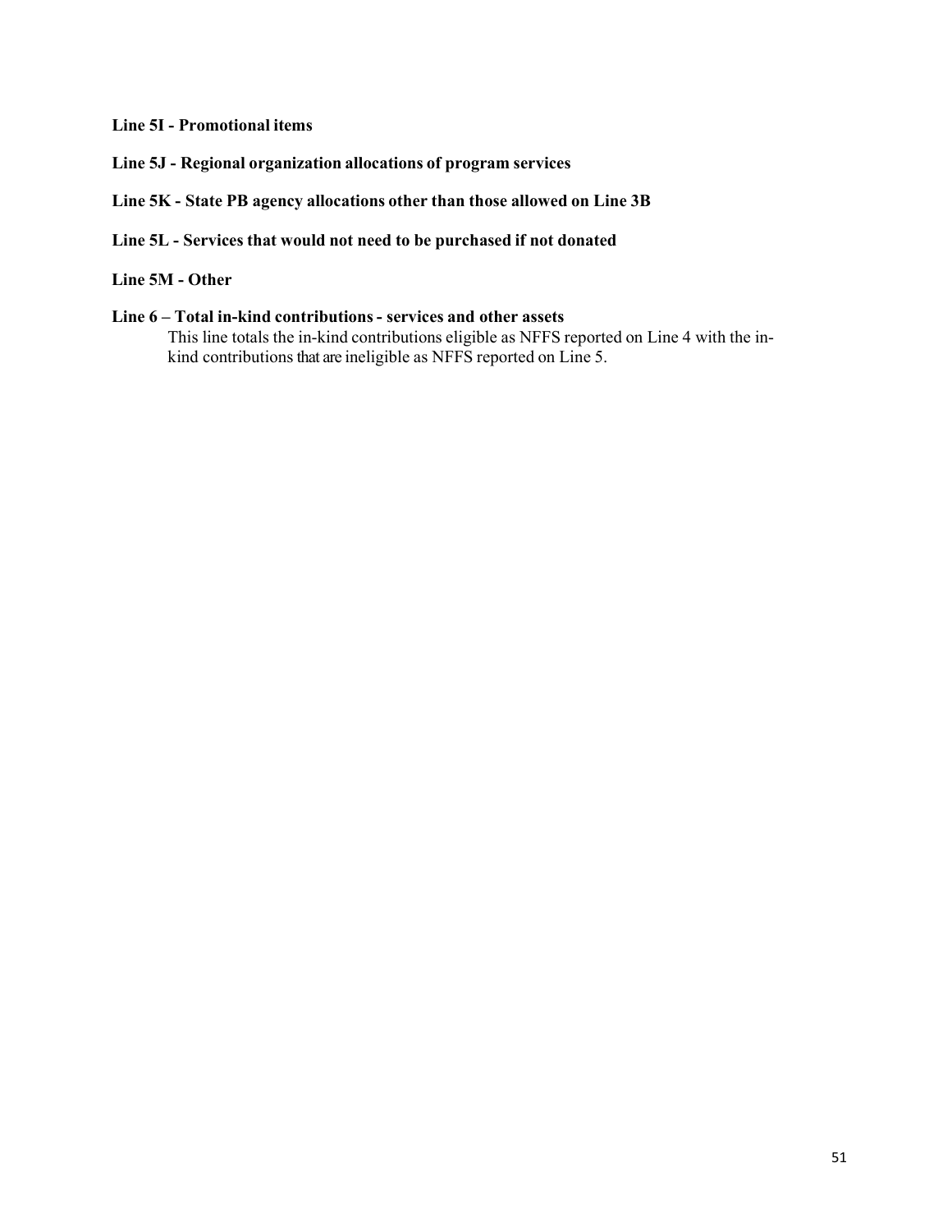**Line 5I - Promotional items**

**Line 5J - Regional organization allocations of program services**

**Line 5K - State PB agency allocations other than those allowed on Line 3B**

**Line 5L - Services that would not need to be purchased if not donated**

**Line 5M - Other**

**Line 6 – Total in-kind contributions - services and other assets**

This line totals the in-kind contributions eligible as NFFS reported on Line 4 with the in-kind contributions that are ineligible as NFFS reported on Line 5.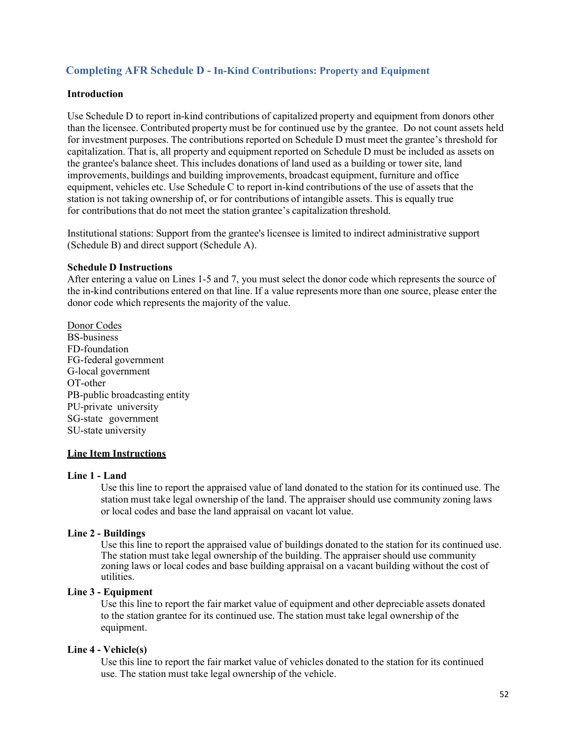## Completing AFR Schedule D - In-Kind Contributions: Property and Equipment

**Introduction**

Use Schedule D to report in-kind contributions of capitalized property and equipment from donors other than the licensee. Contributed property must be for continued use by the grantee. Do not count assets held for investment purposes. The contributions reported on Schedule D must meet the grantee's threshold for capitalization. That is, all property and equipment reported on Schedule D must be included as assets on the grantee's balance sheet. This includes donations of land used as a building or tower site, land improvements, buildings and building improvements, broadcast equipment, furniture and office equipment, vehicles etc. Use Schedule C to report in-kind contributions of the use of assets that the station is not taking ownership of, or for contributions of intangible assets. This is equally true for contributions that do not meet the station grantee's capitalization threshold.

Institutional stations: Support from the grantee's licensee is limited to indirect administrative support (Schedule B) and direct support (Schedule A).

**Schedule D Instructions**

After entering a value on Lines 1-5 and 7, you must select the donor code which represents the source of the in-kind contributions entered on that line. If a value represents more than one source, please enter the donor code which represents the majority of the value.

Donor Codes

BS-business
FD-foundation
FG-federal government
G-local government
OT-other
PB-public broadcasting entity
PU-private university
SG-state government
SU-state university

**Line Item Instructions**

**Line 1 - Land**

Use this line to report the appraised value of land donated to the station for its continued use. The station must take legal ownership of the land. The appraiser should use community zoning laws or local codes and base the land appraisal on vacant lot value.

**Line 2 - Buildings**

Use this line to report the appraised value of buildings donated to the station for its continued use. The station must take legal ownership of the building. The appraiser should use community zoning laws or local codes and base building appraisal on a vacant building without the cost of utilities.

**Line 3 - Equipment**

Use this line to report the fair market value of equipment and other depreciable assets donated to the station grantee for its continued use. The station must take legal ownership of the equipment.

**Line 4 - Vehicle(s)**

Use this line to report the fair market value of vehicles donated to the station for its continued use. The station must take legal ownership of the vehicle.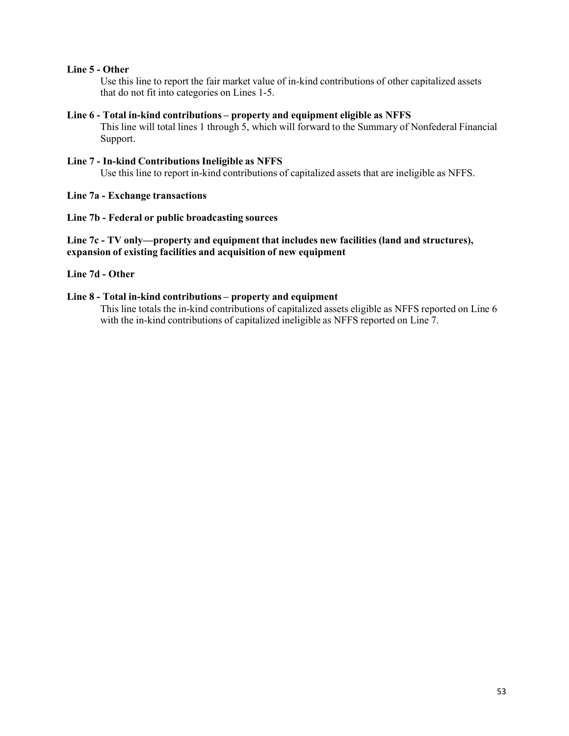**Line 5 - Other**

Use this line to report the fair market value of in-kind contributions of other capitalized assets that do not fit into categories on Lines 1-5.

**Line 6 - Total in-kind contributions – property and equipment eligible as NFFS**

This line will total lines 1 through 5, which will forward to the Summary of Nonfederal Financial Support.

**Line 7 - In-kind Contributions Ineligible as NFFS**

Use this line to report in-kind contributions of capitalized assets that are ineligible as NFFS.

**Line 7a - Exchange transactions**

**Line 7b - Federal or public broadcasting sources**

**Line 7c - TV only—property and equipment that includes new facilities (land and structures), expansion of existing facilities and acquisition of new equipment**

**Line 7d - Other**

**Line 8 - Total in-kind contributions – property and equipment**

This line totals the in-kind contributions of capitalized assets eligible as NFFS reported on Line 6 with the in-kind contributions of capitalized ineligible as NFFS reported on Line 7.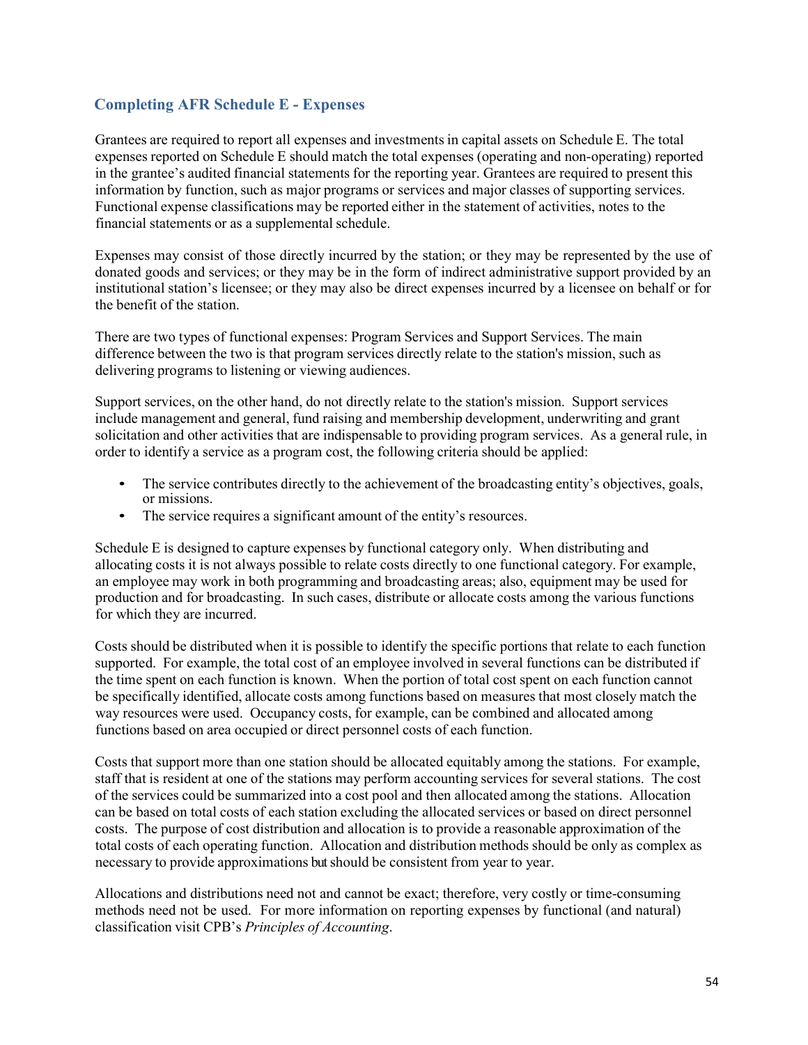## Completing AFR Schedule E - Expenses

Grantees are required to report all expenses and investments in capital assets on Schedule E. The total expenses reported on Schedule E should match the total expenses (operating and non-operating) reported in the grantee's audited financial statements for the reporting year. Grantees are required to present this information by function, such as major programs or services and major classes of supporting services. Functional expense classifications may be reported either in the statement of activities, notes to the financial statements or as a supplemental schedule.

Expenses may consist of those directly incurred by the station; or they may be represented by the use of donated goods and services; or they may be in the form of indirect administrative support provided by an institutional station's licensee; or they may also be direct expenses incurred by a licensee on behalf or for the benefit of the station.

There are two types of functional expenses: Program Services and Support Services. The main difference between the two is that program services directly relate to the station's mission, such as delivering programs to listening or viewing audiences.

Support services, on the other hand, do not directly relate to the station's mission. Support services include management and general, fund raising and membership development, underwriting and grant solicitation and other activities that are indispensable to providing program services. As a general rule, in order to identify a service as a program cost, the following criteria should be applied:

- The service contributes directly to the achievement of the broadcasting entity's objectives, goals, or missions.
- The service requires a significant amount of the entity's resources.

Schedule E is designed to capture expenses by functional category only. When distributing and allocating costs it is not always possible to relate costs directly to one functional category. For example, an employee may work in both programming and broadcasting areas; also, equipment may be used for production and for broadcasting. In such cases, distribute or allocate costs among the various functions for which they are incurred.

Costs should be distributed when it is possible to identify the specific portions that relate to each function supported. For example, the total cost of an employee involved in several functions can be distributed if the time spent on each function is known. When the portion of total cost spent on each function cannot be specifically identified, allocate costs among functions based on measures that most closely match the way resources were used. Occupancy costs, for example, can be combined and allocated among functions based on area occupied or direct personnel costs of each function.

Costs that support more than one station should be allocated equitably among the stations. For example, staff that is resident at one of the stations may perform accounting services for several stations. The cost of the services could be summarized into a cost pool and then allocated among the stations. Allocation can be based on total costs of each station excluding the allocated services or based on direct personnel costs. The purpose of cost distribution and allocation is to provide a reasonable approximation of the total costs of each operating function. Allocation and distribution methods should be only as complex as necessary to provide approximations but should be consistent from year to year.

Allocations and distributions need not and cannot be exact; therefore, very costly or time-consuming methods need not be used. For more information on reporting expenses by functional (and natural) classification visit CPB's *Principles of Accounting*.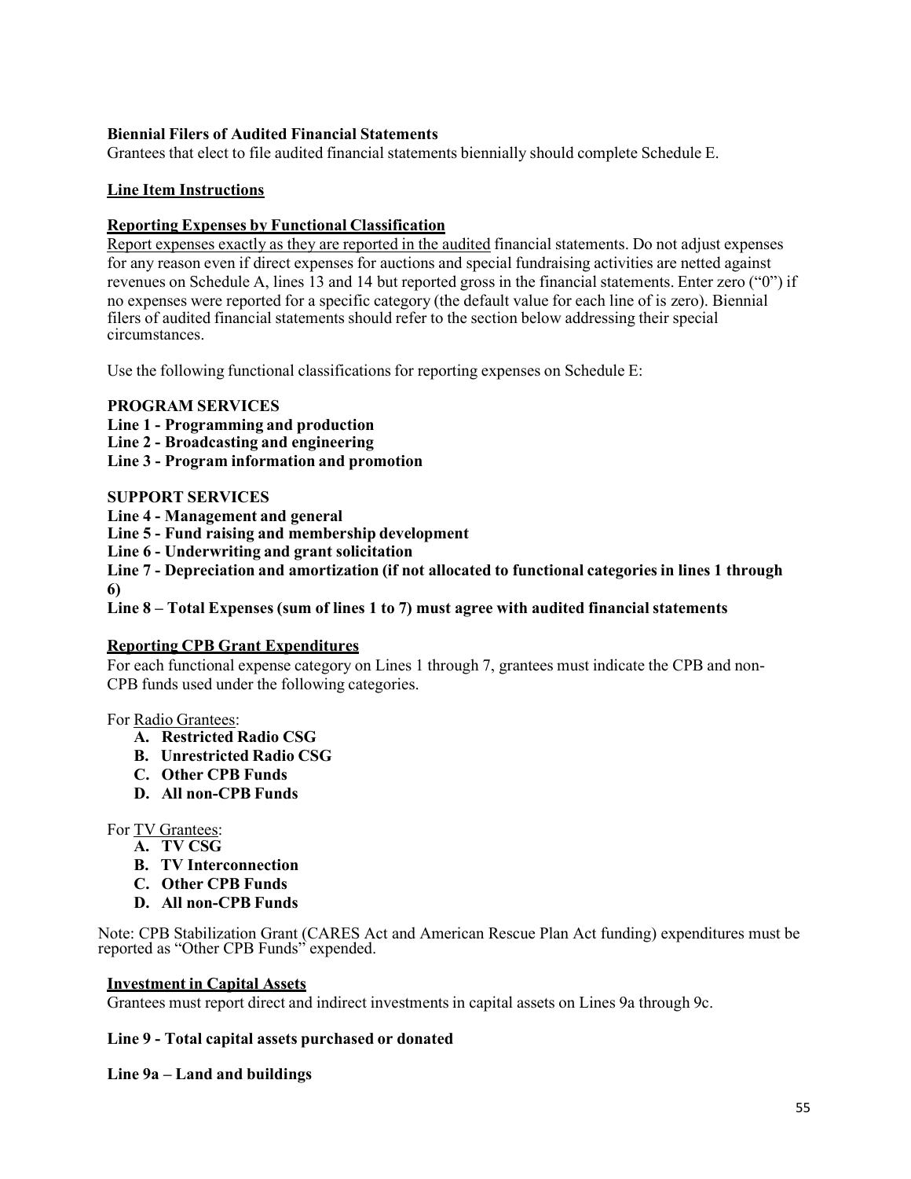**Biennial Filers of Audited Financial Statements**

Grantees that elect to file audited financial statements biennially should complete Schedule E.

**Line Item Instructions**

**Reporting Expenses by Functional Classification**

Report expenses exactly as they are reported in the audited financial statements. Do not adjust expenses for any reason even if direct expenses for auctions and special fundraising activities are netted against revenues on Schedule A, lines 13 and 14 but reported gross in the financial statements. Enter zero ("0") if no expenses were reported for a specific category (the default value for each line of is zero). Biennial filers of audited financial statements should refer to the section below addressing their special circumstances.

Use the following functional classifications for reporting expenses on Schedule E:

**PROGRAM SERVICES**

**Line 1 - Programming and production**
**Line 2 - Broadcasting and engineering**
**Line 3 - Program information and promotion**

**SUPPORT SERVICES**

**Line 4 - Management and general**
**Line 5 - Fund raising and membership development**
**Line 6 - Underwriting and grant solicitation**
**Line 7 - Depreciation and amortization (if not allocated to functional categories in lines 1 through 6)**
**Line 8 – Total Expenses (sum of lines 1 to 7) must agree with audited financial statements**

**Reporting CPB Grant Expenditures**

For each functional expense category on Lines 1 through 7, grantees must indicate the CPB and non-CPB funds used under the following categories.

For Radio Grantees:

- **A. Restricted Radio CSG**
- **B. Unrestricted Radio CSG**
- **C. Other CPB Funds**
- **D. All non-CPB Funds**

For TV Grantees:

- **A. TV CSG**
- **B. TV Interconnection**
- **C. Other CPB Funds**
- **D. All non-CPB Funds**

Note: CPB Stabilization Grant (CARES Act and American Rescue Plan Act funding) expenditures must be reported as "Other CPB Funds" expended.

**Investment in Capital Assets**

Grantees must report direct and indirect investments in capital assets on Lines 9a through 9c.

**Line 9 - Total capital assets purchased or donated**

**Line 9a – Land and buildings**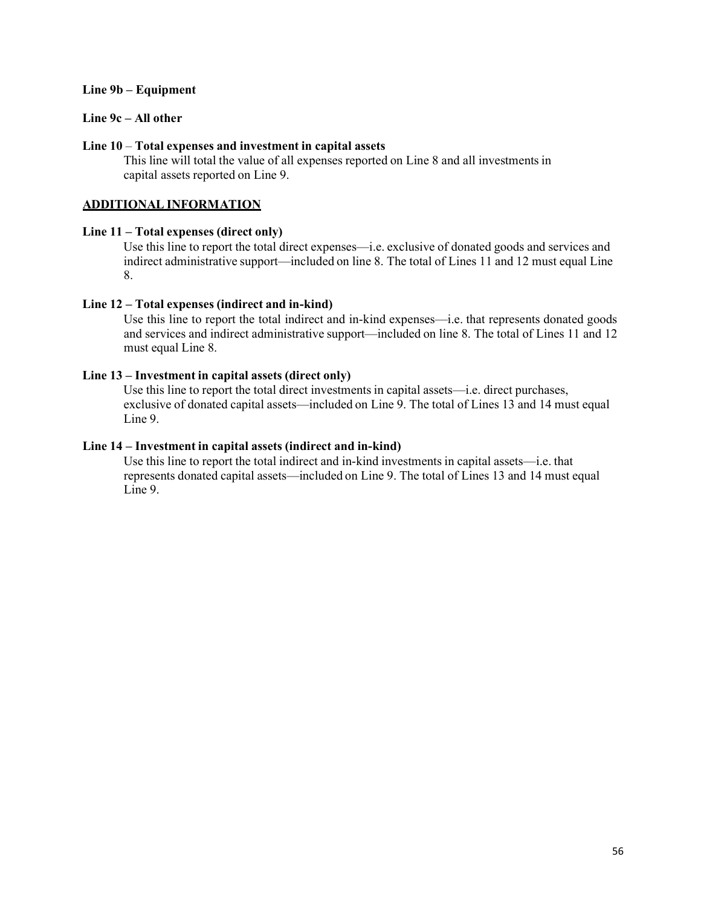**Line 9b – Equipment**

**Line 9c – All other**

**Line 10** – **Total expenses and investment in capital assets**

This line will total the value of all expenses reported on Line 8 and all investments in capital assets reported on Line 9.

**ADDITIONAL INFORMATION**

**Line 11 – Total expenses (direct only)**

Use this line to report the total direct expenses—i.e. exclusive of donated goods and services and indirect administrative support—included on line 8. The total of Lines 11 and 12 must equal Line 8.

**Line 12 – Total expenses (indirect and in-kind)**

Use this line to report the total indirect and in-kind expenses—i.e. that represents donated goods and services and indirect administrative support—included on line 8. The total of Lines 11 and 12 must equal Line 8.

**Line 13 – Investment in capital assets (direct only)**

Use this line to report the total direct investments in capital assets—i.e. direct purchases, exclusive of donated capital assets—included on Line 9. The total of Lines 13 and 14 must equal Line 9.

**Line 14 – Investment in capital assets (indirect and in-kind)**

Use this line to report the total indirect and in-kind investments in capital assets—i.e. that represents donated capital assets—included on Line 9. The total of Lines 13 and 14 must equal Line 9.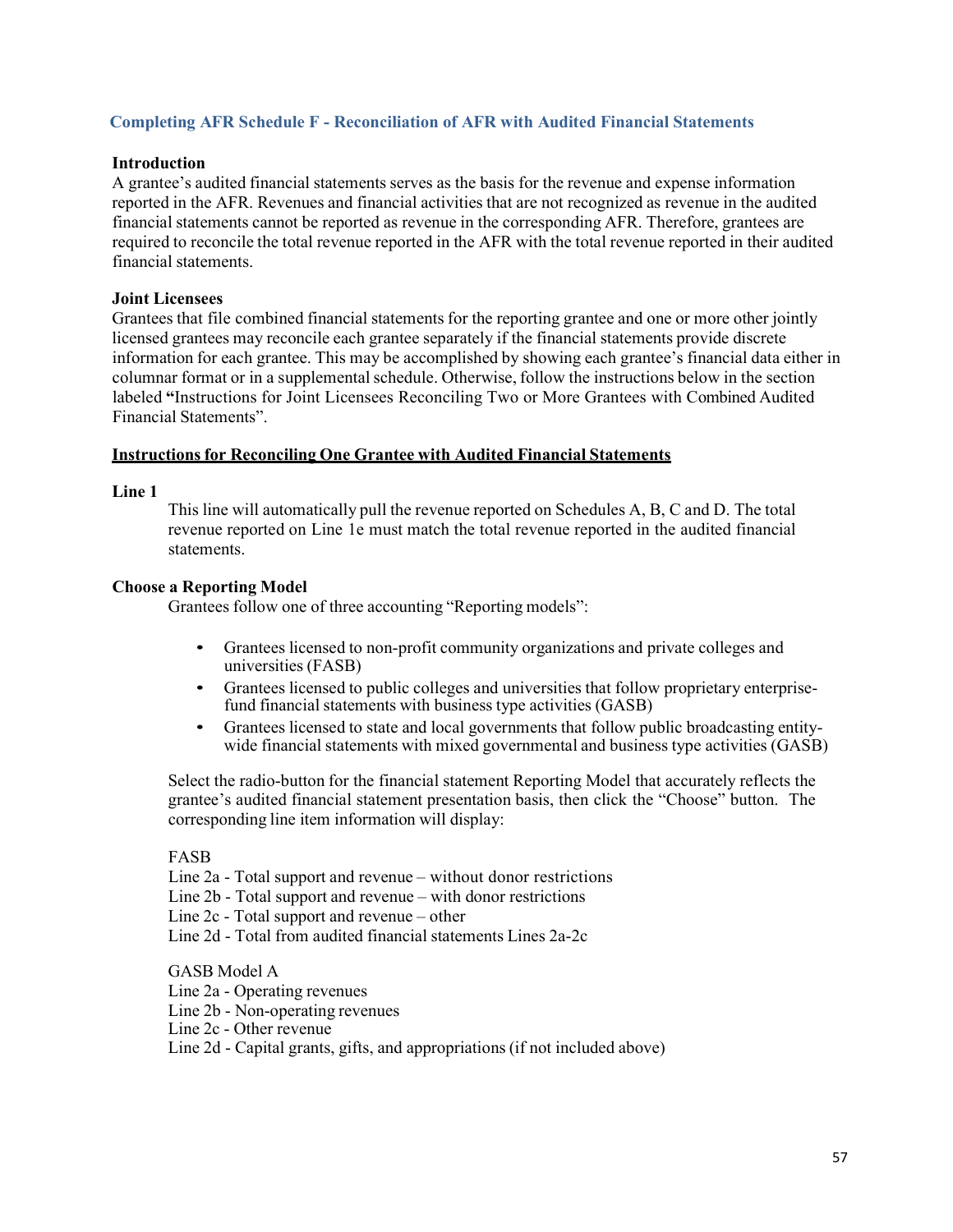## Completing AFR Schedule F - Reconciliation of AFR with Audited Financial Statements

**Introduction**

A grantee's audited financial statements serves as the basis for the revenue and expense information reported in the AFR. Revenues and financial activities that are not recognized as revenue in the audited financial statements cannot be reported as revenue in the corresponding AFR. Therefore, grantees are required to reconcile the total revenue reported in the AFR with the total revenue reported in their audited financial statements.

**Joint Licensees**

Grantees that file combined financial statements for the reporting grantee and one or more other jointly licensed grantees may reconcile each grantee separately if the financial statements provide discrete information for each grantee. This may be accomplished by showing each grantee's financial data either in columnar format or in a supplemental schedule. Otherwise, follow the instructions below in the section labeled **"**Instructions for Joint Licensees Reconciling Two or More Grantees with Combined Audited Financial Statements".

**Instructions for Reconciling One Grantee with Audited Financial Statements**

**Line 1**

This line will automatically pull the revenue reported on Schedules A, B, C and D. The total revenue reported on Line 1e must match the total revenue reported in the audited financial statements.

**Choose a Reporting Model**

Grantees follow one of three accounting "Reporting models":

- Grantees licensed to non-profit community organizations and private colleges and universities (FASB)
- Grantees licensed to public colleges and universities that follow proprietary enterprise-fund financial statements with business type activities (GASB)
- Grantees licensed to state and local governments that follow public broadcasting entity-wide financial statements with mixed governmental and business type activities (GASB)

Select the radio-button for the financial statement Reporting Model that accurately reflects the grantee's audited financial statement presentation basis, then click the "Choose" button. The corresponding line item information will display:

FASB
Line 2a - Total support and revenue – without donor restrictions
Line 2b - Total support and revenue – with donor restrictions
Line 2c - Total support and revenue – other
Line 2d - Total from audited financial statements Lines 2a-2c

GASB Model A
Line 2a - Operating revenues
Line 2b - Non-operating revenues
Line 2c - Other revenue
Line 2d - Capital grants, gifts, and appropriations (if not included above)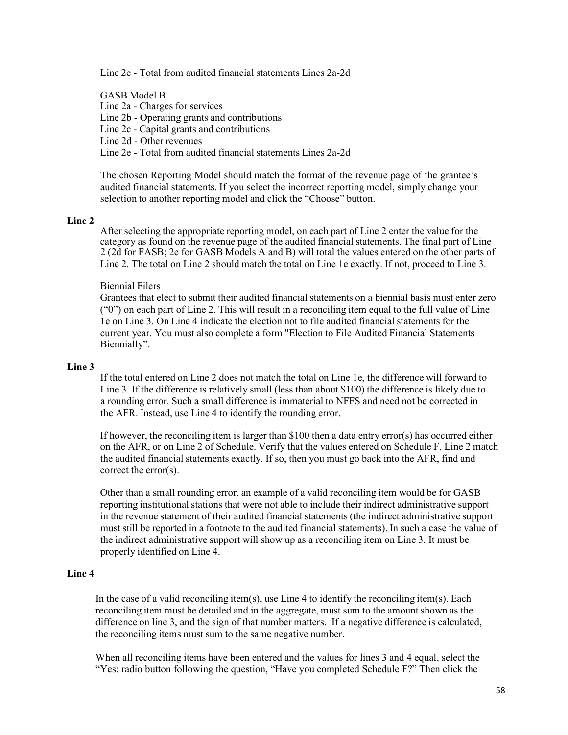Line 2e - Total from audited financial statements Lines 2a-2d

GASB Model B
Line 2a - Charges for services
Line 2b - Operating grants and contributions
Line 2c - Capital grants and contributions
Line 2d - Other revenues
Line 2e - Total from audited financial statements Lines 2a-2d

The chosen Reporting Model should match the format of the revenue page of the grantee's audited financial statements. If you select the incorrect reporting model, simply change your selection to another reporting model and click the "Choose" button.

**Line 2**

After selecting the appropriate reporting model, on each part of Line 2 enter the value for the category as found on the revenue page of the audited financial statements. The final part of Line 2 (2d for FASB; 2e for GASB Models A and B) will total the values entered on the other parts of Line 2. The total on Line 2 should match the total on Line 1e exactly. If not, proceed to Line 3.

Biennial Filers
Grantees that elect to submit their audited financial statements on a biennial basis must enter zero ("0") on each part of Line 2. This will result in a reconciling item equal to the full value of Line 1e on Line 3. On Line 4 indicate the election not to file audited financial statements for the current year. You must also complete a form "Election to File Audited Financial Statements Biennially".

**Line 3**

If the total entered on Line 2 does not match the total on Line 1e, the difference will forward to Line 3. If the difference is relatively small (less than about $100) the difference is likely due to a rounding error. Such a small difference is immaterial to NFFS and need not be corrected in the AFR. Instead, use Line 4 to identify the rounding error.

If however, the reconciling item is larger than $100 then a data entry error(s) has occurred either on the AFR, or on Line 2 of Schedule. Verify that the values entered on Schedule F, Line 2 match the audited financial statements exactly. If so, then you must go back into the AFR, find and correct the error(s).

Other than a small rounding error, an example of a valid reconciling item would be for GASB reporting institutional stations that were not able to include their indirect administrative support in the revenue statement of their audited financial statements (the indirect administrative support must still be reported in a footnote to the audited financial statements). In such a case the value of the indirect administrative support will show up as a reconciling item on Line 3. It must be properly identified on Line 4.

**Line 4**

In the case of a valid reconciling item(s), use Line 4 to identify the reconciling item(s). Each reconciling item must be detailed and in the aggregate, must sum to the amount shown as the difference on line 3, and the sign of that number matters. If a negative difference is calculated, the reconciling items must sum to the same negative number.

When all reconciling items have been entered and the values for lines 3 and 4 equal, select the "Yes: radio button following the question, "Have you completed Schedule F?" Then click the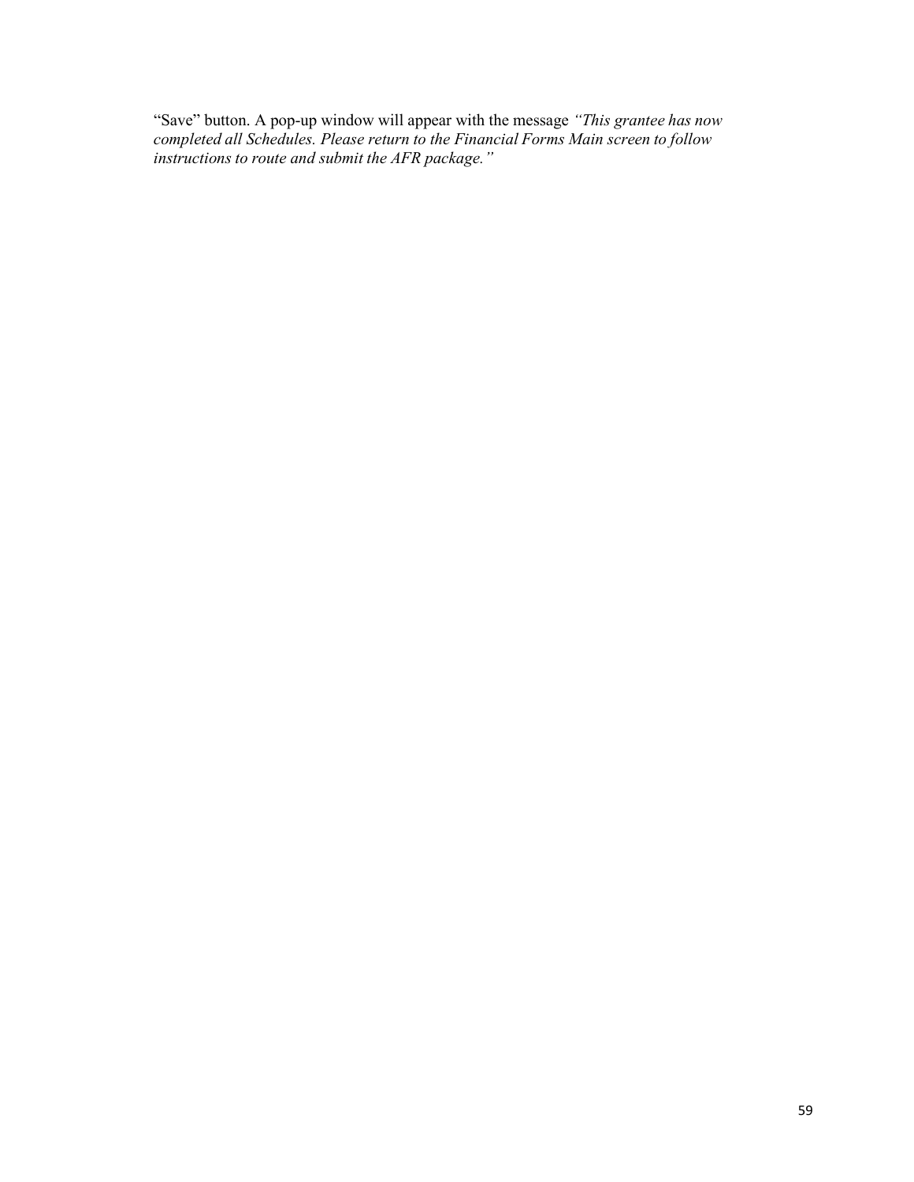"Save" button. A pop-up window will appear with the message *"This grantee has now completed all Schedules. Please return to the Financial Forms Main screen to follow instructions to route and submit the AFR package."*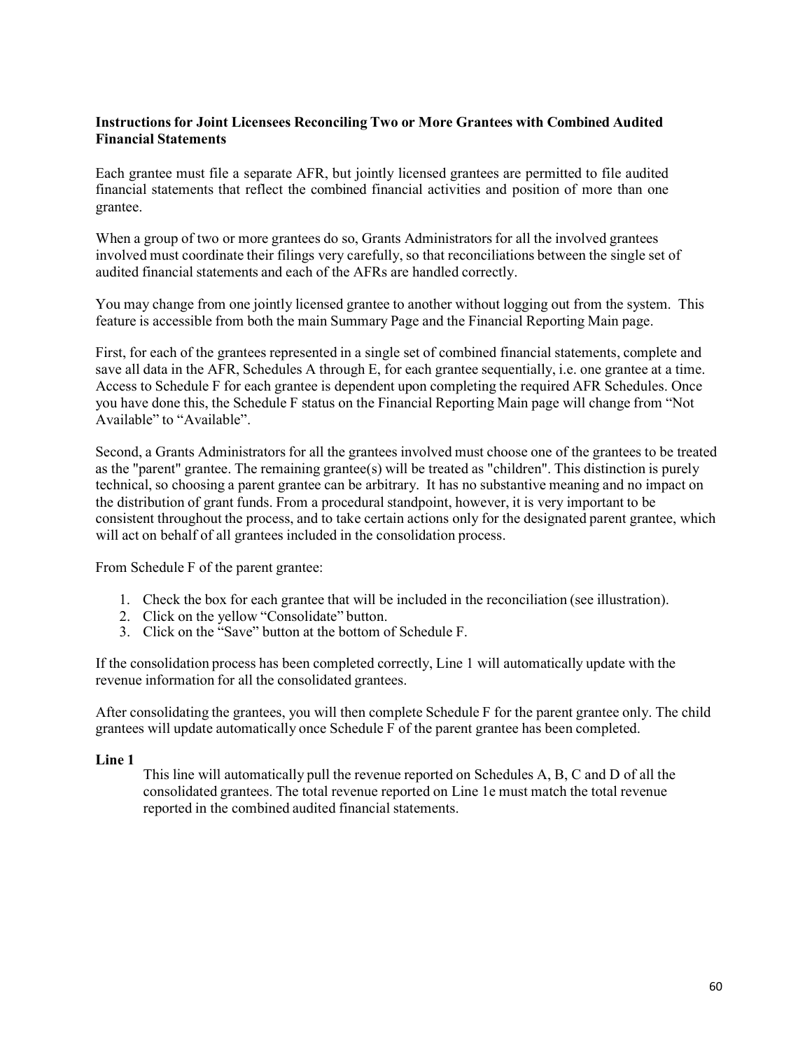**Instructions for Joint Licensees Reconciling Two or More Grantees with Combined Audited Financial Statements**

Each grantee must file a separate AFR, but jointly licensed grantees are permitted to file audited financial statements that reflect the combined financial activities and position of more than one grantee.

When a group of two or more grantees do so, Grants Administrators for all the involved grantees involved must coordinate their filings very carefully, so that reconciliations between the single set of audited financial statements and each of the AFRs are handled correctly.

You may change from one jointly licensed grantee to another without logging out from the system. This feature is accessible from both the main Summary Page and the Financial Reporting Main page.

First, for each of the grantees represented in a single set of combined financial statements, complete and save all data in the AFR, Schedules A through E, for each grantee sequentially, i.e. one grantee at a time. Access to Schedule F for each grantee is dependent upon completing the required AFR Schedules. Once you have done this, the Schedule F status on the Financial Reporting Main page will change from "Not Available" to "Available".

Second, a Grants Administrators for all the grantees involved must choose one of the grantees to be treated as the "parent" grantee. The remaining grantee(s) will be treated as "children". This distinction is purely technical, so choosing a parent grantee can be arbitrary. It has no substantive meaning and no impact on the distribution of grant funds. From a procedural standpoint, however, it is very important to be consistent throughout the process, and to take certain actions only for the designated parent grantee, which will act on behalf of all grantees included in the consolidation process.

From Schedule F of the parent grantee:

1. Check the box for each grantee that will be included in the reconciliation (see illustration).
2. Click on the yellow "Consolidate" button.
3. Click on the "Save" button at the bottom of Schedule F.

If the consolidation process has been completed correctly, Line 1 will automatically update with the revenue information for all the consolidated grantees.

After consolidating the grantees, you will then complete Schedule F for the parent grantee only. The child grantees will update automatically once Schedule F of the parent grantee has been completed.

**Line 1**

This line will automatically pull the revenue reported on Schedules A, B, C and D of all the consolidated grantees. The total revenue reported on Line 1e must match the total revenue reported in the combined audited financial statements.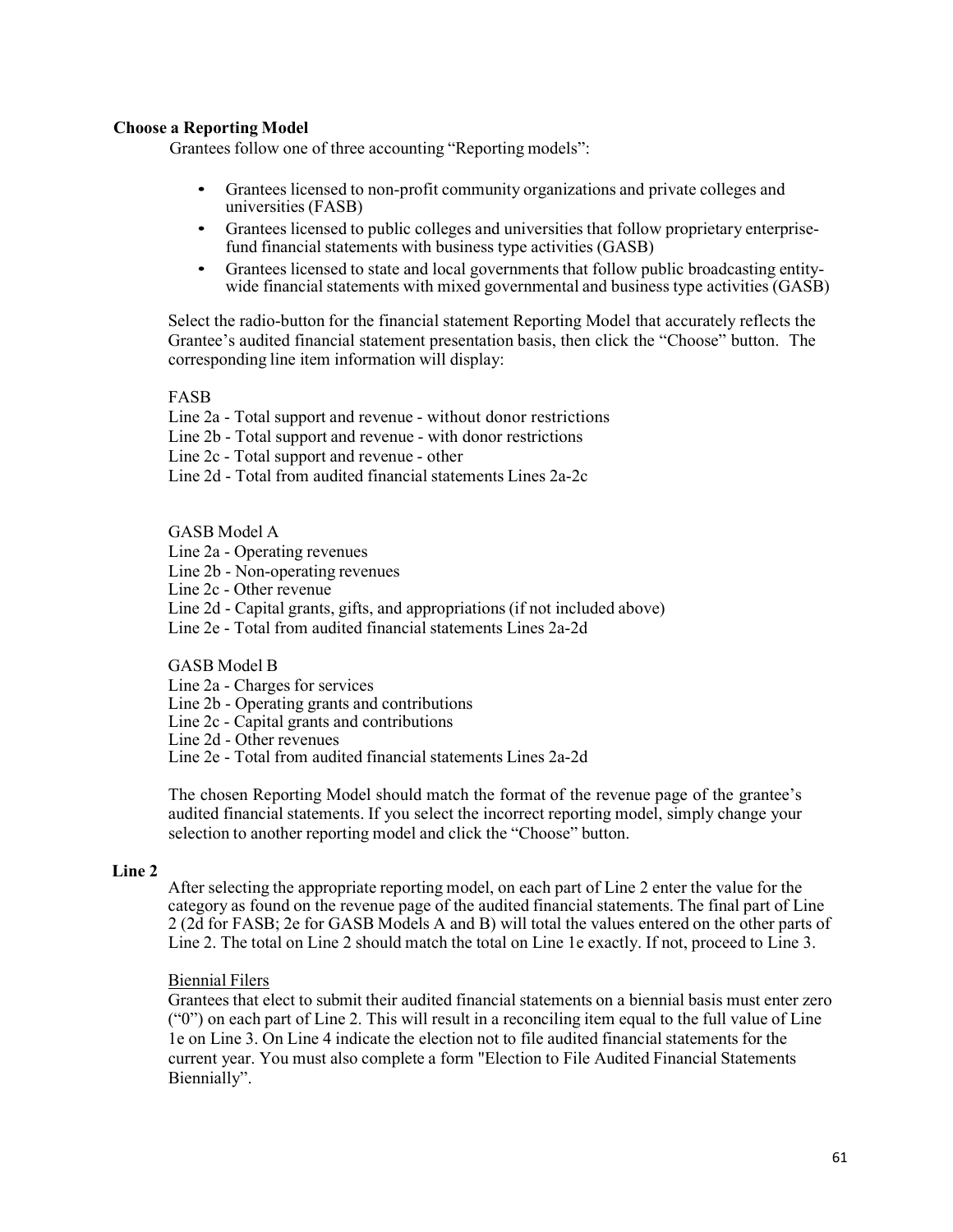**Choose a Reporting Model**

Grantees follow one of three accounting "Reporting models":

- Grantees licensed to non-profit community organizations and private colleges and universities (FASB)
- Grantees licensed to public colleges and universities that follow proprietary enterprise-fund financial statements with business type activities (GASB)
- Grantees licensed to state and local governments that follow public broadcasting entity-wide financial statements with mixed governmental and business type activities (GASB)

Select the radio-button for the financial statement Reporting Model that accurately reflects the Grantee's audited financial statement presentation basis, then click the "Choose" button. The corresponding line item information will display:

FASB

Line 2a - Total support and revenue - without donor restrictions
Line 2b - Total support and revenue - with donor restrictions
Line 2c - Total support and revenue - other
Line 2d - Total from audited financial statements Lines 2a-2c

GASB Model A

Line 2a - Operating revenues
Line 2b - Non-operating revenues
Line 2c - Other revenue
Line 2d - Capital grants, gifts, and appropriations (if not included above)
Line 2e - Total from audited financial statements Lines 2a-2d

GASB Model B

Line 2a - Charges for services
Line 2b - Operating grants and contributions
Line 2c - Capital grants and contributions
Line 2d - Other revenues
Line 2e - Total from audited financial statements Lines 2a-2d

The chosen Reporting Model should match the format of the revenue page of the grantee's audited financial statements. If you select the incorrect reporting model, simply change your selection to another reporting model and click the "Choose" button.

**Line 2**

After selecting the appropriate reporting model, on each part of Line 2 enter the value for the category as found on the revenue page of the audited financial statements. The final part of Line 2 (2d for FASB; 2e for GASB Models A and B) will total the values entered on the other parts of Line 2. The total on Line 2 should match the total on Line 1e exactly. If not, proceed to Line 3.

Biennial Filers

Grantees that elect to submit their audited financial statements on a biennial basis must enter zero ("0") on each part of Line 2. This will result in a reconciling item equal to the full value of Line 1e on Line 3. On Line 4 indicate the election not to file audited financial statements for the current year. You must also complete a form "Election to File Audited Financial Statements Biennially".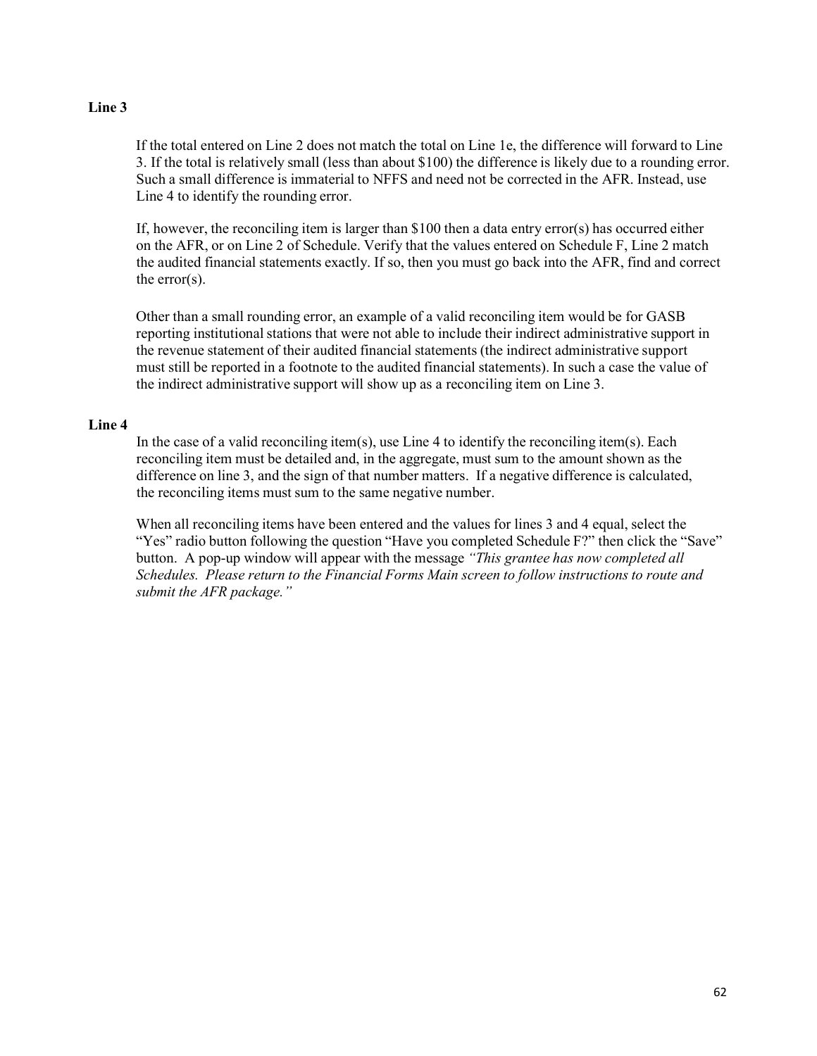**Line 3**

If the total entered on Line 2 does not match the total on Line 1e, the difference will forward to Line 3. If the total is relatively small (less than about $100) the difference is likely due to a rounding error. Such a small difference is immaterial to NFFS and need not be corrected in the AFR. Instead, use Line 4 to identify the rounding error.

If, however, the reconciling item is larger than $100 then a data entry error(s) has occurred either on the AFR, or on Line 2 of Schedule. Verify that the values entered on Schedule F, Line 2 match the audited financial statements exactly. If so, then you must go back into the AFR, find and correct the error(s).

Other than a small rounding error, an example of a valid reconciling item would be for GASB reporting institutional stations that were not able to include their indirect administrative support in the revenue statement of their audited financial statements (the indirect administrative support must still be reported in a footnote to the audited financial statements). In such a case the value of the indirect administrative support will show up as a reconciling item on Line 3.

**Line 4**

In the case of a valid reconciling item(s), use Line 4 to identify the reconciling item(s). Each reconciling item must be detailed and, in the aggregate, must sum to the amount shown as the difference on line 3, and the sign of that number matters. If a negative difference is calculated, the reconciling items must sum to the same negative number.

When all reconciling items have been entered and the values for lines 3 and 4 equal, select the "Yes" radio button following the question "Have you completed Schedule F?" then click the "Save" button. A pop-up window will appear with the message *"This grantee has now completed all Schedules. Please return to the Financial Forms Main screen to follow instructions to route and submit the AFR package."*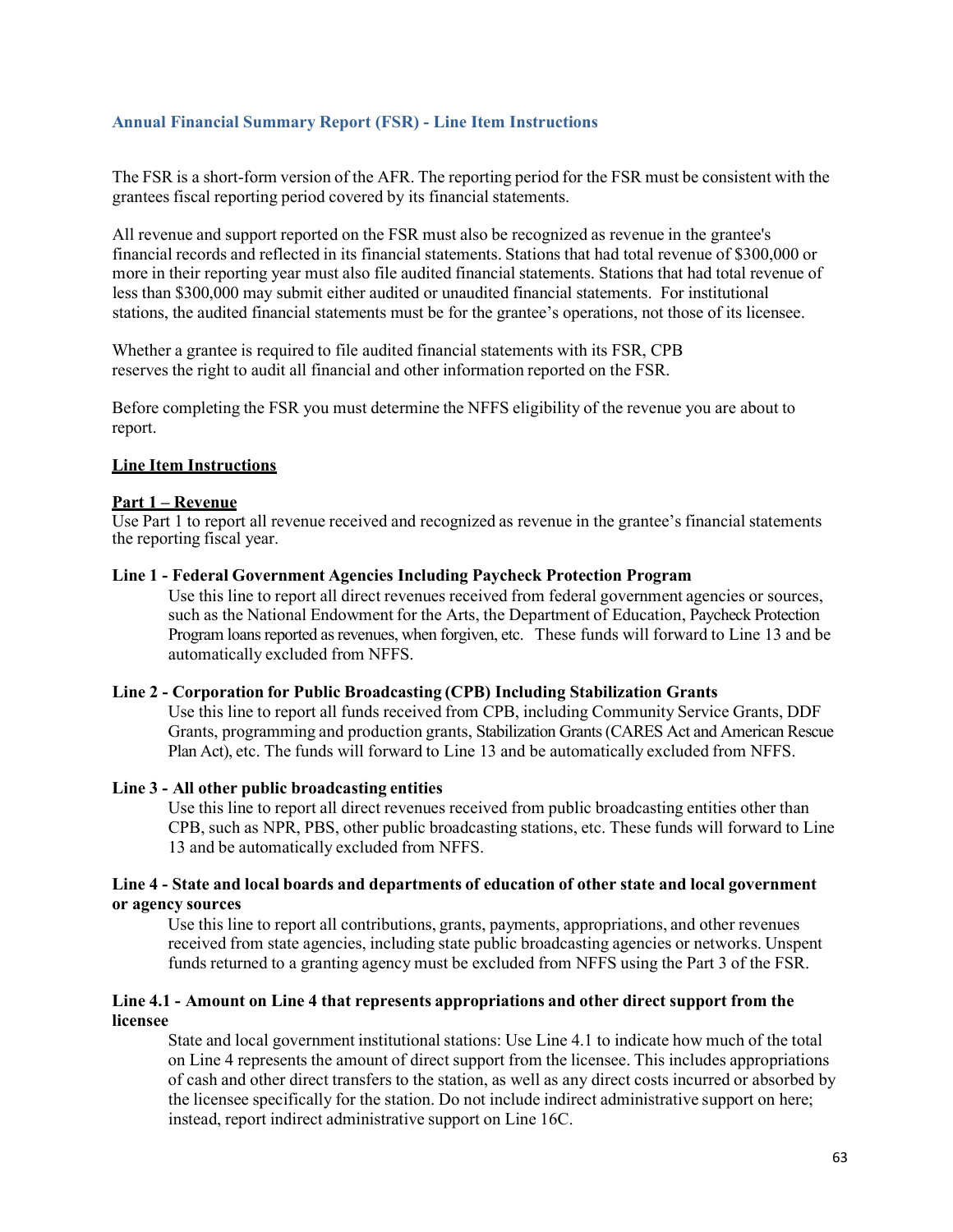### Annual Financial Summary Report (FSR) - Line Item Instructions

The FSR is a short-form version of the AFR. The reporting period for the FSR must be consistent with the grantees fiscal reporting period covered by its financial statements.

All revenue and support reported on the FSR must also be recognized as revenue in the grantee's financial records and reflected in its financial statements. Stations that had total revenue of $300,000 or more in their reporting year must also file audited financial statements. Stations that had total revenue of less than $300,000 may submit either audited or unaudited financial statements. For institutional stations, the audited financial statements must be for the grantee's operations, not those of its licensee.

Whether a grantee is required to file audited financial statements with its FSR, CPB reserves the right to audit all financial and other information reported on the FSR.

Before completing the FSR you must determine the NFFS eligibility of the revenue you are about to report.

**Line Item Instructions**

**Part 1 – Revenue**
Use Part 1 to report all revenue received and recognized as revenue in the grantee's financial statements the reporting fiscal year.

**Line 1 - Federal Government Agencies Including Paycheck Protection Program**

Use this line to report all direct revenues received from federal government agencies or sources, such as the National Endowment for the Arts, the Department of Education, Paycheck Protection Program loans reported as revenues, when forgiven, etc. These funds will forward to Line 13 and be automatically excluded from NFFS.

**Line 2 - Corporation for Public Broadcasting (CPB) Including Stabilization Grants**

Use this line to report all funds received from CPB, including Community Service Grants, DDF Grants, programming and production grants, Stabilization Grants (CARES Act and American Rescue Plan Act), etc. The funds will forward to Line 13 and be automatically excluded from NFFS.

**Line 3 - All other public broadcasting entities**

Use this line to report all direct revenues received from public broadcasting entities other than CPB, such as NPR, PBS, other public broadcasting stations, etc. These funds will forward to Line 13 and be automatically excluded from NFFS.

**Line 4 - State and local boards and departments of education of other state and local government or agency sources**

Use this line to report all contributions, grants, payments, appropriations, and other revenues received from state agencies, including state public broadcasting agencies or networks. Unspent funds returned to a granting agency must be excluded from NFFS using the Part 3 of the FSR.

**Line 4.1 - Amount on Line 4 that represents appropriations and other direct support from the licensee**

State and local government institutional stations: Use Line 4.1 to indicate how much of the total on Line 4 represents the amount of direct support from the licensee. This includes appropriations of cash and other direct transfers to the station, as well as any direct costs incurred or absorbed by the licensee specifically for the station. Do not include indirect administrative support on here; instead, report indirect administrative support on Line 16C.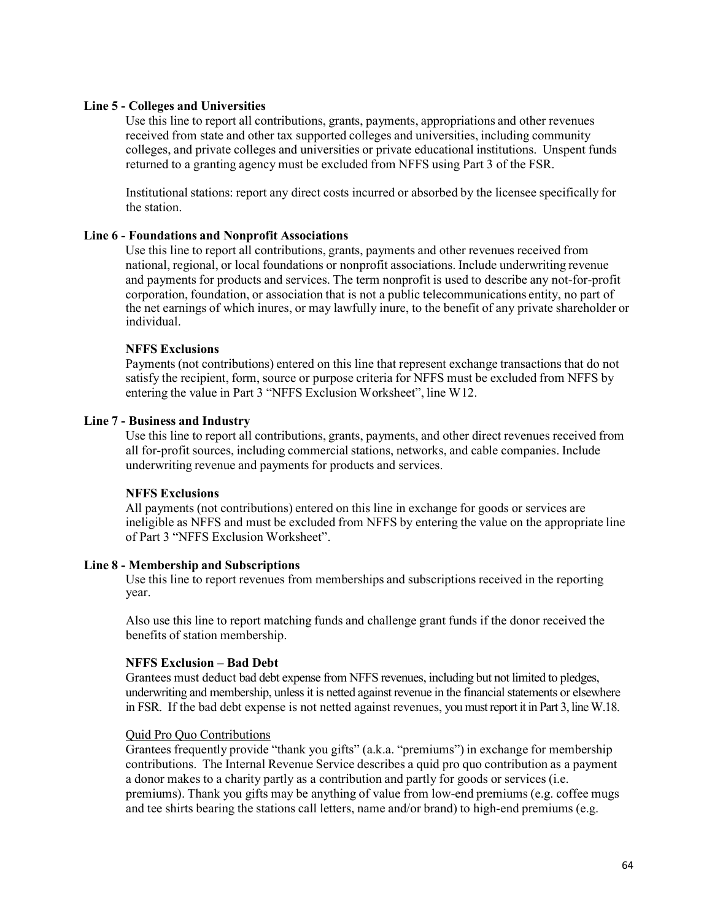### Line 5 - Colleges and Universities

Use this line to report all contributions, grants, payments, appropriations and other revenues received from state and other tax supported colleges and universities, including community colleges, and private colleges and universities or private educational institutions. Unspent funds returned to a granting agency must be excluded from NFFS using Part 3 of the FSR.

Institutional stations: report any direct costs incurred or absorbed by the licensee specifically for the station.

### Line 6 - Foundations and Nonprofit Associations

Use this line to report all contributions, grants, payments and other revenues received from national, regional, or local foundations or nonprofit associations. Include underwriting revenue and payments for products and services. The term nonprofit is used to describe any not-for-profit corporation, foundation, or association that is not a public telecommunications entity, no part of the net earnings of which inures, or may lawfully inure, to the benefit of any private shareholder or individual.

**NFFS Exclusions**

Payments (not contributions) entered on this line that represent exchange transactions that do not satisfy the recipient, form, source or purpose criteria for NFFS must be excluded from NFFS by entering the value in Part 3 "NFFS Exclusion Worksheet", line W12.

### Line 7 - Business and Industry

Use this line to report all contributions, grants, payments, and other direct revenues received from all for-profit sources, including commercial stations, networks, and cable companies. Include underwriting revenue and payments for products and services.

**NFFS Exclusions**

All payments (not contributions) entered on this line in exchange for goods or services are ineligible as NFFS and must be excluded from NFFS by entering the value on the appropriate line of Part 3 "NFFS Exclusion Worksheet".

### Line 8 - Membership and Subscriptions

Use this line to report revenues from memberships and subscriptions received in the reporting year.

Also use this line to report matching funds and challenge grant funds if the donor received the benefits of station membership.

**NFFS Exclusion – Bad Debt**

Grantees must deduct bad debt expense from NFFS revenues, including but not limited to pledges, underwriting and membership, unless it is netted against revenue in the financial statements or elsewhere in FSR. If the bad debt expense is not netted against revenues, you must report it in Part 3, line W.18.

<u>Quid Pro Quo Contributions</u>

Grantees frequently provide "thank you gifts" (a.k.a. "premiums") in exchange for membership contributions. The Internal Revenue Service describes a quid pro quo contribution as a payment a donor makes to a charity partly as a contribution and partly for goods or services (i.e. premiums). Thank you gifts may be anything of value from low-end premiums (e.g. coffee mugs and tee shirts bearing the stations call letters, name and/or brand) to high-end premiums (e.g.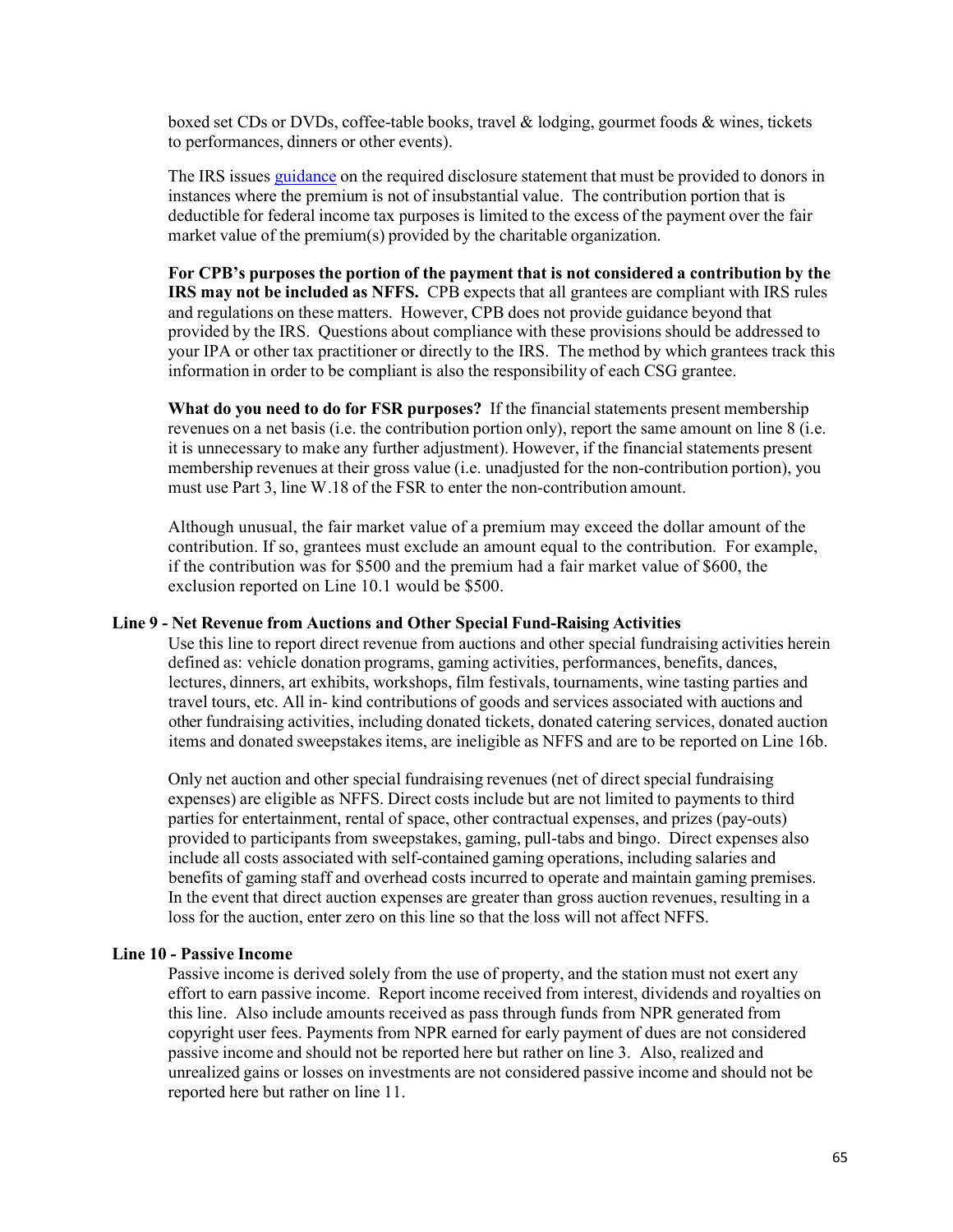boxed set CDs or DVDs, coffee-table books, travel & lodging, gourmet foods & wines, tickets to performances, dinners or other events).

The IRS issues guidance on the required disclosure statement that must be provided to donors in instances where the premium is not of insubstantial value. The contribution portion that is deductible for federal income tax purposes is limited to the excess of the payment over the fair market value of the premium(s) provided by the charitable organization.

**For CPB's purposes the portion of the payment that is not considered a contribution by the IRS may not be included as NFFS.** CPB expects that all grantees are compliant with IRS rules and regulations on these matters. However, CPB does not provide guidance beyond that provided by the IRS. Questions about compliance with these provisions should be addressed to your IPA or other tax practitioner or directly to the IRS. The method by which grantees track this information in order to be compliant is also the responsibility of each CSG grantee.

**What do you need to do for FSR purposes?** If the financial statements present membership revenues on a net basis (i.e. the contribution portion only), report the same amount on line 8 (i.e. it is unnecessary to make any further adjustment). However, if the financial statements present membership revenues at their gross value (i.e. unadjusted for the non-contribution portion), you must use Part 3, line W.18 of the FSR to enter the non-contribution amount.

Although unusual, the fair market value of a premium may exceed the dollar amount of the contribution. If so, grantees must exclude an amount equal to the contribution. For example, if the contribution was for $500 and the premium had a fair market value of $600, the exclusion reported on Line 10.1 would be $500.

**Line 9 - Net Revenue from Auctions and Other Special Fund-Raising Activities**

Use this line to report direct revenue from auctions and other special fundraising activities herein defined as: vehicle donation programs, gaming activities, performances, benefits, dances, lectures, dinners, art exhibits, workshops, film festivals, tournaments, wine tasting parties and travel tours, etc. All in- kind contributions of goods and services associated with auctions and other fundraising activities, including donated tickets, donated catering services, donated auction items and donated sweepstakes items, are ineligible as NFFS and are to be reported on Line 16b.

Only net auction and other special fundraising revenues (net of direct special fundraising expenses) are eligible as NFFS. Direct costs include but are not limited to payments to third parties for entertainment, rental of space, other contractual expenses, and prizes (pay-outs) provided to participants from sweepstakes, gaming, pull-tabs and bingo. Direct expenses also include all costs associated with self-contained gaming operations, including salaries and benefits of gaming staff and overhead costs incurred to operate and maintain gaming premises. In the event that direct auction expenses are greater than gross auction revenues, resulting in a loss for the auction, enter zero on this line so that the loss will not affect NFFS.

**Line 10 - Passive Income**

Passive income is derived solely from the use of property, and the station must not exert any effort to earn passive income. Report income received from interest, dividends and royalties on this line. Also include amounts received as pass through funds from NPR generated from copyright user fees. Payments from NPR earned for early payment of dues are not considered passive income and should not be reported here but rather on line 3. Also, realized and unrealized gains or losses on investments are not considered passive income and should not be reported here but rather on line 11.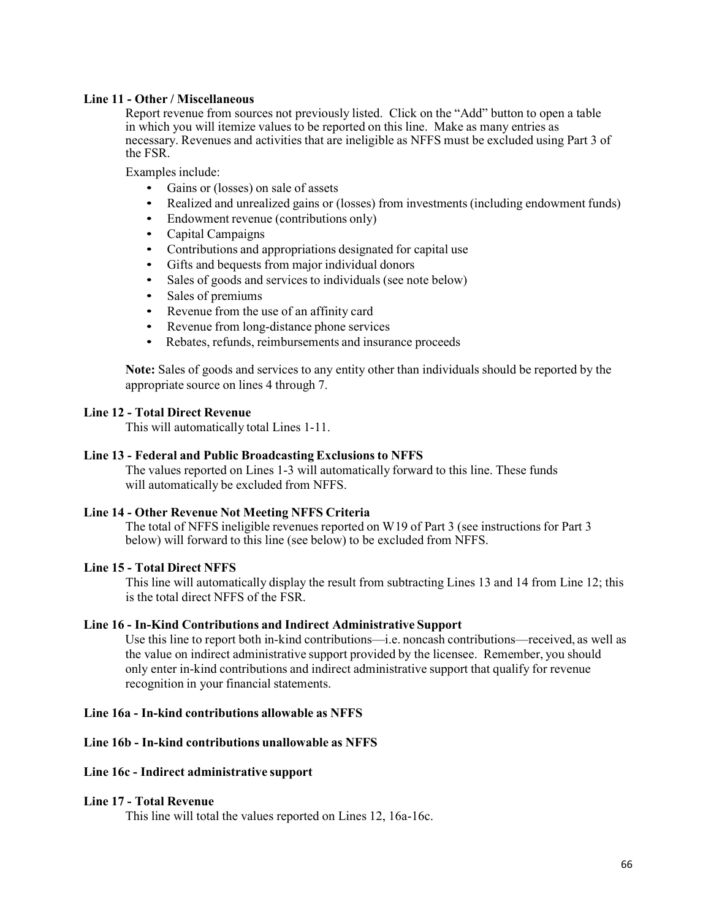**Line 11 - Other / Miscellaneous**

Report revenue from sources not previously listed. Click on the "Add" button to open a table in which you will itemize values to be reported on this line. Make as many entries as necessary. Revenues and activities that are ineligible as NFFS must be excluded using Part 3 of the FSR.

Examples include:

- Gains or (losses) on sale of assets
- Realized and unrealized gains or (losses) from investments (including endowment funds)
- Endowment revenue (contributions only)
- Capital Campaigns
- Contributions and appropriations designated for capital use
- Gifts and bequests from major individual donors
- Sales of goods and services to individuals (see note below)
- Sales of premiums
- Revenue from the use of an affinity card
- Revenue from long-distance phone services
- Rebates, refunds, reimbursements and insurance proceeds

**Note:** Sales of goods and services to any entity other than individuals should be reported by the appropriate source on lines 4 through 7.

**Line 12 - Total Direct Revenue**

This will automatically total Lines 1-11.

**Line 13 - Federal and Public Broadcasting Exclusions to NFFS**

The values reported on Lines 1-3 will automatically forward to this line. These funds will automatically be excluded from NFFS.

**Line 14 - Other Revenue Not Meeting NFFS Criteria**

The total of NFFS ineligible revenues reported on W19 of Part 3 (see instructions for Part 3 below) will forward to this line (see below) to be excluded from NFFS.

**Line 15 - Total Direct NFFS**

This line will automatically display the result from subtracting Lines 13 and 14 from Line 12; this is the total direct NFFS of the FSR.

**Line 16 - In-Kind Contributions and Indirect Administrative Support**

Use this line to report both in-kind contributions—i.e. noncash contributions—received, as well as the value on indirect administrative support provided by the licensee. Remember, you should only enter in-kind contributions and indirect administrative support that qualify for revenue recognition in your financial statements.

**Line 16a - In-kind contributions allowable as NFFS**

**Line 16b - In-kind contributions unallowable as NFFS**

**Line 16c - Indirect administrative support**

**Line 17 - Total Revenue**

This line will total the values reported on Lines 12, 16a-16c.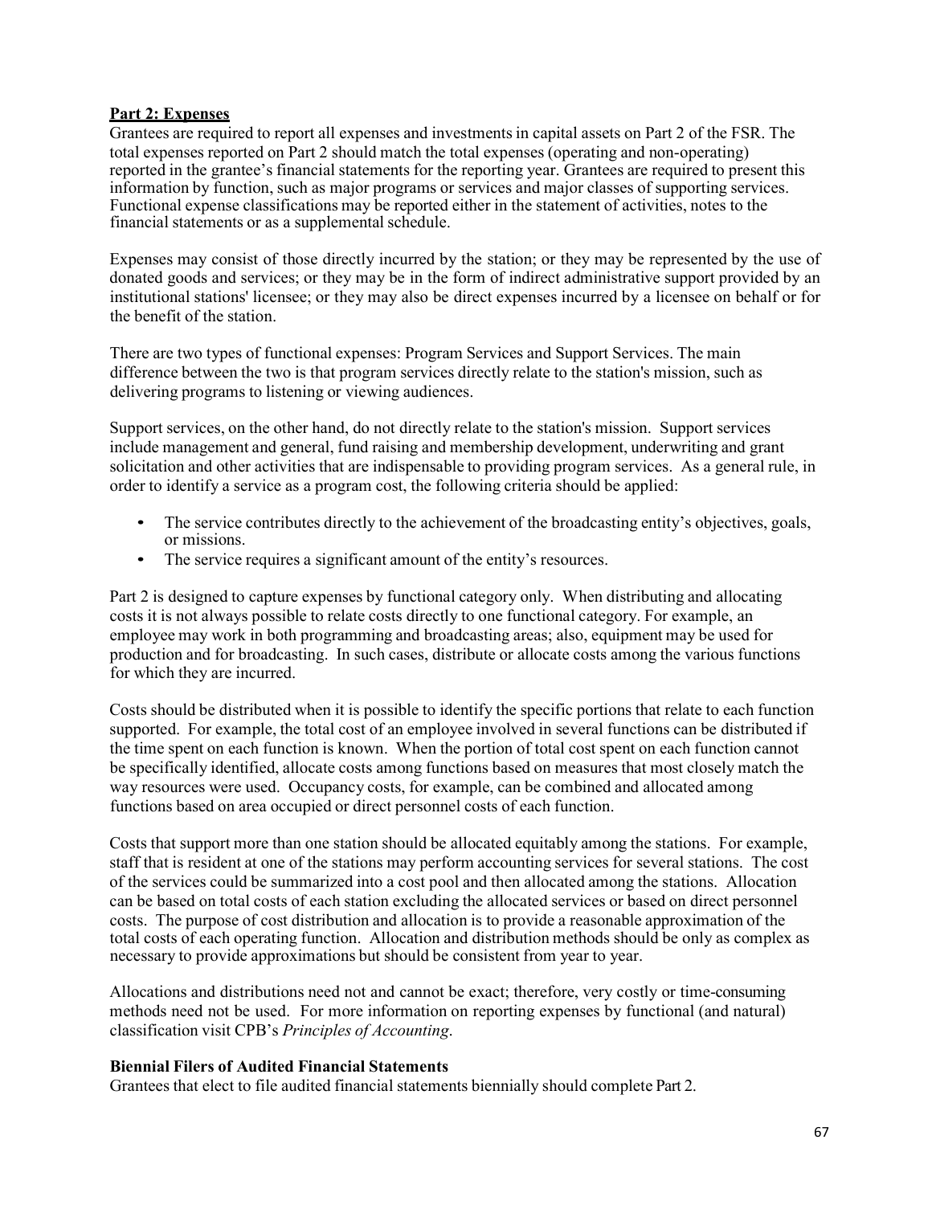**Part 2: Expenses**

Grantees are required to report all expenses and investments in capital assets on Part 2 of the FSR. The total expenses reported on Part 2 should match the total expenses (operating and non-operating) reported in the grantee's financial statements for the reporting year. Grantees are required to present this information by function, such as major programs or services and major classes of supporting services. Functional expense classifications may be reported either in the statement of activities, notes to the financial statements or as a supplemental schedule.

Expenses may consist of those directly incurred by the station; or they may be represented by the use of donated goods and services; or they may be in the form of indirect administrative support provided by an institutional stations' licensee; or they may also be direct expenses incurred by a licensee on behalf or for the benefit of the station.

There are two types of functional expenses: Program Services and Support Services. The main difference between the two is that program services directly relate to the station's mission, such as delivering programs to listening or viewing audiences.

Support services, on the other hand, do not directly relate to the station's mission. Support services include management and general, fund raising and membership development, underwriting and grant solicitation and other activities that are indispensable to providing program services. As a general rule, in order to identify a service as a program cost, the following criteria should be applied:

- The service contributes directly to the achievement of the broadcasting entity's objectives, goals, or missions.
- The service requires a significant amount of the entity's resources.

Part 2 is designed to capture expenses by functional category only. When distributing and allocating costs it is not always possible to relate costs directly to one functional category. For example, an employee may work in both programming and broadcasting areas; also, equipment may be used for production and for broadcasting. In such cases, distribute or allocate costs among the various functions for which they are incurred.

Costs should be distributed when it is possible to identify the specific portions that relate to each function supported. For example, the total cost of an employee involved in several functions can be distributed if the time spent on each function is known. When the portion of total cost spent on each function cannot be specifically identified, allocate costs among functions based on measures that most closely match the way resources were used. Occupancy costs, for example, can be combined and allocated among functions based on area occupied or direct personnel costs of each function.

Costs that support more than one station should be allocated equitably among the stations. For example, staff that is resident at one of the stations may perform accounting services for several stations. The cost of the services could be summarized into a cost pool and then allocated among the stations. Allocation can be based on total costs of each station excluding the allocated services or based on direct personnel costs. The purpose of cost distribution and allocation is to provide a reasonable approximation of the total costs of each operating function. Allocation and distribution methods should be only as complex as necessary to provide approximations but should be consistent from year to year.

Allocations and distributions need not and cannot be exact; therefore, very costly or time-consuming methods need not be used. For more information on reporting expenses by functional (and natural) classification visit CPB's *Principles of Accounting*.

**Biennial Filers of Audited Financial Statements**

Grantees that elect to file audited financial statements biennially should complete Part 2.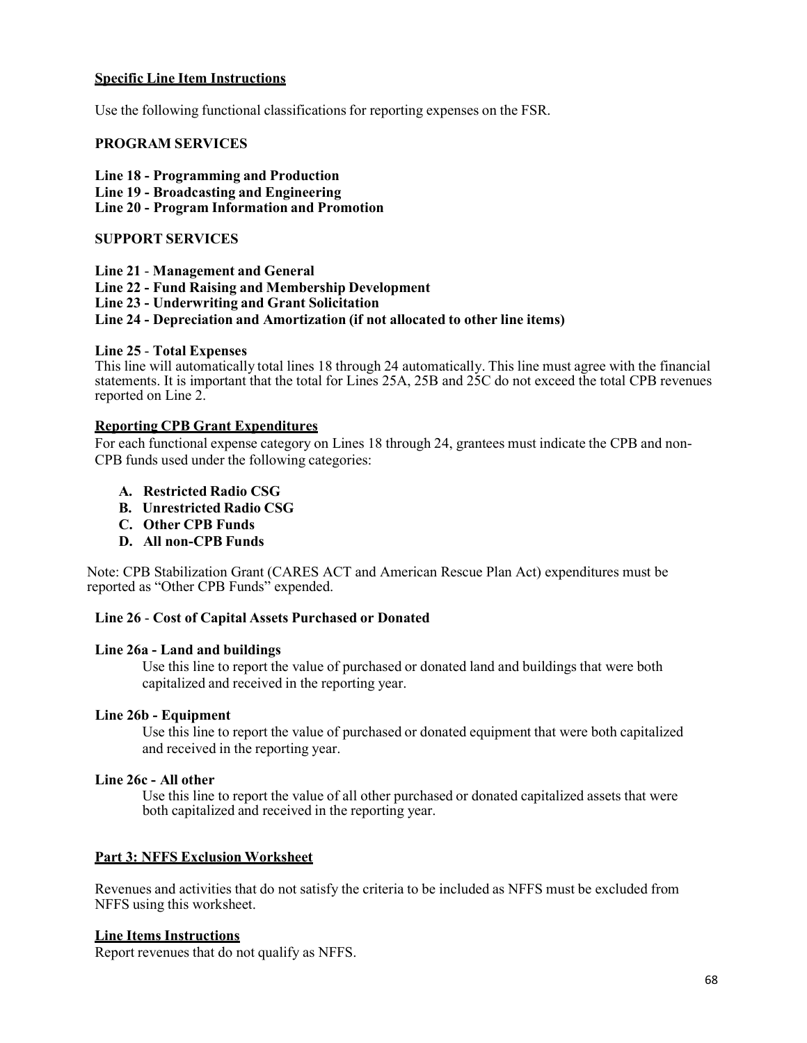## Specific Line Item Instructions

Use the following functional classifications for reporting expenses on the FSR.

### PROGRAM SERVICES

**Line 18 - Programming and Production**
**Line 19 - Broadcasting and Engineering**
**Line 20 - Program Information and Promotion**

### SUPPORT SERVICES

**Line 21 - Management and General**
**Line 22 - Fund Raising and Membership Development**
**Line 23 - Underwriting and Grant Solicitation**
**Line 24 - Depreciation and Amortization (if not allocated to other line items)**

**Line 25 - Total Expenses**
This line will automatically total lines 18 through 24 automatically. This line must agree with the financial statements. It is important that the total for Lines 25A, 25B and 25C do not exceed the total CPB revenues reported on Line 2.

## Reporting CPB Grant Expenditures

For each functional expense category on Lines 18 through 24, grantees must indicate the CPB and non-CPB funds used under the following categories:

A. **Restricted Radio CSG**
B. **Unrestricted Radio CSG**
C. **Other CPB Funds**
D. **All non-CPB Funds**

Note: CPB Stabilization Grant (CARES ACT and American Rescue Plan Act) expenditures must be reported as "Other CPB Funds" expended.

**Line 26 - Cost of Capital Assets Purchased or Donated**

**Line 26a - Land and buildings**

Use this line to report the value of purchased or donated land and buildings that were both capitalized and received in the reporting year.

**Line 26b - Equipment**

Use this line to report the value of purchased or donated equipment that were both capitalized and received in the reporting year.

**Line 26c - All other**

Use this line to report the value of all other purchased or donated capitalized assets that were both capitalized and received in the reporting year.

## Part 3: NFFS Exclusion Worksheet

Revenues and activities that do not satisfy the criteria to be included as NFFS must be excluded from NFFS using this worksheet.

## Line Items Instructions

Report revenues that do not qualify as NFFS.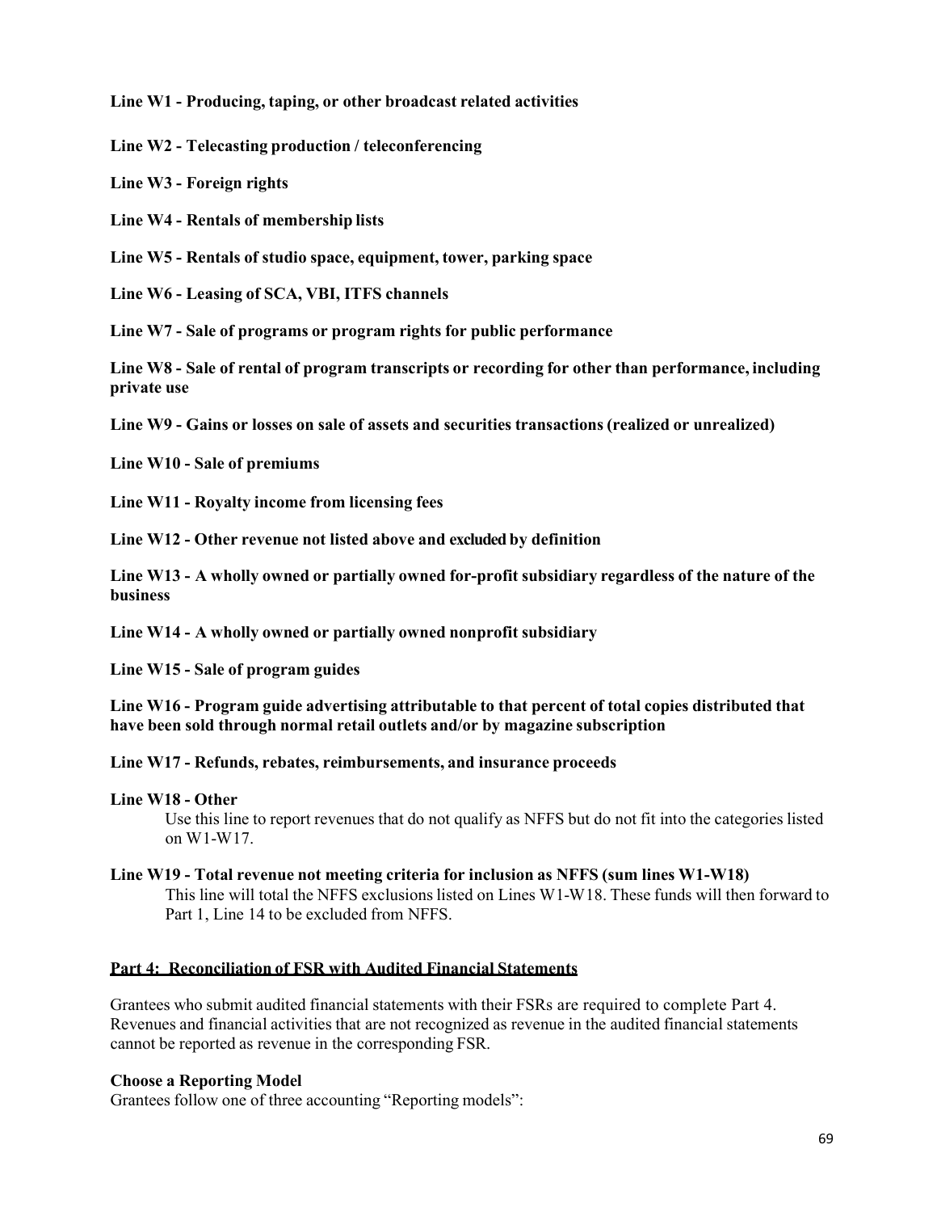**Line W1 - Producing, taping, or other broadcast related activities**

**Line W2 - Telecasting production / teleconferencing**

**Line W3 - Foreign rights**

**Line W4 - Rentals of membership lists**

**Line W5 - Rentals of studio space, equipment, tower, parking space**

**Line W6 - Leasing of SCA, VBI, ITFS channels**

**Line W7 - Sale of programs or program rights for public performance**

**Line W8 - Sale of rental of program transcripts or recording for other than performance, including private use**

**Line W9 - Gains or losses on sale of assets and securities transactions (realized or unrealized)**

**Line W10 - Sale of premiums**

**Line W11 - Royalty income from licensing fees**

**Line W12 - Other revenue not listed above and excluded by definition**

**Line W13 - A wholly owned or partially owned for-profit subsidiary regardless of the nature of the business**

**Line W14 - A wholly owned or partially owned nonprofit subsidiary**

**Line W15 - Sale of program guides**

**Line W16 - Program guide advertising attributable to that percent of total copies distributed that have been sold through normal retail outlets and/or by magazine subscription**

**Line W17 - Refunds, rebates, reimbursements, and insurance proceeds**

**Line W18 - Other**

Use this line to report revenues that do not qualify as NFFS but do not fit into the categories listed on W1-W17.

**Line W19 - Total revenue not meeting criteria for inclusion as NFFS (sum lines W1-W18)**

This line will total the NFFS exclusions listed on Lines W1-W18. These funds will then forward to Part 1, Line 14 to be excluded from NFFS.

## Part 4: Reconciliation of FSR with Audited Financial Statements

Grantees who submit audited financial statements with their FSRs are required to complete Part 4. Revenues and financial activities that are not recognized as revenue in the audited financial statements cannot be reported as revenue in the corresponding FSR.

**Choose a Reporting Model**

Grantees follow one of three accounting "Reporting models":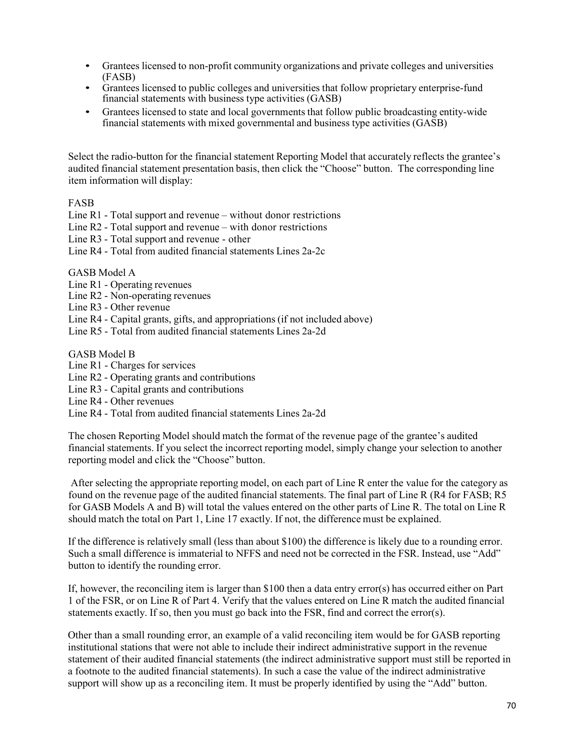- Grantees licensed to non-profit community organizations and private colleges and universities (FASB)
- Grantees licensed to public colleges and universities that follow proprietary enterprise-fund financial statements with business type activities (GASB)
- Grantees licensed to state and local governments that follow public broadcasting entity-wide financial statements with mixed governmental and business type activities (GASB)

Select the radio-button for the financial statement Reporting Model that accurately reflects the grantee's audited financial statement presentation basis, then click the "Choose" button. The corresponding line item information will display:

FASB
Line R1 - Total support and revenue – without donor restrictions
Line R2 - Total support and revenue – with donor restrictions
Line R3 - Total support and revenue - other
Line R4 - Total from audited financial statements Lines 2a-2c

GASB Model A
Line R1 - Operating revenues
Line R2 - Non-operating revenues
Line R3 - Other revenue
Line R4 - Capital grants, gifts, and appropriations (if not included above)
Line R5 - Total from audited financial statements Lines 2a-2d

GASB Model B
Line R1 - Charges for services
Line R2 - Operating grants and contributions
Line R3 - Capital grants and contributions
Line R4 - Other revenues
Line R4 - Total from audited financial statements Lines 2a-2d

The chosen Reporting Model should match the format of the revenue page of the grantee's audited financial statements. If you select the incorrect reporting model, simply change your selection to another reporting model and click the "Choose" button.

After selecting the appropriate reporting model, on each part of Line R enter the value for the category as found on the revenue page of the audited financial statements. The final part of Line R (R4 for FASB; R5 for GASB Models A and B) will total the values entered on the other parts of Line R. The total on Line R should match the total on Part 1, Line 17 exactly. If not, the difference must be explained.

If the difference is relatively small (less than about $100) the difference is likely due to a rounding error. Such a small difference is immaterial to NFFS and need not be corrected in the FSR. Instead, use "Add" button to identify the rounding error.

If, however, the reconciling item is larger than $100 then a data entry error(s) has occurred either on Part 1 of the FSR, or on Line R of Part 4. Verify that the values entered on Line R match the audited financial statements exactly. If so, then you must go back into the FSR, find and correct the error(s).

Other than a small rounding error, an example of a valid reconciling item would be for GASB reporting institutional stations that were not able to include their indirect administrative support in the revenue statement of their audited financial statements (the indirect administrative support must still be reported in a footnote to the audited financial statements). In such a case the value of the indirect administrative support will show up as a reconciling item. It must be properly identified by using the "Add" button.